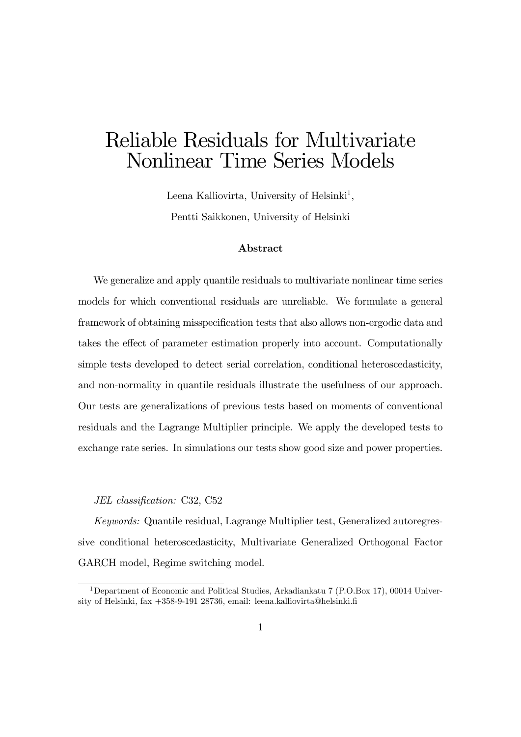# Reliable Residuals for Multivariate Nonlinear Time Series Models

Leena Kalliovirta, University of Helsinki[1],

Pentti Saikkonen, University of Helsinki

### Abstract

We generalize and apply quantile residuals to multivariate nonlinear time series models for which conventional residuals are unreliable. We formulate a general framework of obtaining misspecification tests that also allows non-ergodic data and takes the effect of parameter estimation properly into account. Computationally simple tests developed to detect serial correlation, conditional heteroscedasticity, and non-normality in quantile residuals illustrate the usefulness of our approach. Our tests are generalizations of previous tests based on moments of conventional residuals and the Lagrange Multiplier principle. We apply the developed tests to exchange rate series. In simulations our tests show good size and power properties.

*JEL classification:* C32, C52

*Keywords:* Quantile residual, Lagrange Multiplier test, Generalized autoregressive conditional heteroscedasticity, Multivariate Generalized Orthogonal Factor GARCH model, Regime switching model.

[1] Department of Economic and Political Studies, Arkadiankatu 7 (P.O.Box 17), 00014 University of Helsinki, fax +358-9-191 28736, email: leena.kalliovirta@helsinki.fi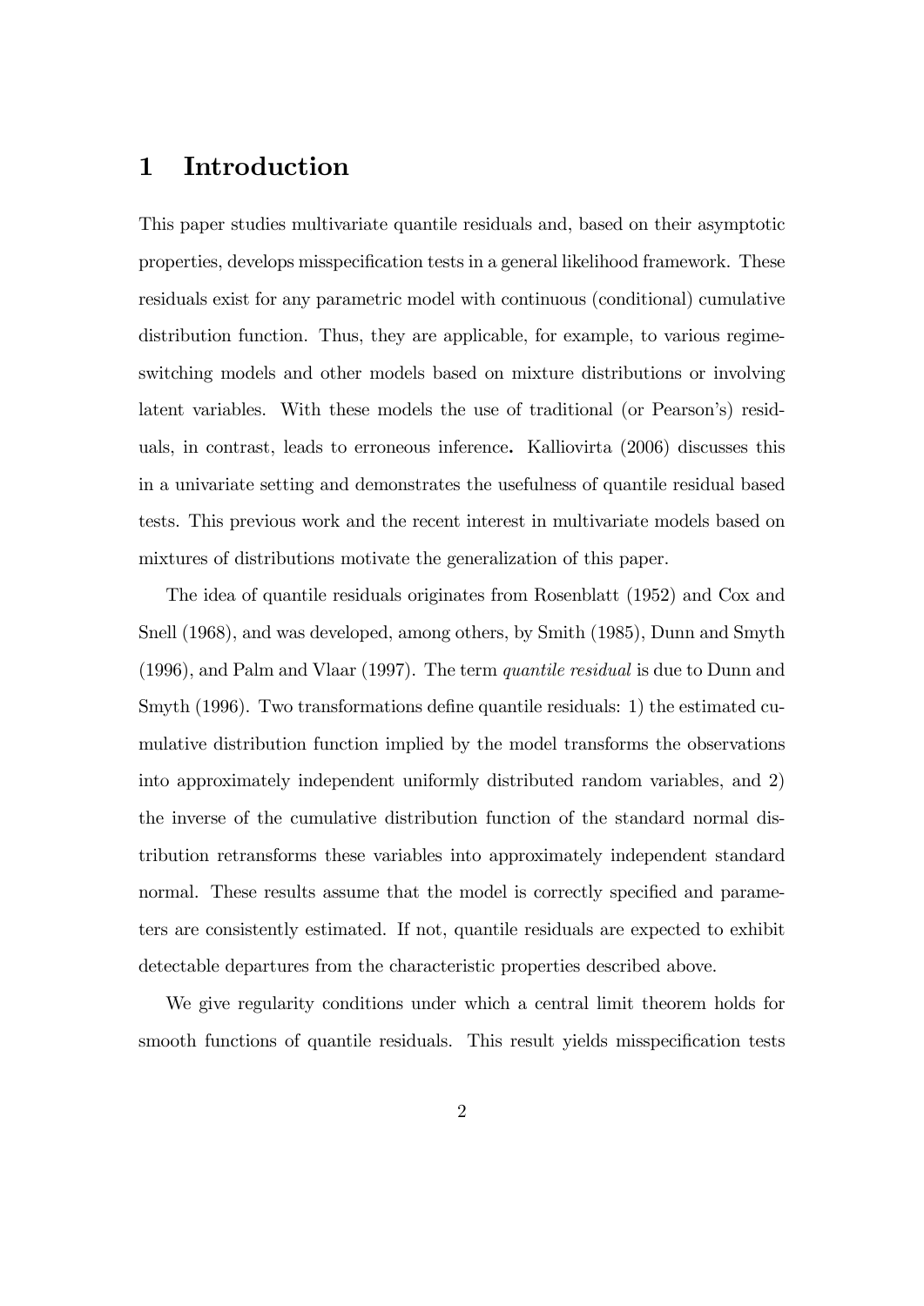# 1 Introduction

This paper studies multivariate quantile residuals and, based on their asymptotic properties, develops misspecification tests in a general likelihood framework. These residuals exist for any parametric model with continuous (conditional) cumulative distribution function. Thus, they are applicable, for example, to various regime-switching models and other models based on mixture distributions or involving latent variables. With these models the use of traditional (or Pearson's) residuals, in contrast, leads to erroneous inference**.** Kalliovirta (2006) discusses this in a univariate setting and demonstrates the usefulness of quantile residual based tests. This previous work and the recent interest in multivariate models based on mixtures of distributions motivate the generalization of this paper.

The idea of quantile residuals originates from Rosenblatt (1952) and Cox and Snell (1968), and was developed, among others, by Smith (1985), Dunn and Smyth (1996), and Palm and Vlaar (1997). The term *quantile residual* is due to Dunn and Smyth (1996). Two transformations define quantile residuals: 1) the estimated cumulative distribution function implied by the model transforms the observations into approximately independent uniformly distributed random variables, and 2) the inverse of the cumulative distribution function of the standard normal distribution retransforms these variables into approximately independent standard normal. These results assume that the model is correctly specified and parameters are consistently estimated. If not, quantile residuals are expected to exhibit detectable departures from the characteristic properties described above.

We give regularity conditions under which a central limit theorem holds for smooth functions of quantile residuals. This result yields misspecification tests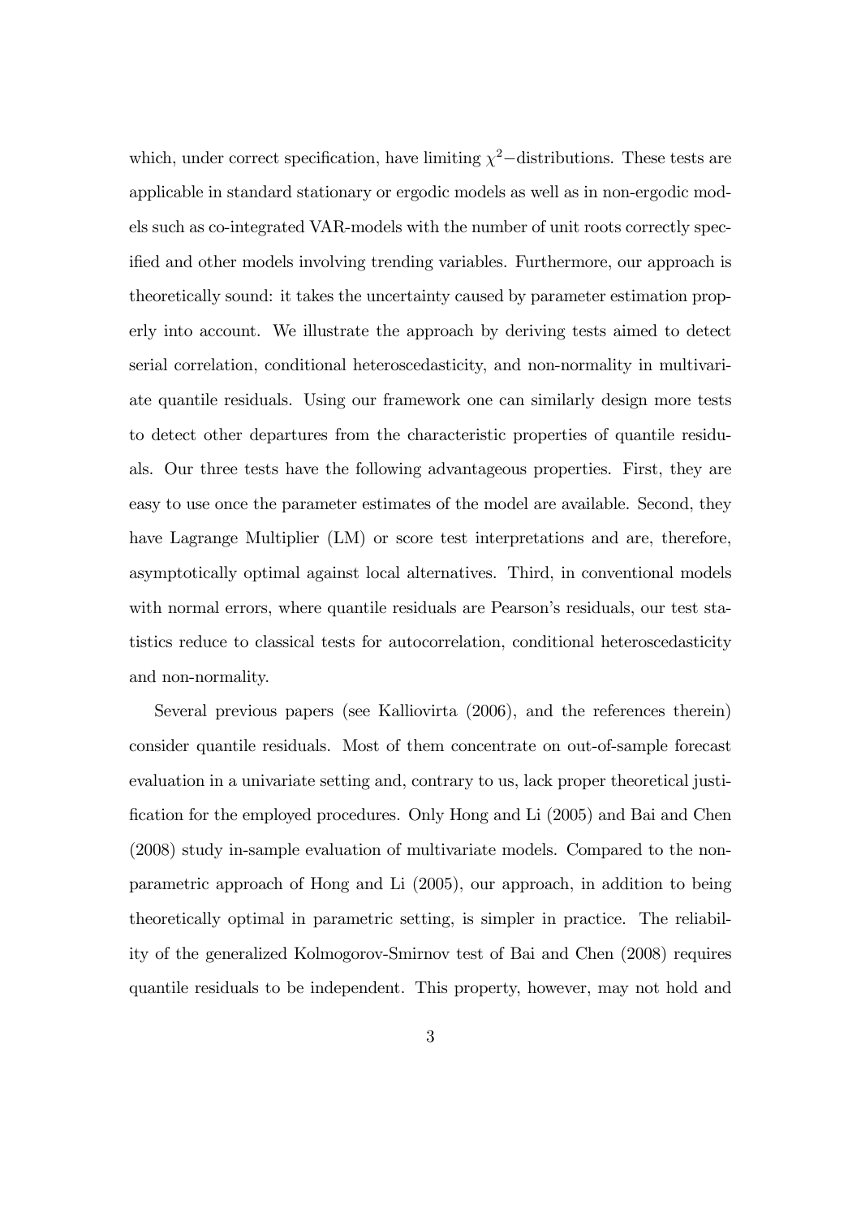which, under correct specification, have limiting $\chi^2-$distributions. These tests are applicable in standard stationary or ergodic models as well as in non-ergodic models such as co-integrated VAR-models with the number of unit roots correctly specified and other models involving trending variables. Furthermore, our approach is theoretically sound: it takes the uncertainty caused by parameter estimation properly into account. We illustrate the approach by deriving tests aimed to detect serial correlation, conditional heteroscedasticity, and non-normality in multivariate quantile residuals. Using our framework one can similarly design more tests to detect other departures from the characteristic properties of quantile residuals. Our three tests have the following advantageous properties. First, they are easy to use once the parameter estimates of the model are available. Second, they have Lagrange Multiplier (LM) or score test interpretations and are, therefore, asymptotically optimal against local alternatives. Third, in conventional models with normal errors, where quantile residuals are Pearson's residuals, our test statistics reduce to classical tests for autocorrelation, conditional heteroscedasticity and non-normality.

Several previous papers (see Kalliovirta (2006), and the references therein) consider quantile residuals. Most of them concentrate on out-of-sample forecast evaluation in a univariate setting and, contrary to us, lack proper theoretical justification for the employed procedures. Only Hong and Li (2005) and Bai and Chen (2008) study in-sample evaluation of multivariate models. Compared to the nonparametric approach of Hong and Li (2005), our approach, in addition to being theoretically optimal in parametric setting, is simpler in practice. The reliability of the generalized Kolmogorov-Smirnov test of Bai and Chen (2008) requires quantile residuals to be independent. This property, however, may not hold and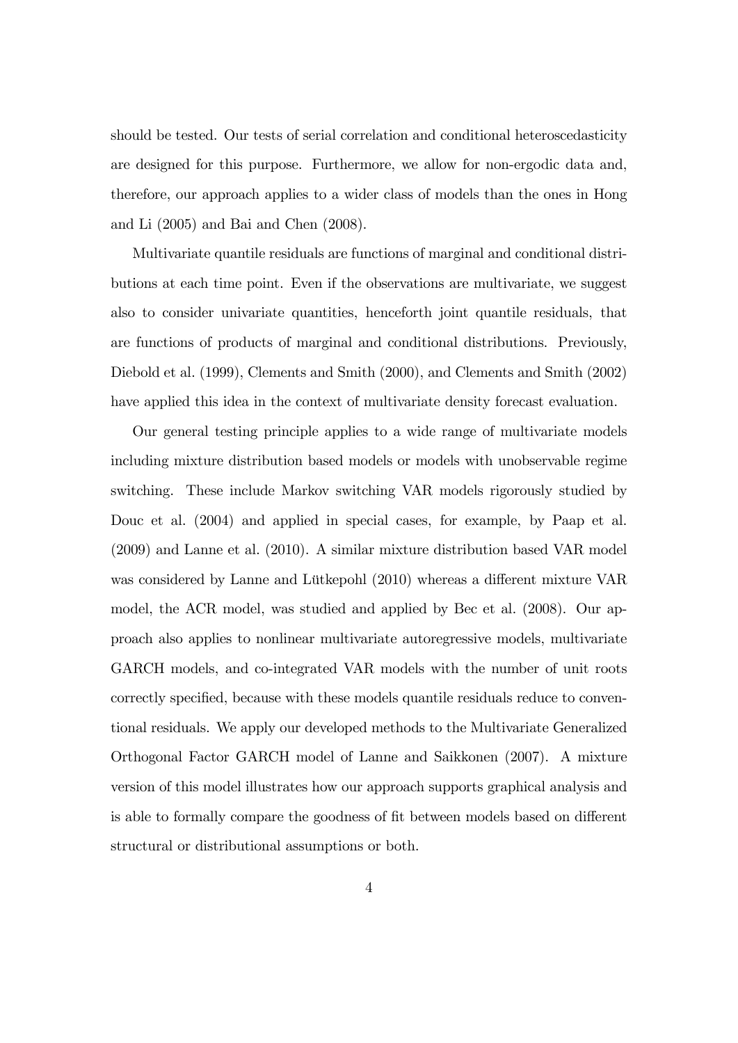should be tested. Our tests of serial correlation and conditional heteroscedasticity are designed for this purpose. Furthermore, we allow for non-ergodic data and, therefore, our approach applies to a wider class of models than the ones in Hong and Li (2005) and Bai and Chen (2008).

Multivariate quantile residuals are functions of marginal and conditional distributions at each time point. Even if the observations are multivariate, we suggest also to consider univariate quantities, henceforth joint quantile residuals, that are functions of products of marginal and conditional distributions. Previously, Diebold et al. (1999), Clements and Smith (2000), and Clements and Smith (2002) have applied this idea in the context of multivariate density forecast evaluation.

Our general testing principle applies to a wide range of multivariate models including mixture distribution based models or models with unobservable regime switching. These include Markov switching VAR models rigorously studied by Douc et al. (2004) and applied in special cases, for example, by Paap et al. (2009) and Lanne et al. (2010). A similar mixture distribution based VAR model was considered by Lanne and Lütkepohl (2010) whereas a different mixture VAR model, the ACR model, was studied and applied by Bec et al. (2008). Our approach also applies to nonlinear multivariate autoregressive models, multivariate GARCH models, and co-integrated VAR models with the number of unit roots correctly specified, because with these models quantile residuals reduce to conventional residuals. We apply our developed methods to the Multivariate Generalized Orthogonal Factor GARCH model of Lanne and Saikkonen (2007). A mixture version of this model illustrates how our approach supports graphical analysis and is able to formally compare the goodness of fit between models based on different structural or distributional assumptions or both.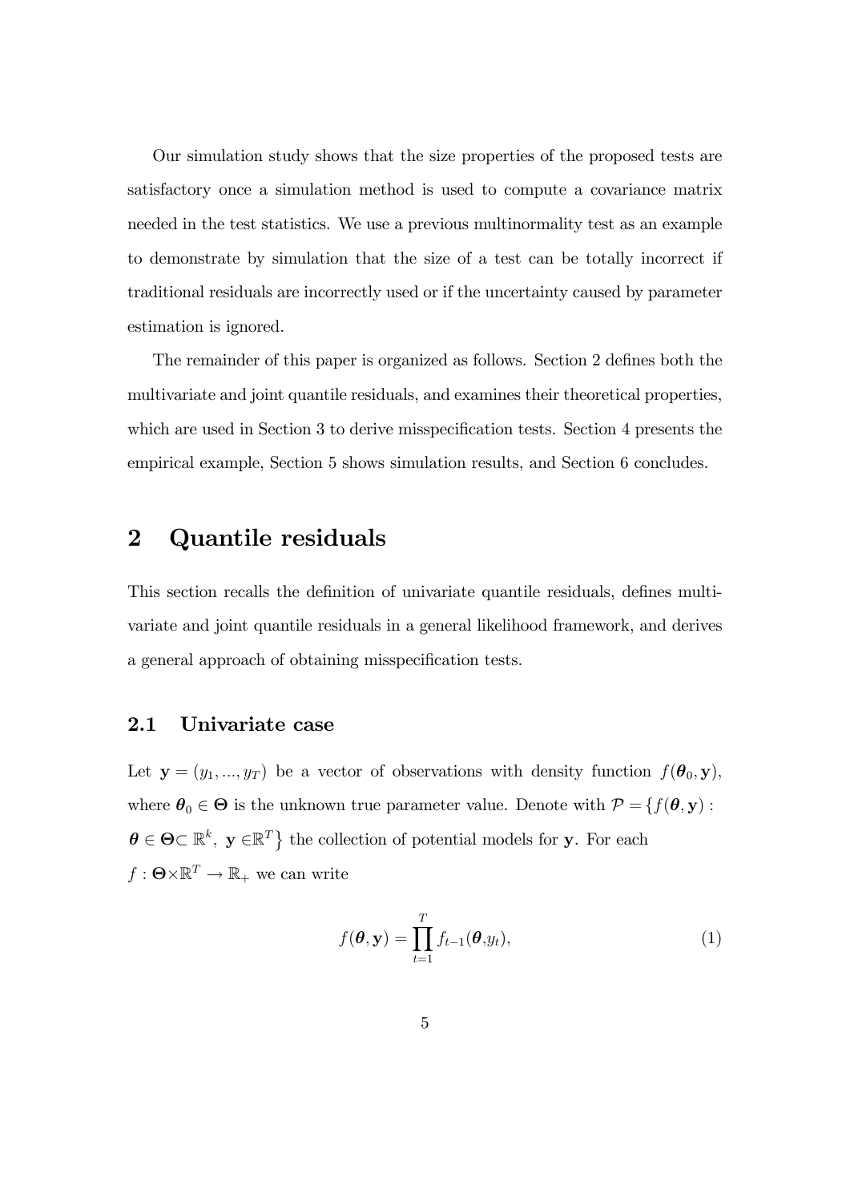Our simulation study shows that the size properties of the proposed tests are satisfactory once a simulation method is used to compute a covariance matrix needed in the test statistics. We use a previous multinormality test as an example to demonstrate by simulation that the size of a test can be totally incorrect if traditional residuals are incorrectly used or if the uncertainty caused by parameter estimation is ignored.

The remainder of this paper is organized as follows. Section 2 defines both the multivariate and joint quantile residuals, and examines their theoretical properties, which are used in Section 3 to derive misspecification tests. Section 4 presents the empirical example, Section 5 shows simulation results, and Section 6 concludes.

# 2 Quantile residuals

This section recalls the definition of univariate quantile residuals, defines multivariate and joint quantile residuals in a general likelihood framework, and derives a general approach of obtaining misspecification tests.

## 2.1 Univariate case

Let $\mathbf{y} = (y_1, ..., y_T)$ be a vector of observations with density function $f(\boldsymbol{\theta}_0, \mathbf{y})$, where $\boldsymbol{\theta}_0 \in \boldsymbol{\Theta}$ is the unknown true parameter value. Denote with $\mathcal{P} = \{f(\boldsymbol{\theta}, \mathbf{y}) : \boldsymbol{\theta} \in \boldsymbol{\Theta} \subset \mathbb{R}^k,\ \mathbf{y} \in \mathbb{R}^T\}$ the collection of potential models for $\mathbf{y}$. For each $f : \boldsymbol{\Theta} \times \mathbb{R}^T \to \mathbb{R}_+$ we can write

$$f(\boldsymbol{\theta}, \mathbf{y}) = \prod_{t=1}^{T} f_{t-1}(\boldsymbol{\theta}, y_t), \tag{1}$$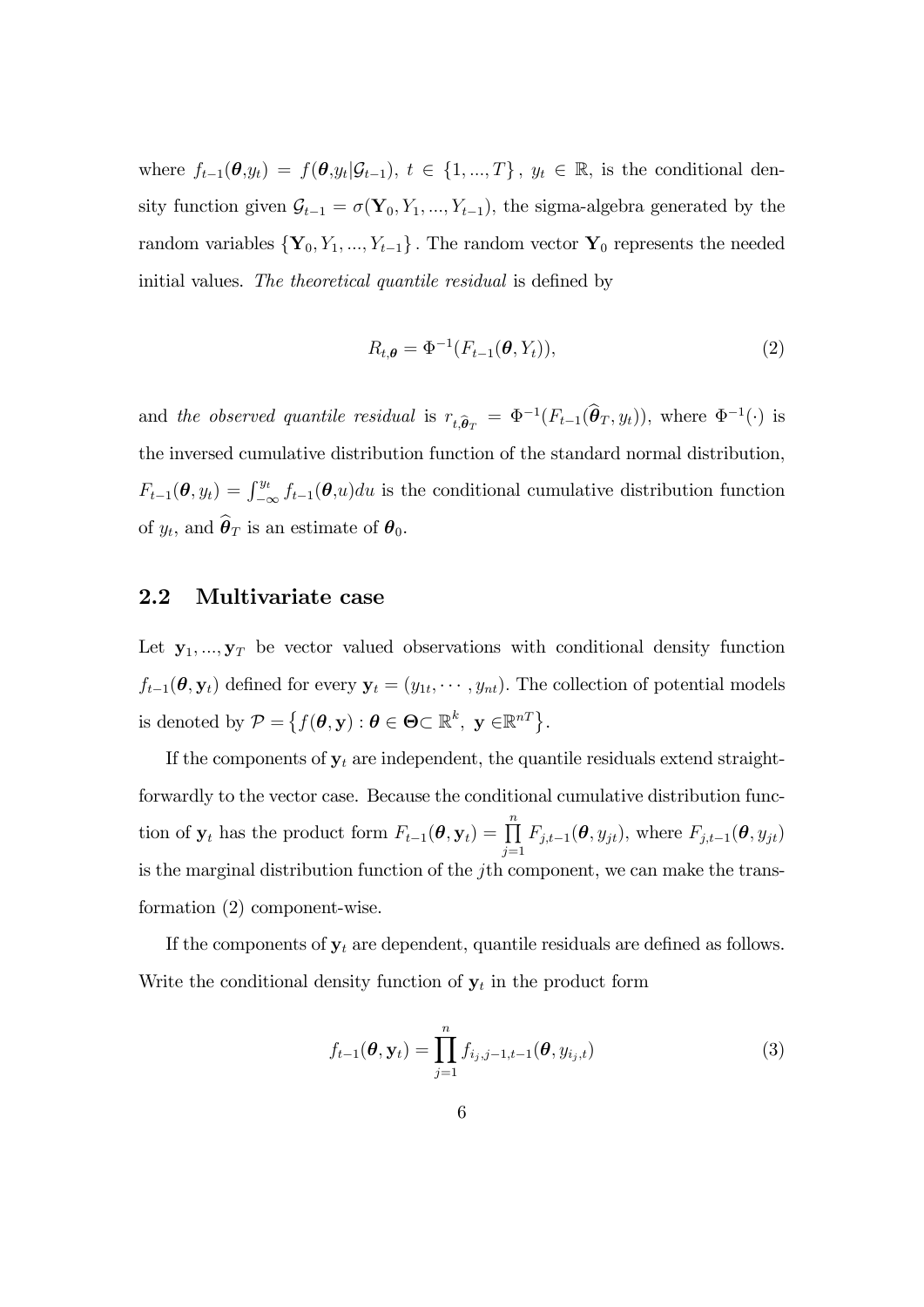where $f_{t-1}(\boldsymbol{\theta}, y_t) = f(\boldsymbol{\theta}, y_t | \mathcal{G}_{t-1})$, $t \in \{1, ..., T\}$, $y_t \in \mathbb{R}$, is the conditional density function given $\mathcal{G}_{t-1} = \sigma(\mathbf{Y}_0, Y_1, ..., Y_{t-1})$, the sigma-algebra generated by the random variables $\{\mathbf{Y}_0, Y_1, ..., Y_{t-1}\}$. The random vector $\mathbf{Y}_0$ represents the needed initial values. *The theoretical quantile residual* is defined by

$$R_{t,\boldsymbol{\theta}} = \Phi^{-1}(F_{t-1}(\boldsymbol{\theta}, Y_t)), \tag{2}$$

and *the observed quantile residual* is $r_{t,\widehat{\boldsymbol{\theta}}_T} = \Phi^{-1}(F_{t-1}(\widehat{\boldsymbol{\theta}}_T, y_t))$, where $\Phi^{-1}(\cdot)$ is the inversed cumulative distribution function of the standard normal distribution, $F_{t-1}(\boldsymbol{\theta}, y_t) = \int_{-\infty}^{y_t} f_{t-1}(\boldsymbol{\theta}, u) du$ is the conditional cumulative distribution function of $y_t$, and $\widehat{\boldsymbol{\theta}}_T$ is an estimate of $\boldsymbol{\theta}_0$.

## 2.2 Multivariate case

Let $\mathbf{y}_1, ..., \mathbf{y}_T$ be vector valued observations with conditional density function $f_{t-1}(\boldsymbol{\theta}, \mathbf{y}_t)$ defined for every $\mathbf{y}_t = (y_{1t}, \cdots, y_{nt})$. The collection of potential models is denoted by $\mathcal{P} = \{f(\boldsymbol{\theta}, \mathbf{y}) : \boldsymbol{\theta} \in \boldsymbol{\Theta} \subset \mathbb{R}^k, \ \mathbf{y} \in \mathbb{R}^{nT}\}$.

If the components of $\mathbf{y}_t$ are independent, the quantile residuals extend straightforwardly to the vector case. Because the conditional cumulative distribution function of $\mathbf{y}_t$ has the product form $F_{t-1}(\boldsymbol{\theta}, \mathbf{y}_t) = \prod_{j=1}^{n} F_{j,t-1}(\boldsymbol{\theta}, y_{jt})$, where $F_{j,t-1}(\boldsymbol{\theta}, y_{jt})$ is the marginal distribution function of the $j$th component, we can make the transformation (2) component-wise.

If the components of $\mathbf{y}_t$ are dependent, quantile residuals are defined as follows. Write the conditional density function of $\mathbf{y}_t$ in the product form

$$f_{t-1}(\boldsymbol{\theta}, \mathbf{y}_t) = \prod_{j=1}^{n} f_{i_j, j-1, t-1}(\boldsymbol{\theta}, y_{i_j, t}) \tag{3}$$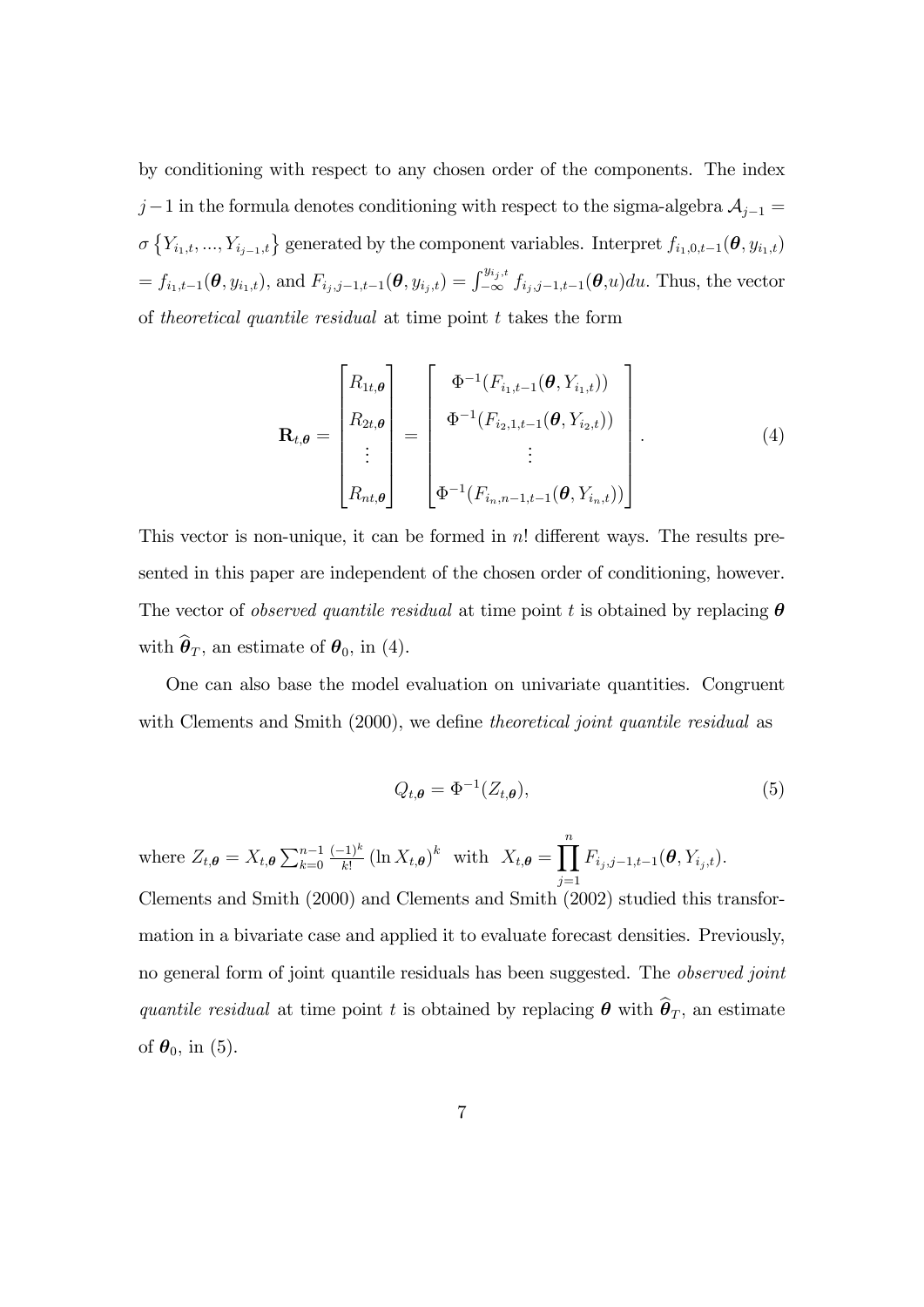by conditioning with respect to any chosen order of the components. The index $j-1$ in the formula denotes conditioning with respect to the sigma-algebra $\mathcal{A}_{j-1} = \sigma\left\{Y_{i_1,t},...,Y_{i_{j-1},t}\right\}$ generated by the component variables. Interpret $f_{i_1,0,t-1}(\boldsymbol{\theta}, y_{i_1,t})$ $= f_{i_1,t-1}(\boldsymbol{\theta}, y_{i_1,t})$, and $F_{i_j,j-1,t-1}(\boldsymbol{\theta}, y_{i_j,t}) = \int_{-\infty}^{y_{i_j,t}} f_{i_j,j-1,t-1}(\boldsymbol{\theta},u)du$. Thus, the vector of *theoretical quantile residual* at time point $t$ takes the form

$$\mathbf{R}_{t,\boldsymbol{\theta}} = \begin{bmatrix} R_{1t,\boldsymbol{\theta}} \\ R_{2t,\boldsymbol{\theta}} \\ \vdots \\ R_{nt,\boldsymbol{\theta}} \end{bmatrix} = \begin{bmatrix} \Phi^{-1}(F_{i_1,t-1}(\boldsymbol{\theta}, Y_{i_1,t})) \\ \Phi^{-1}(F_{i_2,1,t-1}(\boldsymbol{\theta}, Y_{i_2,t})) \\ \vdots \\ \Phi^{-1}(F_{i_n,n-1,t-1}(\boldsymbol{\theta}, Y_{i_n,t})) \end{bmatrix}. \tag{4}$$

This vector is non-unique, it can be formed in $n!$ different ways. The results presented in this paper are independent of the chosen order of conditioning, however. The vector of *observed quantile residual* at time point $t$ is obtained by replacing $\boldsymbol{\theta}$ with $\widehat{\boldsymbol{\theta}}_T$, an estimate of $\boldsymbol{\theta}_0$, in (4).

One can also base the model evaluation on univariate quantities. Congruent with Clements and Smith (2000), we define *theoretical joint quantile residual* as

$$Q_{t,\boldsymbol{\theta}} = \Phi^{-1}(Z_{t,\boldsymbol{\theta}}), \tag{5}$$

where $Z_{t,\boldsymbol{\theta}} = X_{t,\boldsymbol{\theta}} \sum_{k=0}^{n-1} \frac{(-1)^k}{k!} (\ln X_{t,\boldsymbol{\theta}})^k$ with $X_{t,\boldsymbol{\theta}} = \prod_{j=1}^{n} F_{i_j,j-1,t-1}(\boldsymbol{\theta}, Y_{i_j,t})$.

Clements and Smith (2000) and Clements and Smith (2002) studied this transformation in a bivariate case and applied it to evaluate forecast densities. Previously, no general form of joint quantile residuals has been suggested. The *observed joint quantile residual* at time point $t$ is obtained by replacing $\boldsymbol{\theta}$ with $\widehat{\boldsymbol{\theta}}_T$, an estimate of $\boldsymbol{\theta}_0$, in (5).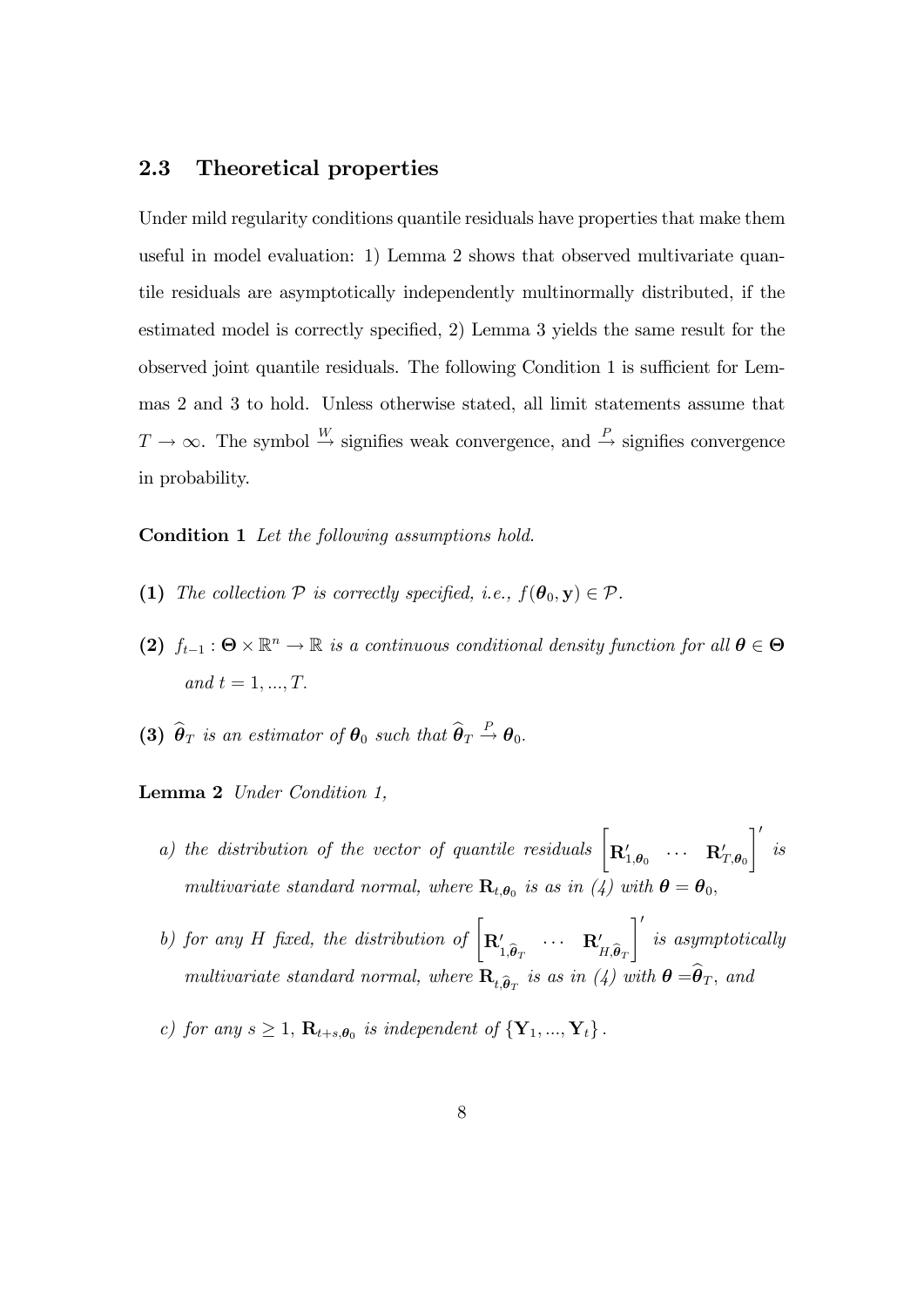### 2.3 Theoretical properties

Under mild regularity conditions quantile residuals have properties that make them useful in model evaluation: 1) Lemma 2 shows that observed multivariate quantile residuals are asymptotically independently multinormally distributed, if the estimated model is correctly specified, 2) Lemma 3 yields the same result for the observed joint quantile residuals. The following Condition 1 is sufficient for Lemmas 2 and 3 to hold. Unless otherwise stated, all limit statements assume that $T \to \infty$. The symbol $\overset{W}{\to}$ signifies weak convergence, and $\overset{P}{\to}$ signifies convergence in probability.

**Condition 1** *Let the following assumptions hold.*

**(1)** *The collection $\mathcal{P}$ is correctly specified, i.e., $f(\boldsymbol{\theta}_0, \mathbf{y}) \in \mathcal{P}$.*

**(2)** *$f_{t-1} : \boldsymbol{\Theta} \times \mathbb{R}^n \to \mathbb{R}$ is a continuous conditional density function for all $\boldsymbol{\theta} \in \boldsymbol{\Theta}$ and $t = 1, ..., T$.*

**(3)** *$\widehat{\boldsymbol{\theta}}_T$ is an estimator of $\boldsymbol{\theta}_0$ such that $\widehat{\boldsymbol{\theta}}_T \overset{P}{\to} \boldsymbol{\theta}_0$.*

**Lemma 2** *Under Condition 1,*

*a) the distribution of the vector of quantile residuals $\begin{bmatrix} \mathbf{R}'_{1,\boldsymbol{\theta}_0} & \cdots & \mathbf{R}'_{T,\boldsymbol{\theta}_0} \end{bmatrix}'$ is multivariate standard normal, where $\mathbf{R}_{t,\boldsymbol{\theta}_0}$ is as in (4) with $\boldsymbol{\theta} = \boldsymbol{\theta}_0$,*

*b) for any $H$ fixed, the distribution of $\begin{bmatrix} \mathbf{R}'_{1,\widehat{\boldsymbol{\theta}}_T} & \cdots & \mathbf{R}'_{H,\widehat{\boldsymbol{\theta}}_T} \end{bmatrix}'$ is asymptotically multivariate standard normal, where $\mathbf{R}_{t,\widehat{\boldsymbol{\theta}}_T}$ is as in (4) with $\boldsymbol{\theta} = \widehat{\boldsymbol{\theta}}_T$, and*

*c) for any $s \geq 1$, $\mathbf{R}_{t+s,\boldsymbol{\theta}_0}$ is independent of $\{\mathbf{Y}_1, ..., \mathbf{Y}_t\}$.*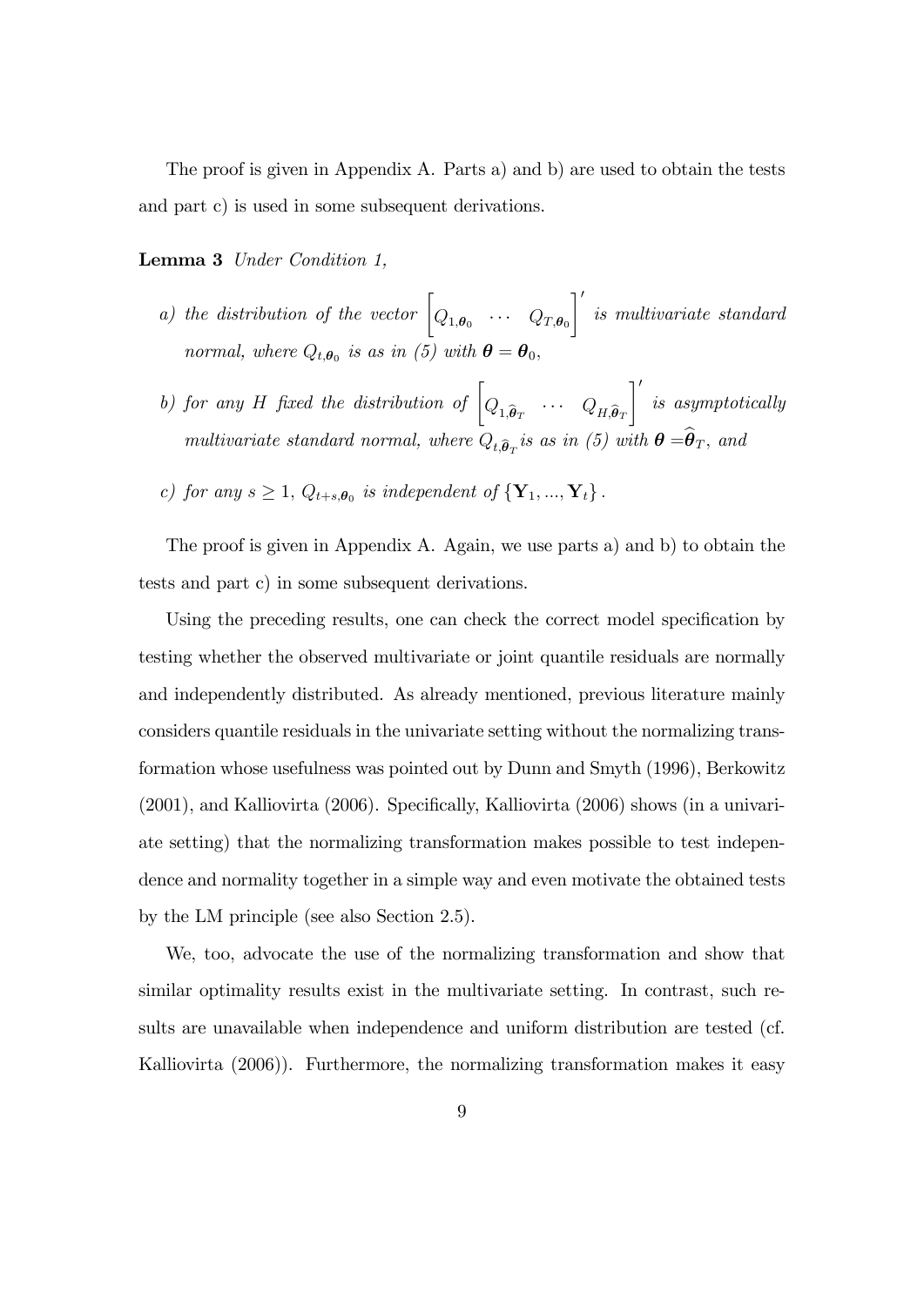The proof is given in Appendix A. Parts a) and b) are used to obtain the tests and part c) is used in some subsequent derivations.

**Lemma 3** *Under Condition 1,*

*a) the distribution of the vector* $\begin{bmatrix} Q_{1,\boldsymbol{\theta}_0} & \cdots & Q_{T,\boldsymbol{\theta}_0} \end{bmatrix}'$ *is multivariate standard normal, where* $Q_{t,\boldsymbol{\theta}_0}$ *is as in (5) with* $\boldsymbol{\theta} = \boldsymbol{\theta}_0$,

*b) for any* $H$ *fixed the distribution of* $\begin{bmatrix} Q_{1,\widehat{\boldsymbol{\theta}}_T} & \cdots & Q_{H,\widehat{\boldsymbol{\theta}}_T} \end{bmatrix}'$ *is asymptotically multivariate standard normal, where* $Q_{t,\widehat{\boldsymbol{\theta}}_T}$ *is as in (5) with* $\boldsymbol{\theta} = \widehat{\boldsymbol{\theta}}_T$, *and*

*c) for any* $s \geq 1$, $Q_{t+s,\boldsymbol{\theta}_0}$ *is independent of* $\{\mathbf{Y}_1, ..., \mathbf{Y}_t\}$.

The proof is given in Appendix A. Again, we use parts a) and b) to obtain the tests and part c) in some subsequent derivations.

Using the preceding results, one can check the correct model specification by testing whether the observed multivariate or joint quantile residuals are normally and independently distributed. As already mentioned, previous literature mainly considers quantile residuals in the univariate setting without the normalizing transformation whose usefulness was pointed out by Dunn and Smyth (1996), Berkowitz (2001), and Kalliovirta (2006). Specifically, Kalliovirta (2006) shows (in a univariate setting) that the normalizing transformation makes possible to test independence and normality together in a simple way and even motivate the obtained tests by the LM principle (see also Section 2.5).

We, too, advocate the use of the normalizing transformation and show that similar optimality results exist in the multivariate setting. In contrast, such results are unavailable when independence and uniform distribution are tested (cf. Kalliovirta (2006)). Furthermore, the normalizing transformation makes it easy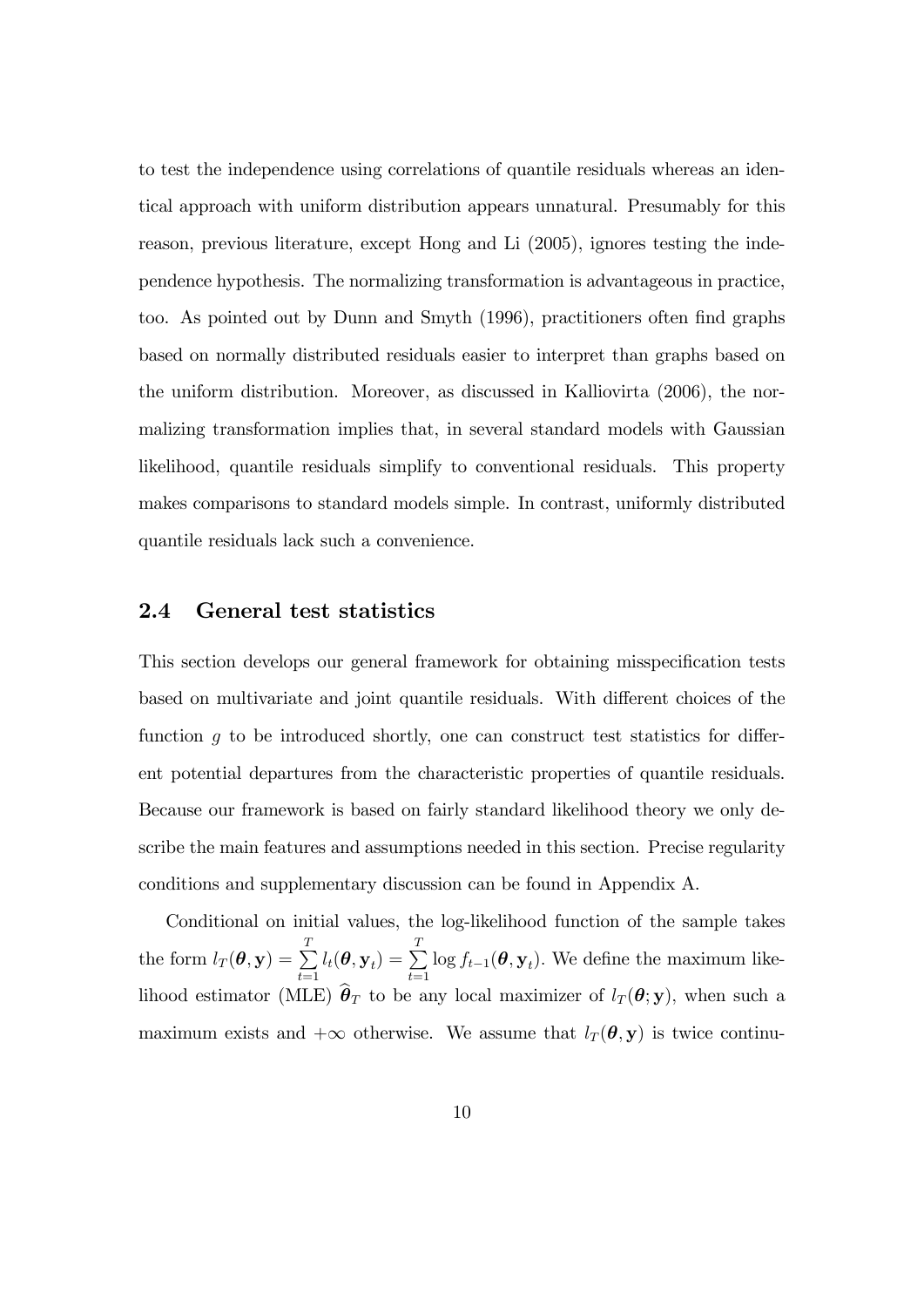to test the independence using correlations of quantile residuals whereas an identical approach with uniform distribution appears unnatural. Presumably for this reason, previous literature, except Hong and Li (2005), ignores testing the independence hypothesis. The normalizing transformation is advantageous in practice, too. As pointed out by Dunn and Smyth (1996), practitioners often find graphs based on normally distributed residuals easier to interpret than graphs based on the uniform distribution. Moreover, as discussed in Kalliovirta (2006), the normalizing transformation implies that, in several standard models with Gaussian likelihood, quantile residuals simplify to conventional residuals. This property makes comparisons to standard models simple. In contrast, uniformly distributed quantile residuals lack such a convenience.

## 2.4 General test statistics

This section develops our general framework for obtaining misspecification tests based on multivariate and joint quantile residuals. With different choices of the function $g$ to be introduced shortly, one can construct test statistics for different potential departures from the characteristic properties of quantile residuals. Because our framework is based on fairly standard likelihood theory we only describe the main features and assumptions needed in this section. Precise regularity conditions and supplementary discussion can be found in Appendix A.

Conditional on initial values, the log-likelihood function of the sample takes the form $l_T(\boldsymbol{\theta}, \mathbf{y}) = \sum_{t=1}^{T} l_t(\boldsymbol{\theta}, \mathbf{y}_t) = \sum_{t=1}^{T} \log f_{t-1}(\boldsymbol{\theta}, \mathbf{y}_t)$. We define the maximum likelihood estimator (MLE) $\widehat{\boldsymbol{\theta}}_T$ to be any local maximizer of $l_T(\boldsymbol{\theta}; \mathbf{y})$, when such a maximum exists and $+\infty$ otherwise. We assume that $l_T(\boldsymbol{\theta}, \mathbf{y})$ is twice continu-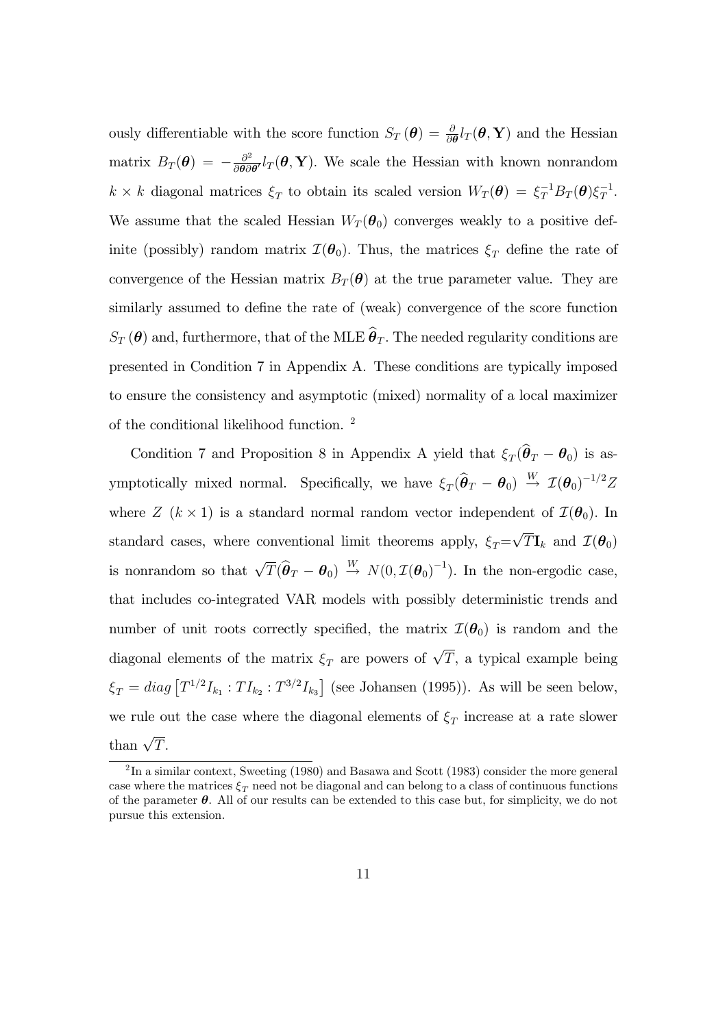ously differentiable with the score function $S_T(\boldsymbol{\theta}) = \frac{\partial}{\partial \boldsymbol{\theta}} l_T(\boldsymbol{\theta}, \mathbf{Y})$ and the Hessian matrix $B_T(\boldsymbol{\theta}) = -\frac{\partial^2}{\partial \boldsymbol{\theta} \partial \boldsymbol{\theta}'} l_T(\boldsymbol{\theta}, \mathbf{Y})$. We scale the Hessian with known nonrandom $k \times k$ diagonal matrices $\xi_T$ to obtain its scaled version $W_T(\boldsymbol{\theta}) = \xi_T^{-1} B_T(\boldsymbol{\theta}) \xi_T^{-1}$. We assume that the scaled Hessian $W_T(\boldsymbol{\theta}_0)$ converges weakly to a positive definite (possibly) random matrix $\mathcal{I}(\boldsymbol{\theta}_0)$. Thus, the matrices $\xi_T$ define the rate of convergence of the Hessian matrix $B_T(\boldsymbol{\theta})$ at the true parameter value. They are similarly assumed to define the rate of (weak) convergence of the score function $S_T(\boldsymbol{\theta})$ and, furthermore, that of the MLE $\widehat{\boldsymbol{\theta}}_T$. The needed regularity conditions are presented in Condition 7 in Appendix A. These conditions are typically imposed to ensure the consistency and asymptotic (mixed) normality of a local maximizer of the conditional likelihood function. [2]

Condition 7 and Proposition 8 in Appendix A yield that $\xi_T(\widehat{\boldsymbol{\theta}}_T - \boldsymbol{\theta}_0)$ is asymptotically mixed normal. Specifically, we have $\xi_T(\widehat{\boldsymbol{\theta}}_T - \boldsymbol{\theta}_0) \overset{W}{\to} \mathcal{I}(\boldsymbol{\theta}_0)^{-1/2} Z$ where $Z$ $(k \times 1)$ is a standard normal random vector independent of $\mathcal{I}(\boldsymbol{\theta}_0)$. In standard cases, where conventional limit theorems apply, $\xi_T = \sqrt{T}\mathbf{I}_k$ and $\mathcal{I}(\boldsymbol{\theta}_0)$ is nonrandom so that $\sqrt{T}(\widehat{\boldsymbol{\theta}}_T - \boldsymbol{\theta}_0) \overset{W}{\to} N(0, \mathcal{I}(\boldsymbol{\theta}_0)^{-1})$. In the non-ergodic case, that includes co-integrated VAR models with possibly deterministic trends and number of unit roots correctly specified, the matrix $\mathcal{I}(\boldsymbol{\theta}_0)$ is random and the diagonal elements of the matrix $\xi_T$ are powers of $\sqrt{T}$, a typical example being $\xi_T = diag\left[T^{1/2} I_{k_1} : T I_{k_2} : T^{3/2} I_{k_3}\right]$ (see Johansen (1995)). As will be seen below, we rule out the case where the diagonal elements of $\xi_T$ increase at a rate slower than $\sqrt{T}$.

[2] In a similar context, Sweeting (1980) and Basawa and Scott (1983) consider the more general case where the matrices $\xi_T$ need not be diagonal and can belong to a class of continuous functions of the parameter $\boldsymbol{\theta}$. All of our results can be extended to this case but, for simplicity, we do not pursue this extension.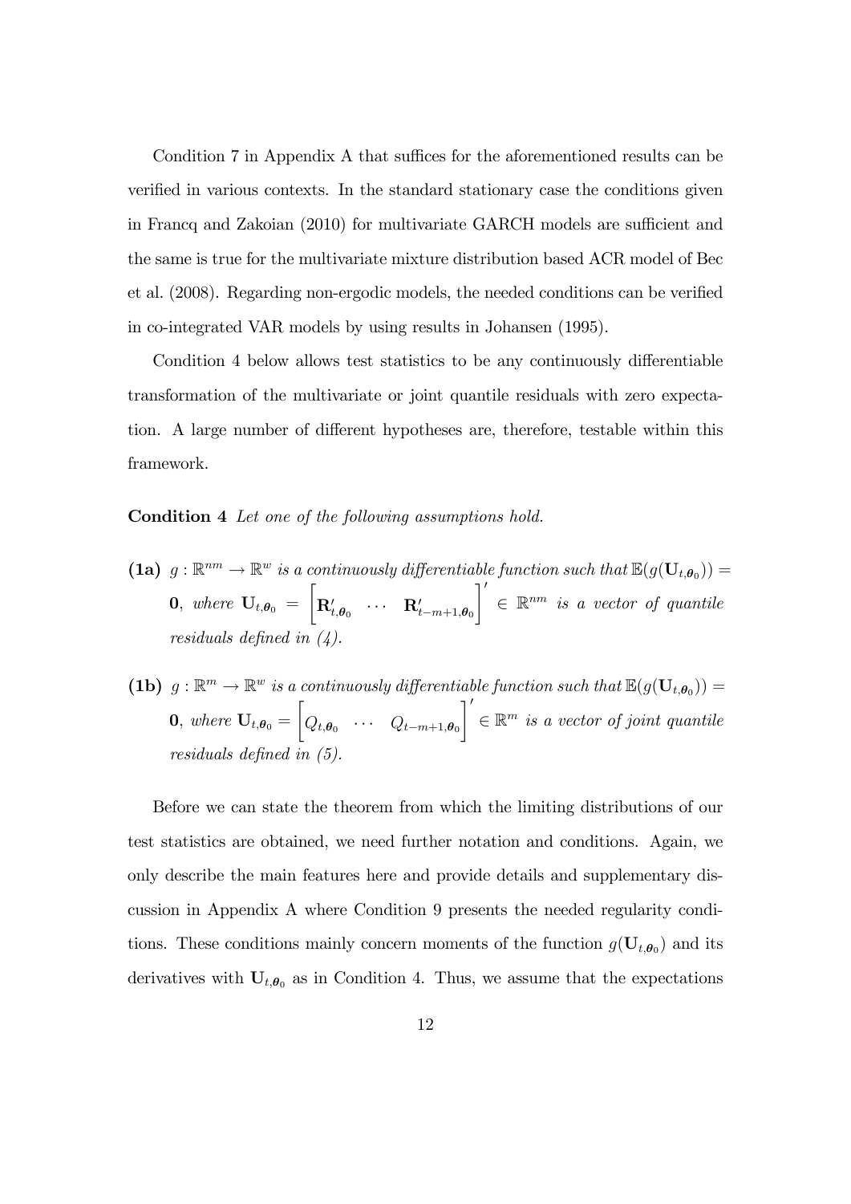Condition 7 in Appendix A that suffices for the aforementioned results can be verified in various contexts. In the standard stationary case the conditions given in Francq and Zakoian (2010) for multivariate GARCH models are sufficient and the same is true for the multivariate mixture distribution based ACR model of Bec et al. (2008). Regarding non-ergodic models, the needed conditions can be verified in co-integrated VAR models by using results in Johansen (1995).

Condition 4 below allows test statistics to be any continuously differentiable transformation of the multivariate or joint quantile residuals with zero expectation. A large number of different hypotheses are, therefore, testable within this framework.

**Condition 4** *Let one of the following assumptions hold.*

- **(1a)** $g : \mathbb{R}^{nm} \to \mathbb{R}^{w}$ *is a continuously differentiable function such that* $\mathbb{E}(g(\mathbf{U}_{t,\boldsymbol{\theta}_0})) = \mathbf{0}$, *where* $\mathbf{U}_{t,\boldsymbol{\theta}_0} = \begin{bmatrix} \mathbf{R}'_{t,\boldsymbol{\theta}_0} & \cdots & \mathbf{R}'_{t-m+1,\boldsymbol{\theta}_0} \end{bmatrix}' \in \mathbb{R}^{nm}$ *is a vector of quantile residuals defined in (4).*

- **(1b)** $g : \mathbb{R}^{m} \to \mathbb{R}^{w}$ *is a continuously differentiable function such that* $\mathbb{E}(g(\mathbf{U}_{t,\boldsymbol{\theta}_0})) = \mathbf{0}$, *where* $\mathbf{U}_{t,\boldsymbol{\theta}_0} = \begin{bmatrix} Q_{t,\boldsymbol{\theta}_0} & \cdots & Q_{t-m+1,\boldsymbol{\theta}_0} \end{bmatrix}' \in \mathbb{R}^{m}$ *is a vector of joint quantile residuals defined in (5).*

Before we can state the theorem from which the limiting distributions of our test statistics are obtained, we need further notation and conditions. Again, we only describe the main features here and provide details and supplementary discussion in Appendix A where Condition 9 presents the needed regularity conditions. These conditions mainly concern moments of the function $g(\mathbf{U}_{t,\boldsymbol{\theta}_0})$ and its derivatives with $\mathbf{U}_{t,\boldsymbol{\theta}_0}$ as in Condition 4. Thus, we assume that the expectations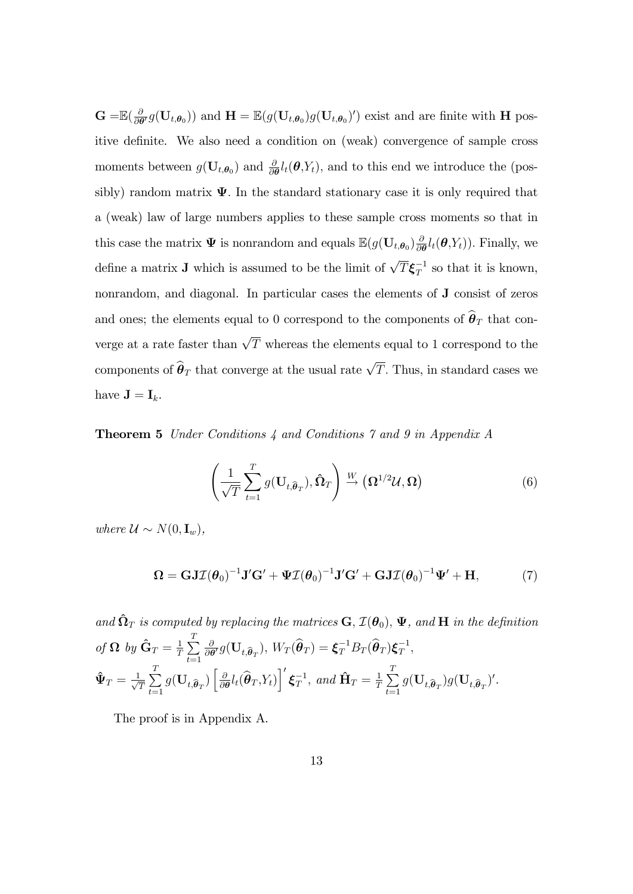$\mathbf{G} = \mathbb{E}(\frac{\partial}{\partial \boldsymbol{\theta}'} g(\mathbf{U}_{t,\boldsymbol{\theta}_0}))$ and $\mathbf{H} = \mathbb{E}(g(\mathbf{U}_{t,\boldsymbol{\theta}_0}) g(\mathbf{U}_{t,\boldsymbol{\theta}_0})')$ exist and are finite with $\mathbf{H}$ positive definite. We also need a condition on (weak) convergence of sample cross moments between $g(\mathbf{U}_{t,\boldsymbol{\theta}_0})$ and $\frac{\partial}{\partial \boldsymbol{\theta}} l_t(\boldsymbol{\theta}, Y_t)$, and to this end we introduce the (possibly) random matrix $\boldsymbol{\Psi}$. In the standard stationary case it is only required that a (weak) law of large numbers applies to these sample cross moments so that in this case the matrix $\boldsymbol{\Psi}$ is nonrandom and equals $\mathbb{E}(g(\mathbf{U}_{t,\boldsymbol{\theta}_0}) \frac{\partial}{\partial \boldsymbol{\theta}} l_t(\boldsymbol{\theta}, Y_t))$. Finally, we define a matrix $\mathbf{J}$ which is assumed to be the limit of $\sqrt{T} \boldsymbol{\xi}_T^{-1}$ so that it is known, nonrandom, and diagonal. In particular cases the elements of $\mathbf{J}$ consist of zeros and ones; the elements equal to 0 correspond to the components of $\widehat{\boldsymbol{\theta}}_T$ that converge at a rate faster than $\sqrt{T}$ whereas the elements equal to 1 correspond to the components of $\widehat{\boldsymbol{\theta}}_T$ that converge at the usual rate $\sqrt{T}$. Thus, in standard cases we have $\mathbf{J} = \mathbf{I}_k$.

**Theorem 5** *Under Conditions 4 and Conditions 7 and 9 in Appendix A*

$$\left( \frac{1}{\sqrt{T}} \sum_{t=1}^{T} g(\mathbf{U}_{t,\widehat{\boldsymbol{\theta}}_T}), \hat{\boldsymbol{\Omega}}_T \right) \overset{W}{\to} \left( \boldsymbol{\Omega}^{1/2} \mathcal{U}, \boldsymbol{\Omega} \right) \tag{6}$$

*where* $\mathcal{U} \sim N(0, \mathbf{I}_w)$,

$$\boldsymbol{\Omega} = \mathbf{G} \mathbf{J} \mathcal{I}(\boldsymbol{\theta}_0)^{-1} \mathbf{J}' \mathbf{G}' + \boldsymbol{\Psi} \mathcal{I}(\boldsymbol{\theta}_0)^{-1} \mathbf{J}' \mathbf{G}' + \mathbf{G} \mathbf{J} \mathcal{I}(\boldsymbol{\theta}_0)^{-1} \boldsymbol{\Psi}' + \mathbf{H}, \tag{7}$$

*and* $\hat{\boldsymbol{\Omega}}_T$ *is computed by replacing the matrices* $\mathbf{G}$, $\mathcal{I}(\boldsymbol{\theta}_0)$, $\boldsymbol{\Psi}$, *and* $\mathbf{H}$ *in the definition of* $\boldsymbol{\Omega}$ *by* $\hat{\mathbf{G}}_T = \frac{1}{T} \sum_{t=1}^{T} \frac{\partial}{\partial \boldsymbol{\theta}'} g(\mathbf{U}_{t,\widehat{\boldsymbol{\theta}}_T})$, $W_T(\widehat{\boldsymbol{\theta}}_T) = \boldsymbol{\xi}_T^{-1} B_T(\widehat{\boldsymbol{\theta}}_T) \boldsymbol{\xi}_T^{-1}$,
$\hat{\boldsymbol{\Psi}}_T = \frac{1}{\sqrt{T}} \sum_{t=1}^{T} g(\mathbf{U}_{t,\widehat{\boldsymbol{\theta}}_T}) \left[ \frac{\partial}{\partial \boldsymbol{\theta}} l_t(\widehat{\boldsymbol{\theta}}_T, Y_t) \right]' \boldsymbol{\xi}_T^{-1}$, *and* $\hat{\mathbf{H}}_T = \frac{1}{T} \sum_{t=1}^{T} g(\mathbf{U}_{t,\widehat{\boldsymbol{\theta}}_T}) g(\mathbf{U}_{t,\widehat{\boldsymbol{\theta}}_T})'$.

The proof is in Appendix A.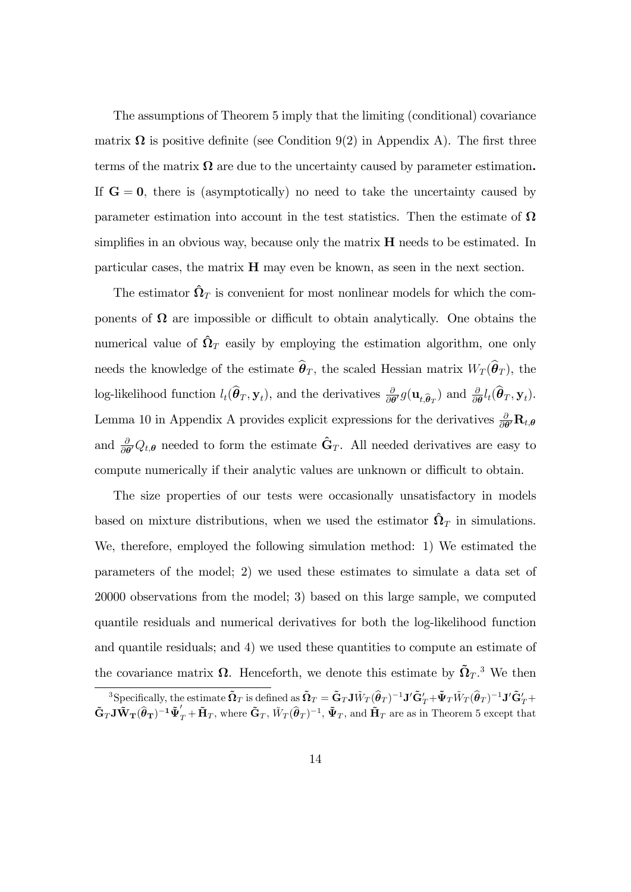The assumptions of Theorem 5 imply that the limiting (conditional) covariance matrix $\mathbf{\Omega}$ is positive definite (see Condition 9(2) in Appendix A). The first three terms of the matrix $\mathbf{\Omega}$ are due to the uncertainty caused by parameter estimation**.** If $\mathbf{G} = \mathbf{0}$, there is (asymptotically) no need to take the uncertainty caused by parameter estimation into account in the test statistics. Then the estimate of $\mathbf{\Omega}$ simplifies in an obvious way, because only the matrix $\mathbf{H}$ needs to be estimated. In particular cases, the matrix $\mathbf{H}$ may even be known, as seen in the next section.

The estimator $\hat{\mathbf{\Omega}}_T$ is convenient for most nonlinear models for which the components of $\mathbf{\Omega}$ are impossible or difficult to obtain analytically. One obtains the numerical value of $\hat{\mathbf{\Omega}}_T$ easily by employing the estimation algorithm, one only needs the knowledge of the estimate $\widehat{\boldsymbol{\theta}}_T$, the scaled Hessian matrix $W_T(\widehat{\boldsymbol{\theta}}_T)$, the log-likelihood function $l_t(\widehat{\boldsymbol{\theta}}_T, \mathbf{y}_t)$, and the derivatives $\frac{\partial}{\partial \boldsymbol{\theta}'} g(\mathbf{u}_{t,\widehat{\boldsymbol{\theta}}_T})$ and $\frac{\partial}{\partial \boldsymbol{\theta}} l_t(\widehat{\boldsymbol{\theta}}_T, \mathbf{y}_t)$. Lemma 10 in Appendix A provides explicit expressions for the derivatives $\frac{\partial}{\partial \boldsymbol{\theta}'} \mathbf{R}_{t,\boldsymbol{\theta}}$ and $\frac{\partial}{\partial \boldsymbol{\theta}'} Q_{t,\boldsymbol{\theta}}$ needed to form the estimate $\hat{\mathbf{G}}_T$. All needed derivatives are easy to compute numerically if their analytic values are unknown or difficult to obtain.

The size properties of our tests were occasionally unsatisfactory in models based on mixture distributions, when we used the estimator $\hat{\mathbf{\Omega}}_T$ in simulations. We, therefore, employed the following simulation method: 1) We estimated the parameters of the model; 2) we used these estimates to simulate a data set of 20000 observations from the model; 3) based on this large sample, we computed quantile residuals and numerical derivatives for both the log-likelihood function and quantile residuals; and 4) we used these quantities to compute an estimate of the covariance matrix $\mathbf{\Omega}$. Henceforth, we denote this estimate by $\tilde{\mathbf{\Omega}}_T$.[3] We then

[3] Specifically, the estimate $\tilde{\mathbf{\Omega}}_T$ is defined as $\tilde{\mathbf{\Omega}}_T = \tilde{\mathbf{G}}_T \mathbf{J} \tilde{W}_T(\widehat{\boldsymbol{\theta}}_T)^{-1} \mathbf{J}' \tilde{\mathbf{G}}_T' + \tilde{\mathbf{\Psi}}_T \tilde{W}_T(\widehat{\boldsymbol{\theta}}_T)^{-1} \mathbf{J}' \tilde{\mathbf{G}}_T' + \tilde{\mathbf{G}}_T \mathbf{J} \tilde{\mathbf{W}}_{\mathbf{T}}(\widehat{\boldsymbol{\theta}}_{\mathbf{T}})^{-1} \tilde{\mathbf{\Psi}}_T' + \tilde{\mathbf{H}}_T$, where $\tilde{\mathbf{G}}_T$, $\tilde{W}_T(\widehat{\boldsymbol{\theta}}_T)^{-1}$, $\tilde{\mathbf{\Psi}}_T$, and $\tilde{\mathbf{H}}_T$ are as in Theorem 5 except that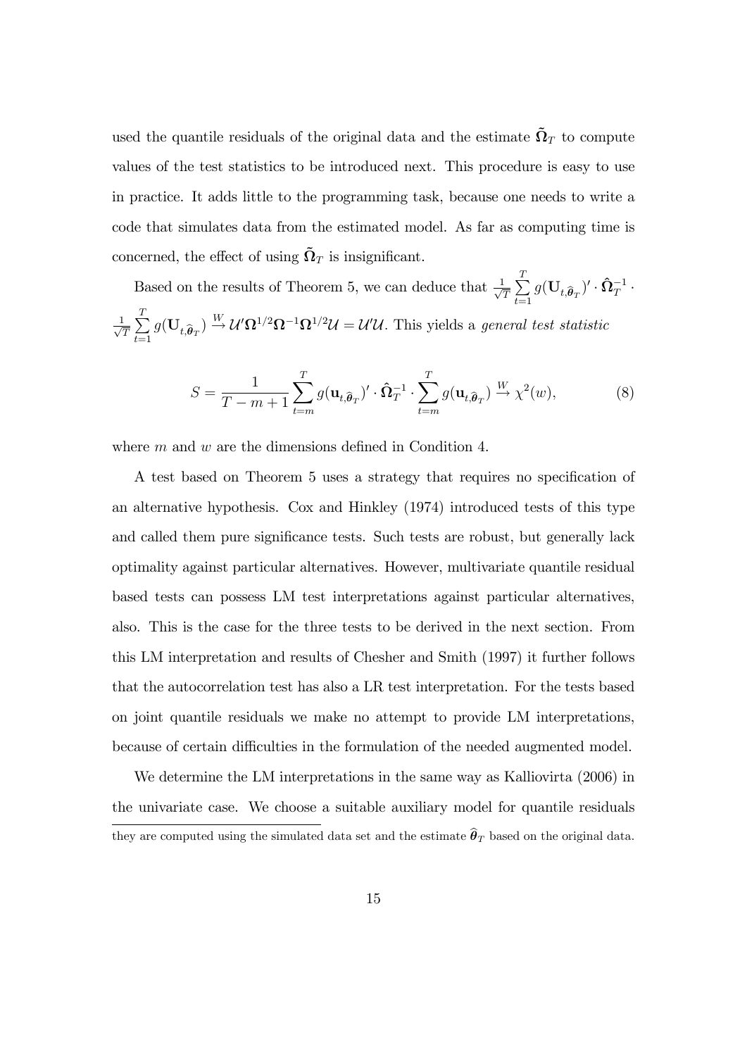used the quantile residuals of the original data and the estimate $\tilde{\mathbf{\Omega}}_T$ to compute values of the test statistics to be introduced next. This procedure is easy to use in practice. It adds little to the programming task, because one needs to write a code that simulates data from the estimated model. As far as computing time is concerned, the effect of using $\tilde{\mathbf{\Omega}}_T$ is insignificant.

Based on the results of Theorem 5, we can deduce that $\frac{1}{\sqrt{T}} \sum_{t=1}^{T} g(\mathbf{U}_{t,\widehat{\boldsymbol{\theta}}_T})' \cdot \hat{\mathbf{\Omega}}_T^{-1} \cdot \frac{1}{\sqrt{T}} \sum_{t=1}^{T} g(\mathbf{U}_{t,\widehat{\boldsymbol{\theta}}_T}) \xrightarrow{W} \mathcal{U}' \mathbf{\Omega}^{1/2} \mathbf{\Omega}^{-1} \mathbf{\Omega}^{1/2} \mathcal{U} = \mathcal{U}'\mathcal{U}$. This yields a *general test statistic*

$$S = \frac{1}{T-m+1} \sum_{t=m}^{T} g(\mathbf{u}_{t,\widehat{\boldsymbol{\theta}}_T})' \cdot \hat{\mathbf{\Omega}}_T^{-1} \cdot \sum_{t=m}^{T} g(\mathbf{u}_{t,\widehat{\boldsymbol{\theta}}_T}) \xrightarrow{W} \chi^2(w), \tag{8}$$

where $m$ and $w$ are the dimensions defined in Condition 4.

A test based on Theorem 5 uses a strategy that requires no specification of an alternative hypothesis. Cox and Hinkley (1974) introduced tests of this type and called them pure significance tests. Such tests are robust, but generally lack optimality against particular alternatives. However, multivariate quantile residual based tests can possess LM test interpretations against particular alternatives, also. This is the case for the three tests to be derived in the next section. From this LM interpretation and results of Chesher and Smith (1997) it further follows that the autocorrelation test has also a LR test interpretation. For the tests based on joint quantile residuals we make no attempt to provide LM interpretations, because of certain difficulties in the formulation of the needed augmented model.

We determine the LM interpretations in the same way as Kalliovirta (2006) in the univariate case. We choose a suitable auxiliary model for quantile residuals

they are computed using the simulated data set and the estimate $\widehat{\boldsymbol{\theta}}_T$ based on the original data.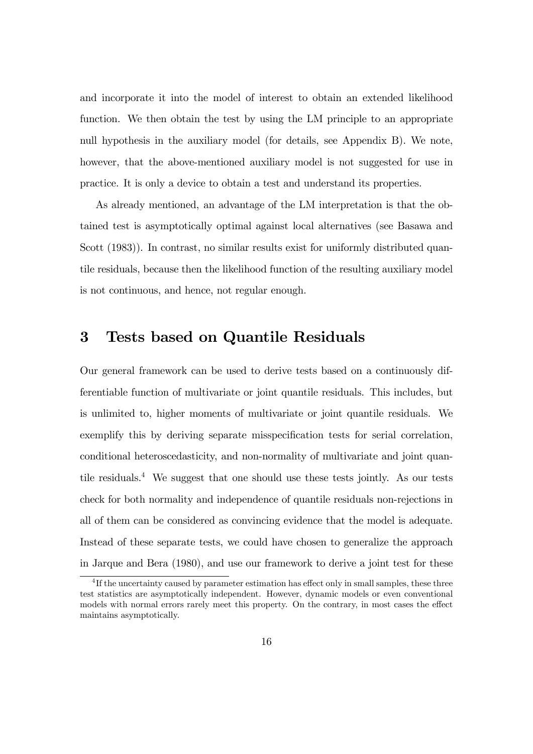and incorporate it into the model of interest to obtain an extended likelihood function. We then obtain the test by using the LM principle to an appropriate null hypothesis in the auxiliary model (for details, see Appendix B). We note, however, that the above-mentioned auxiliary model is not suggested for use in practice. It is only a device to obtain a test and understand its properties.

As already mentioned, an advantage of the LM interpretation is that the obtained test is asymptotically optimal against local alternatives (see Basawa and Scott (1983)). In contrast, no similar results exist for uniformly distributed quantile residuals, because then the likelihood function of the resulting auxiliary model is not continuous, and hence, not regular enough.

# 3 Tests based on Quantile Residuals

Our general framework can be used to derive tests based on a continuously differentiable function of multivariate or joint quantile residuals. This includes, but is unlimited to, higher moments of multivariate or joint quantile residuals. We exemplify this by deriving separate misspecification tests for serial correlation, conditional heteroscedasticity, and non-normality of multivariate and joint quantile residuals.[4] We suggest that one should use these tests jointly. As our tests check for both normality and independence of quantile residuals non-rejections in all of them can be considered as convincing evidence that the model is adequate. Instead of these separate tests, we could have chosen to generalize the approach in Jarque and Bera (1980), and use our framework to derive a joint test for these

[4] If the uncertainty caused by parameter estimation has effect only in small samples, these three test statistics are asymptotically independent. However, dynamic models or even conventional models with normal errors rarely meet this property. On the contrary, in most cases the effect maintains asymptotically.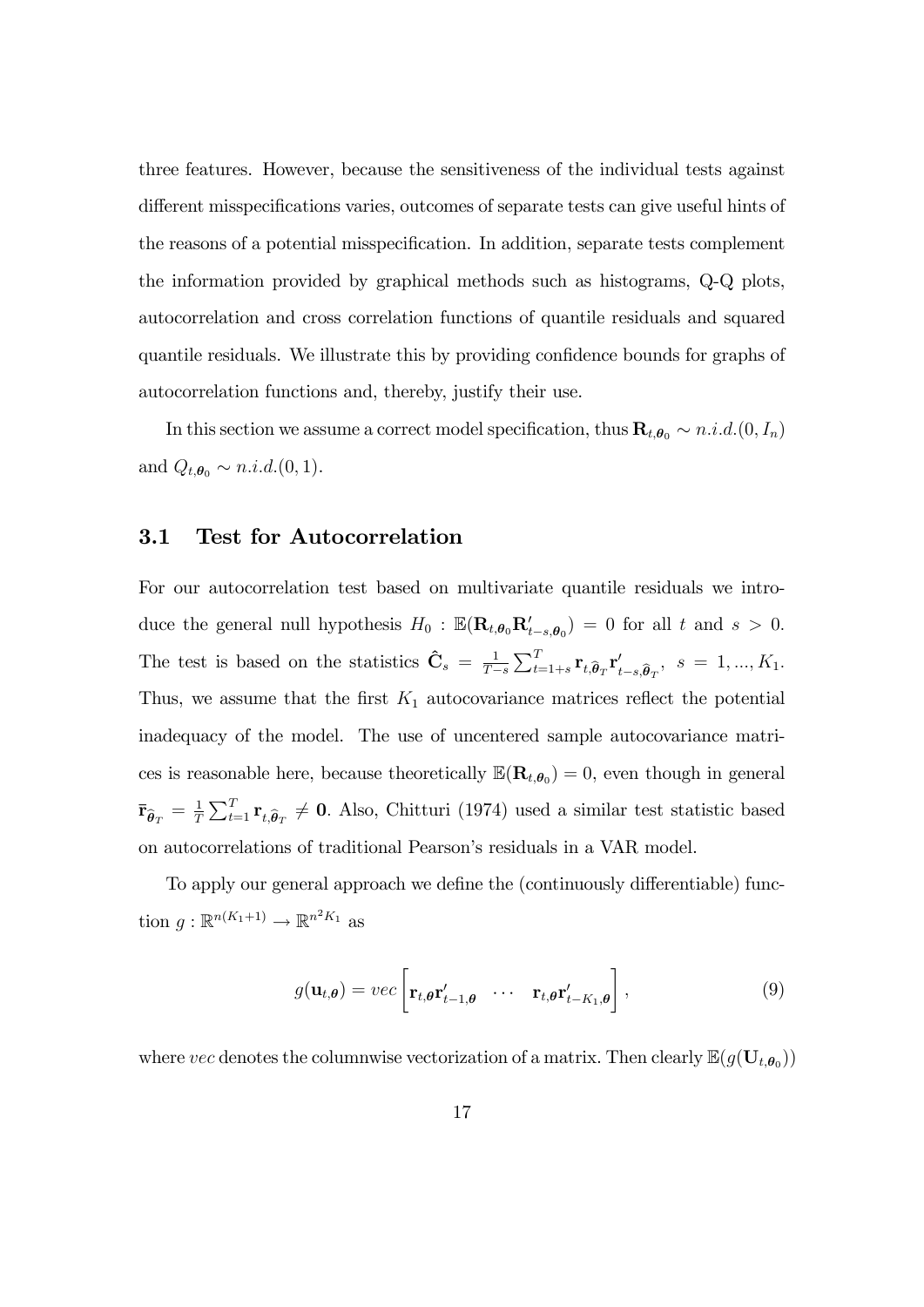three features. However, because the sensitiveness of the individual tests against different misspecifications varies, outcomes of separate tests can give useful hints of the reasons of a potential misspecification. In addition, separate tests complement the information provided by graphical methods such as histograms, Q-Q plots, autocorrelation and cross correlation functions of quantile residuals and squared quantile residuals. We illustrate this by providing confidence bounds for graphs of autocorrelation functions and, thereby, justify their use.

In this section we assume a correct model specification, thus $\mathbf{R}_{t,\boldsymbol{\theta}_0} \sim n.i.d.(0, I_n)$ and $Q_{t,\boldsymbol{\theta}_0} \sim n.i.d.(0,1)$.

## 3.1 Test for Autocorrelation

For our autocorrelation test based on multivariate quantile residuals we introduce the general null hypothesis $H_0 : \mathbb{E}(\mathbf{R}_{t,\boldsymbol{\theta}_0}\mathbf{R}'_{t-s,\boldsymbol{\theta}_0}) = 0$ for all $t$ and $s > 0$. The test is based on the statistics $\hat{\mathbf{C}}_s = \frac{1}{T-s}\sum_{t=1+s}^{T}\mathbf{r}_{t,\widehat{\boldsymbol{\theta}}_T}\mathbf{r}'_{t-s,\widehat{\boldsymbol{\theta}}_T}$, $s = 1, ..., K_1$. Thus, we assume that the first $K_1$ autocovariance matrices reflect the potential inadequacy of the model. The use of uncentered sample autocovariance matrices is reasonable here, because theoretically $\mathbb{E}(\mathbf{R}_{t,\boldsymbol{\theta}_0}) = 0$, even though in general $\bar{\mathbf{r}}_{\widehat{\boldsymbol{\theta}}_T} = \frac{1}{T}\sum_{t=1}^{T}\mathbf{r}_{t,\widehat{\boldsymbol{\theta}}_T} \neq \mathbf{0}$. Also, Chitturi (1974) used a similar test statistic based on autocorrelations of traditional Pearson's residuals in a VAR model.

To apply our general approach we define the (continuously differentiable) function $g : \mathbb{R}^{n(K_1+1)} \to \mathbb{R}^{n^2 K_1}$ as

$$g(\mathbf{u}_{t,\boldsymbol{\theta}}) = vec\left[\mathbf{r}_{t,\boldsymbol{\theta}}\mathbf{r}'_{t-1,\boldsymbol{\theta}} \quad \cdots \quad \mathbf{r}_{t,\boldsymbol{\theta}}\mathbf{r}'_{t-K_1,\boldsymbol{\theta}}\right], \tag{9}$$

where $vec$ denotes the columnwise vectorization of a matrix. Then clearly $\mathbb{E}(g(\mathbf{U}_{t,\boldsymbol{\theta}_0}))$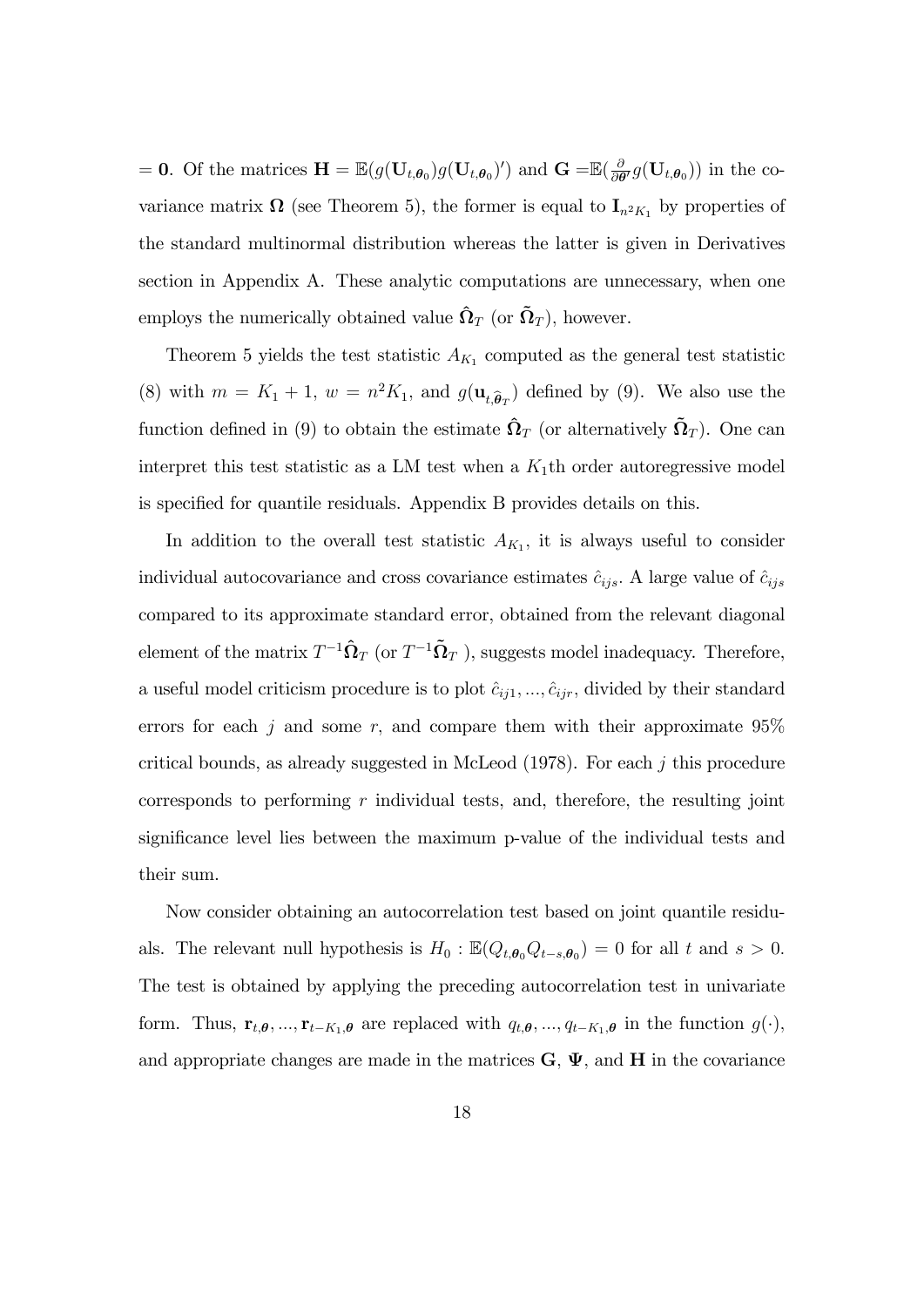$= \mathbf{0}$. Of the matrices $\mathbf{H} = \mathbb{E}(g(\mathbf{U}_{t,\boldsymbol{\theta}_0})g(\mathbf{U}_{t,\boldsymbol{\theta}_0})')$ and $\mathbf{G} = \mathbb{E}(\frac{\partial}{\partial \boldsymbol{\theta}'} g(\mathbf{U}_{t,\boldsymbol{\theta}_0}))$ in the covariance matrix $\boldsymbol{\Omega}$ (see Theorem 5), the former is equal to $\mathbf{I}_{n^2 K_1}$ by properties of the standard multinormal distribution whereas the latter is given in Derivatives section in Appendix A. These analytic computations are unnecessary, when one employs the numerically obtained value $\hat{\boldsymbol{\Omega}}_T$ (or $\tilde{\boldsymbol{\Omega}}_T$), however.

Theorem 5 yields the test statistic $A_{K_1}$ computed as the general test statistic (8) with $m = K_1 + 1$, $w = n^2 K_1$, and $g(\mathbf{u}_{t,\hat{\boldsymbol{\theta}}_T})$ defined by (9). We also use the function defined in (9) to obtain the estimate $\hat{\boldsymbol{\Omega}}_T$ (or alternatively $\tilde{\boldsymbol{\Omega}}_T$). One can interpret this test statistic as a LM test when a $K_1$th order autoregressive model is specified for quantile residuals. Appendix B provides details on this.

In addition to the overall test statistic $A_{K_1}$, it is always useful to consider individual autocovariance and cross covariance estimates $\hat{c}_{ijs}$. A large value of $\hat{c}_{ijs}$ compared to its approximate standard error, obtained from the relevant diagonal element of the matrix $T^{-1}\hat{\boldsymbol{\Omega}}_T$ (or $T^{-1}\tilde{\boldsymbol{\Omega}}_T$ ), suggests model inadequacy. Therefore, a useful model criticism procedure is to plot $\hat{c}_{ij1}, ..., \hat{c}_{ijr}$, divided by their standard errors for each $j$ and some $r$, and compare them with their approximate 95% critical bounds, as already suggested in McLeod (1978). For each $j$ this procedure corresponds to performing $r$ individual tests, and, therefore, the resulting joint significance level lies between the maximum p-value of the individual tests and their sum.

Now consider obtaining an autocorrelation test based on joint quantile residuals. The relevant null hypothesis is $H_0 : \mathbb{E}(Q_{t,\boldsymbol{\theta}_0} Q_{t-s,\boldsymbol{\theta}_0}) = 0$ for all $t$ and $s > 0$. The test is obtained by applying the preceding autocorrelation test in univariate form. Thus, $\mathbf{r}_{t,\boldsymbol{\theta}}, ..., \mathbf{r}_{t-K_1,\boldsymbol{\theta}}$ are replaced with $q_{t,\boldsymbol{\theta}}, ..., q_{t-K_1,\boldsymbol{\theta}}$ in the function $g(\cdot)$, and appropriate changes are made in the matrices $\mathbf{G}$, $\boldsymbol{\Psi}$, and $\mathbf{H}$ in the covariance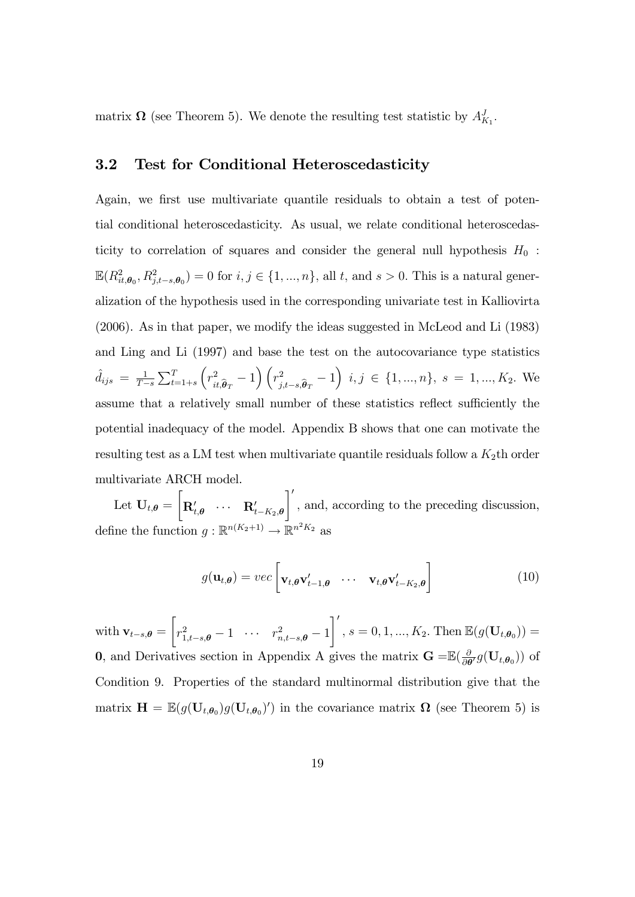matrix $\mathbf{\Omega}$ (see Theorem 5). We denote the resulting test statistic by $A_{K_1}^J$.

### 3.2 Test for Conditional Heteroscedasticity

Again, we first use multivariate quantile residuals to obtain a test of potential conditional heteroscedasticity. As usual, we relate conditional heteroscedasticity to correlation of squares and consider the general null hypothesis $H_0$ : $\mathbb{E}(R^2_{it,\boldsymbol{\theta}_0}, R^2_{j,t-s,\boldsymbol{\theta}_0}) = 0$ for $i, j \in \{1, ..., n\}$, all $t$, and $s > 0$. This is a natural generalization of the hypothesis used in the corresponding univariate test in Kalliovirta (2006). As in that paper, we modify the ideas suggested in McLeod and Li (1983) and Ling and Li (1997) and base the test on the autocovariance type statistics $\hat{d}_{ijs} = \frac{1}{T-s}\sum_{t=1+s}^{T}\left(r^2_{it,\widehat{\boldsymbol{\theta}}_T} - 1\right)\left(r^2_{j,t-s,\widehat{\boldsymbol{\theta}}_T} - 1\right)$ $i, j \in \{1, ..., n\}$, $s = 1, ..., K_2$. We assume that a relatively small number of these statistics reflect sufficiently the potential inadequacy of the model. Appendix B shows that one can motivate the resulting test as a LM test when multivariate quantile residuals follow a $K_2$th order multivariate ARCH model.

Let $\mathbf{U}_{t,\boldsymbol{\theta}} = \begin{bmatrix}\mathbf{R}'_{t,\boldsymbol{\theta}} & \cdots & \mathbf{R}'_{t-K_2,\boldsymbol{\theta}}\end{bmatrix}'$, and, according to the preceding discussion, define the function $g : \mathbb{R}^{n(K_2+1)} \to \mathbb{R}^{n^2K_2}$ as

$$g(\mathbf{u}_{t,\boldsymbol{\theta}}) = vec\begin{bmatrix}\mathbf{v}_{t,\boldsymbol{\theta}}\mathbf{v}'_{t-1,\boldsymbol{\theta}} & \cdots & \mathbf{v}_{t,\boldsymbol{\theta}}\mathbf{v}'_{t-K_2,\boldsymbol{\theta}}\end{bmatrix} \tag{10}$$

with $\mathbf{v}_{t-s,\boldsymbol{\theta}} = \begin{bmatrix}r^2_{1,t-s,\boldsymbol{\theta}} - 1 & \cdots & r^2_{n,t-s,\boldsymbol{\theta}} - 1\end{bmatrix}'$, $s = 0, 1, ..., K_2$. Then $\mathbb{E}(g(\mathbf{U}_{t,\boldsymbol{\theta}_0})) = \mathbf{0}$, and Derivatives section in Appendix A gives the matrix $\mathbf{G} = \mathbb{E}(\frac{\partial}{\partial\boldsymbol{\theta}'}g(\mathbf{U}_{t,\boldsymbol{\theta}_0}))$ of Condition 9. Properties of the standard multinormal distribution give that the matrix $\mathbf{H} = \mathbb{E}(g(\mathbf{U}_{t,\boldsymbol{\theta}_0})g(\mathbf{U}_{t,\boldsymbol{\theta}_0})')$ in the covariance matrix $\mathbf{\Omega}$ (see Theorem 5) is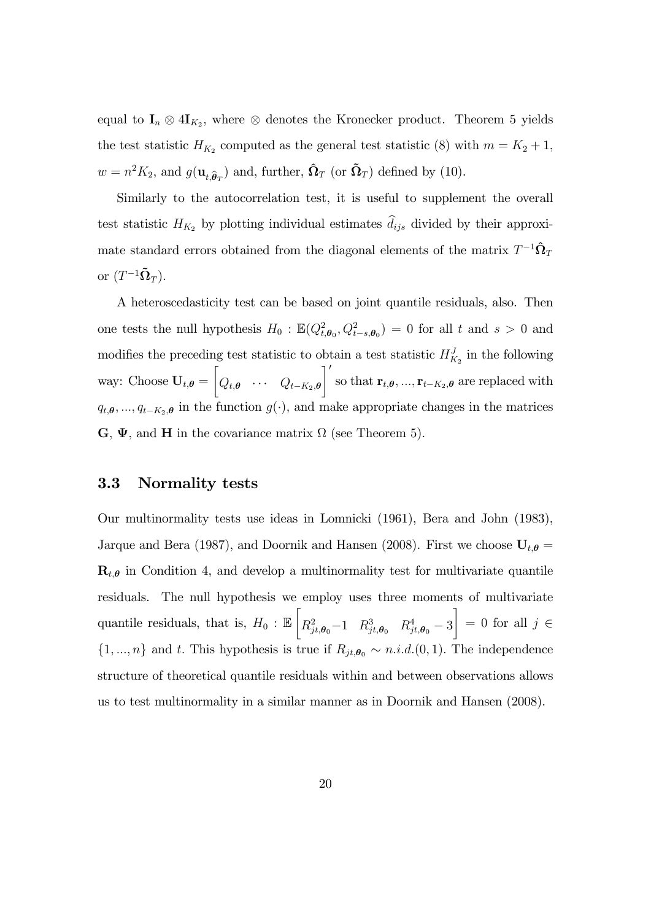equal to $\mathbf{I}_n \otimes 4\mathbf{I}_{K_2}$, where $\otimes$ denotes the Kronecker product. Theorem 5 yields the test statistic $H_{K_2}$ computed as the general test statistic (8) with $m = K_2 + 1$, $w = n^2 K_2$, and $g(\mathbf{u}_{t,\widehat{\boldsymbol{\theta}}_T})$ and, further, $\hat{\boldsymbol{\Omega}}_T$ (or $\tilde{\boldsymbol{\Omega}}_T$) defined by (10).

Similarly to the autocorrelation test, it is useful to supplement the overall test statistic $H_{K_2}$ by plotting individual estimates $\widehat{d}_{ijs}$ divided by their approximate standard errors obtained from the diagonal elements of the matrix $T^{-1}\hat{\boldsymbol{\Omega}}_T$ or $(T^{-1}\tilde{\boldsymbol{\Omega}}_T)$.

A heteroscedasticity test can be based on joint quantile residuals, also. Then one tests the null hypothesis $H_0 : \mathbb{E}(Q^2_{t,\boldsymbol{\theta}_0}, Q^2_{t-s,\boldsymbol{\theta}_0}) = 0$ for all $t$ and $s > 0$ and modifies the preceding test statistic to obtain a test statistic $H^J_{K_2}$ in the following way: Choose $\mathbf{U}_{t,\boldsymbol{\theta}} = \begin{bmatrix} Q_{t,\boldsymbol{\theta}} & \cdots & Q_{t-K_2,\boldsymbol{\theta}} \end{bmatrix}'$ so that $\mathbf{r}_{t,\boldsymbol{\theta}}, ..., \mathbf{r}_{t-K_2,\boldsymbol{\theta}}$ are replaced with $q_{t,\boldsymbol{\theta}}, ..., q_{t-K_2,\boldsymbol{\theta}}$ in the function $g(\cdot)$, and make appropriate changes in the matrices $\mathbf{G}$, $\boldsymbol{\Psi}$, and $\mathbf{H}$ in the covariance matrix $\Omega$ (see Theorem 5).

### 3.3 Normality tests

Our multinormality tests use ideas in Lomnicki (1961), Bera and John (1983), Jarque and Bera (1987), and Doornik and Hansen (2008). First we choose $\mathbf{U}_{t,\boldsymbol{\theta}} = \mathbf{R}_{t,\boldsymbol{\theta}}$ in Condition 4, and develop a multinormality test for multivariate quantile residuals. The null hypothesis we employ uses three moments of multivariate quantile residuals, that is, $H_0 : \mathbb{E}\begin{bmatrix} R^2_{jt,\boldsymbol{\theta}_0} - 1 & R^3_{jt,\boldsymbol{\theta}_0} & R^4_{jt,\boldsymbol{\theta}_0} - 3 \end{bmatrix} = 0$ for all $j \in \{1, ..., n\}$ and $t$. This hypothesis is true if $R_{jt,\boldsymbol{\theta}_0} \sim n.i.d.(0, 1)$. The independence structure of theoretical quantile residuals within and between observations allows us to test multinormality in a similar manner as in Doornik and Hansen (2008).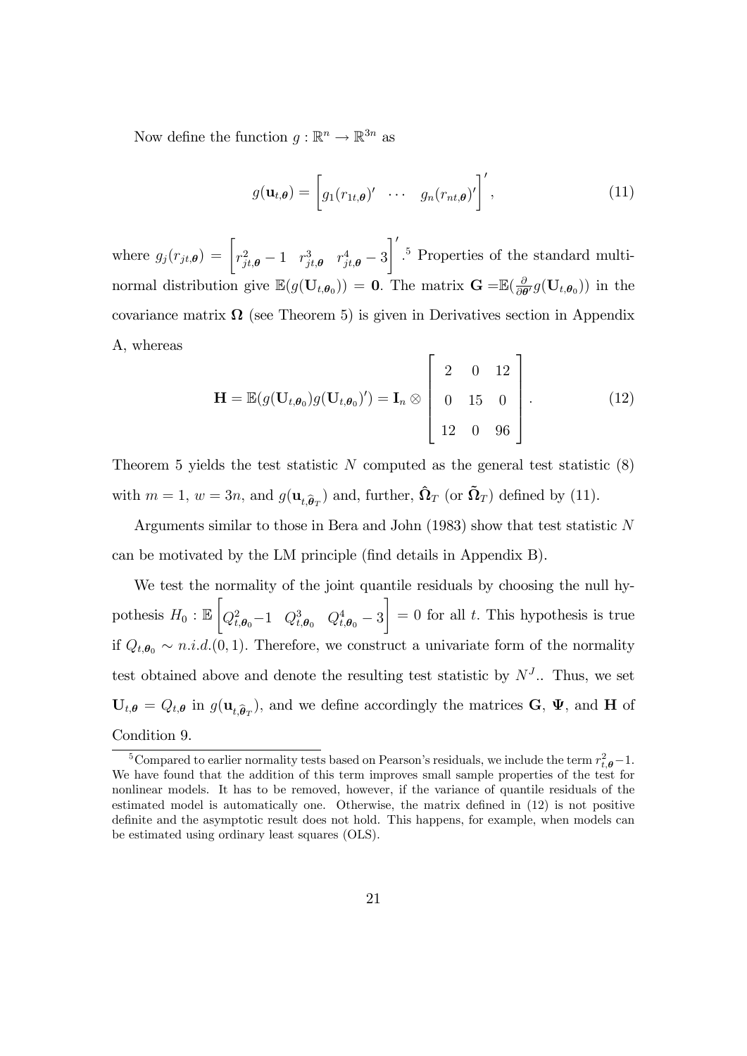Now define the function $g : \mathbb{R}^n \to \mathbb{R}^{3n}$ as

$$g(\mathbf{u}_{t,\boldsymbol{\theta}}) = \begin{bmatrix} g_1(r_{1t,\boldsymbol{\theta}})' & \cdots & g_n(r_{nt,\boldsymbol{\theta}})' \end{bmatrix}', \tag{11}$$

where $g_j(r_{jt,\boldsymbol{\theta}}) = \begin{bmatrix} r_{jt,\boldsymbol{\theta}}^2 - 1 & r_{jt,\boldsymbol{\theta}}^3 & r_{jt,\boldsymbol{\theta}}^4 - 3 \end{bmatrix}'$.[5] Properties of the standard multinormal distribution give $\mathbb{E}(g(\mathbf{U}_{t,\boldsymbol{\theta}_0})) = \mathbf{0}$. The matrix $\mathbf{G} = \mathbb{E}(\frac{\partial}{\partial \boldsymbol{\theta}'} g(\mathbf{U}_{t,\boldsymbol{\theta}_0}))$ in the covariance matrix $\boldsymbol{\Omega}$ (see Theorem 5) is given in Derivatives section in Appendix A, whereas

$$\mathbf{H} = \mathbb{E}(g(\mathbf{U}_{t,\boldsymbol{\theta}_0}) g(\mathbf{U}_{t,\boldsymbol{\theta}_0})') = \mathbf{I}_n \otimes \begin{bmatrix} 2 & 0 & 12 \\ 0 & 15 & 0 \\ 12 & 0 & 96 \end{bmatrix}. \tag{12}$$

Theorem 5 yields the test statistic $N$ computed as the general test statistic (8) with $m = 1$, $w = 3n$, and $g(\mathbf{u}_{t,\widehat{\boldsymbol{\theta}}_T})$ and, further, $\hat{\boldsymbol{\Omega}}_T$ (or $\tilde{\boldsymbol{\Omega}}_T$) defined by (11).

Arguments similar to those in Bera and John (1983) show that test statistic $N$ can be motivated by the LM principle (find details in Appendix B).

We test the normality of the joint quantile residuals by choosing the null hypothesis $H_0 : \mathbb{E}\begin{bmatrix} Q_{t,\boldsymbol{\theta}_0}^2 - 1 & Q_{t,\boldsymbol{\theta}_0}^3 & Q_{t,\boldsymbol{\theta}_0}^4 - 3 \end{bmatrix} = 0$ for all $t$. This hypothesis is true if $Q_{t,\boldsymbol{\theta}_0} \sim n.i.d.(0, 1)$. Therefore, we construct a univariate form of the normality test obtained above and denote the resulting test statistic by $N^J$.. Thus, we set $\mathbf{U}_{t,\boldsymbol{\theta}} = Q_{t,\boldsymbol{\theta}}$ in $g(\mathbf{u}_{t,\widehat{\boldsymbol{\theta}}_T})$, and we define accordingly the matrices $\mathbf{G}$, $\boldsymbol{\Psi}$, and $\mathbf{H}$ of Condition 9.

[5] Compared to earlier normality tests based on Pearson's residuals, we include the term $r_{t,\boldsymbol{\theta}}^2 - 1$. We have found that the addition of this term improves small sample properties of the test for nonlinear models. It has to be removed, however, if the variance of quantile residuals of the estimated model is automatically one. Otherwise, the matrix defined in (12) is not positive definite and the asymptotic result does not hold. This happens, for example, when models can be estimated using ordinary least squares (OLS).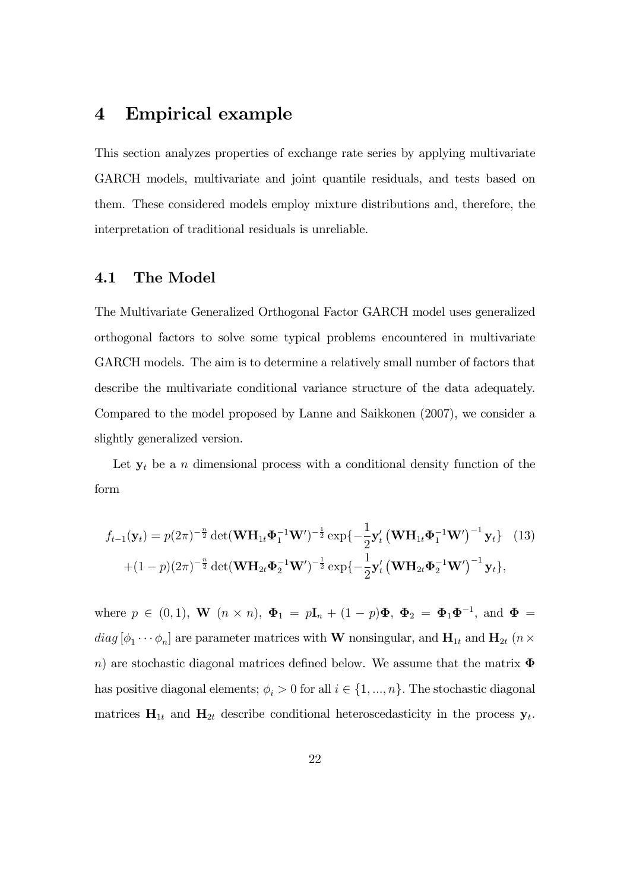# 4 Empirical example

This section analyzes properties of exchange rate series by applying multivariate GARCH models, multivariate and joint quantile residuals, and tests based on them. These considered models employ mixture distributions and, therefore, the interpretation of traditional residuals is unreliable.

## 4.1 The Model

The Multivariate Generalized Orthogonal Factor GARCH model uses generalized orthogonal factors to solve some typical problems encountered in multivariate GARCH models. The aim is to determine a relatively small number of factors that describe the multivariate conditional variance structure of the data adequately. Compared to the model proposed by Lanne and Saikkonen (2007), we consider a slightly generalized version.

Let $\mathbf{y}_t$ be a $n$ dimensional process with a conditional density function of the form

$$
\begin{aligned}
f_{t-1}(\mathbf{y}_t) = {} & p(2\pi)^{-\frac{n}{2}} \det(\mathbf{W}\mathbf{H}_{1t}\mathbf{\Phi}_1^{-1}\mathbf{W}')^{-\frac{1}{2}} \exp\{-\frac{1}{2}\mathbf{y}_t' \left(\mathbf{W}\mathbf{H}_{1t}\mathbf{\Phi}_1^{-1}\mathbf{W}'\right)^{-1}\mathbf{y}_t\} \\
& +(1-p)(2\pi)^{-\frac{n}{2}} \det(\mathbf{W}\mathbf{H}_{2t}\mathbf{\Phi}_2^{-1}\mathbf{W}')^{-\frac{1}{2}} \exp\{-\frac{1}{2}\mathbf{y}_t' \left(\mathbf{W}\mathbf{H}_{2t}\mathbf{\Phi}_2^{-1}\mathbf{W}'\right)^{-1}\mathbf{y}_t\},
\end{aligned} \tag{13}
$$

where $p \in (0,1)$, $\mathbf{W}$ $(n \times n)$, $\mathbf{\Phi}_1 = p\mathbf{I}_n + (1-p)\mathbf{\Phi}$, $\mathbf{\Phi}_2 = \mathbf{\Phi}_1\mathbf{\Phi}^{-1}$, and $\mathbf{\Phi} = diag\,[\phi_1 \cdots \phi_n]$ are parameter matrices with $\mathbf{W}$ nonsingular, and $\mathbf{H}_{1t}$ and $\mathbf{H}_{2t}$ $(n \times n)$ are stochastic diagonal matrices defined below. We assume that the matrix $\mathbf{\Phi}$ has positive diagonal elements; $\phi_i > 0$ for all $i \in \{1, ..., n\}$. The stochastic diagonal matrices $\mathbf{H}_{1t}$ and $\mathbf{H}_{2t}$ describe conditional heteroscedasticity in the process $\mathbf{y}_t$.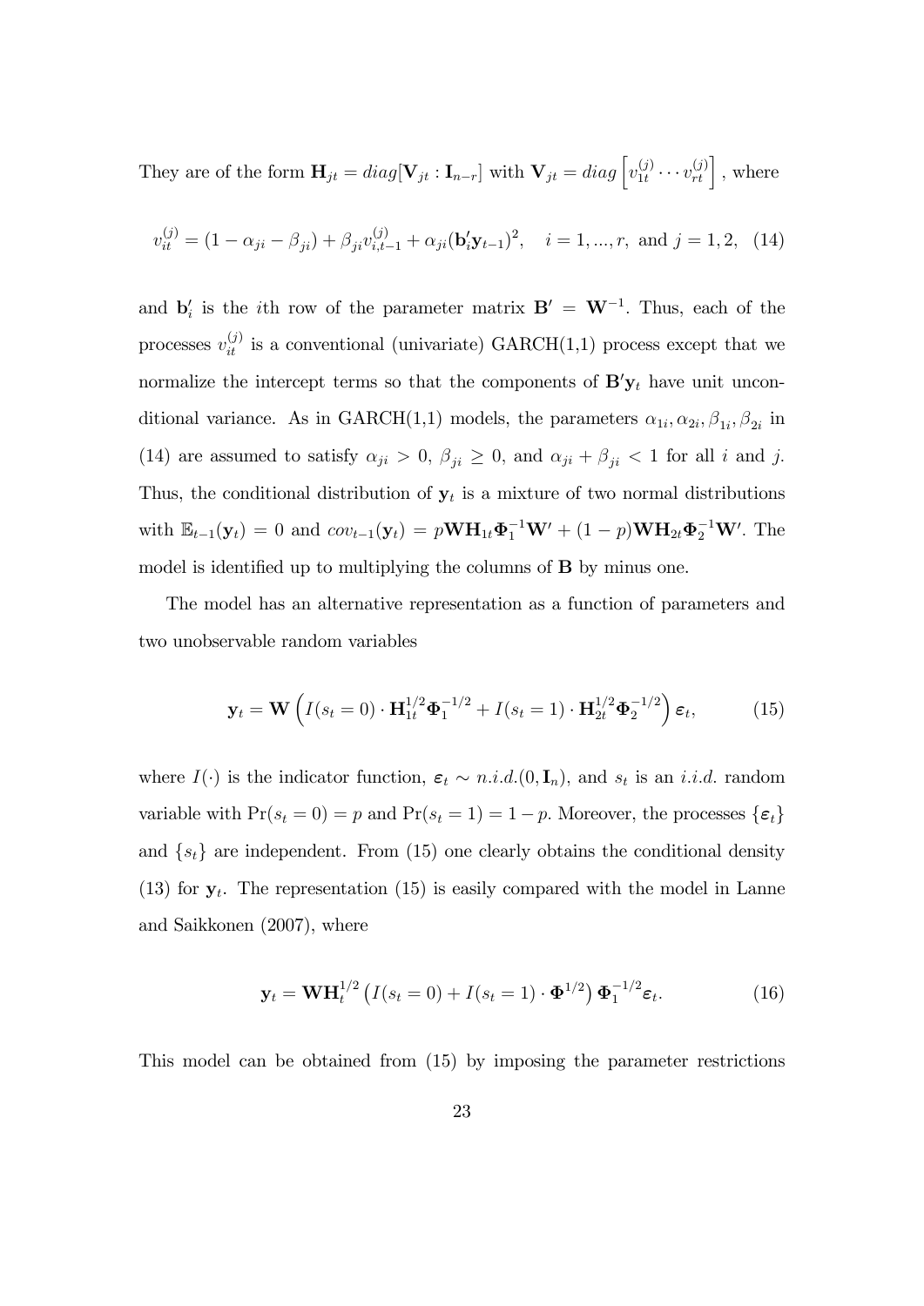They are of the form $\mathbf{H}_{jt} = diag[\mathbf{V}_{jt} : \mathbf{I}_{n-r}]$ with $\mathbf{V}_{jt} = diag\left[v_{1t}^{(j)} \cdots v_{rt}^{(j)}\right]$, where

$$v_{it}^{(j)} = (1 - \alpha_{ji} - \beta_{ji}) + \beta_{ji} v_{i,t-1}^{(j)} + \alpha_{ji}(\mathbf{b}_i' \mathbf{y}_{t-1})^2, \quad i = 1, ..., r, \text{ and } j = 1, 2, \quad (14)$$

and $\mathbf{b}_i'$ is the $i$th row of the parameter matrix $\mathbf{B}' = \mathbf{W}^{-1}$. Thus, each of the processes $v_{it}^{(j)}$ is a conventional (univariate) GARCH(1,1) process except that we normalize the intercept terms so that the components of $\mathbf{B}'\mathbf{y}_t$ have unit unconditional variance. As in GARCH(1,1) models, the parameters $\alpha_{1i}, \alpha_{2i}, \beta_{1i}, \beta_{2i}$ in (14) are assumed to satisfy $\alpha_{ji} > 0$, $\beta_{ji} \geq 0$, and $\alpha_{ji} + \beta_{ji} < 1$ for all $i$ and $j$. Thus, the conditional distribution of $\mathbf{y}_t$ is a mixture of two normal distributions with $\mathbb{E}_{t-1}(\mathbf{y}_t) = 0$ and $cov_{t-1}(\mathbf{y}_t) = p\mathbf{W}\mathbf{H}_{1t}\mathbf{\Phi}_1^{-1}\mathbf{W}' + (1-p)\mathbf{W}\mathbf{H}_{2t}\mathbf{\Phi}_2^{-1}\mathbf{W}'$. The model is identified up to multiplying the columns of $\mathbf{B}$ by minus one.

The model has an alternative representation as a function of parameters and two unobservable random variables

$$\mathbf{y}_t = \mathbf{W}\left(I(s_t = 0) \cdot \mathbf{H}_{1t}^{1/2}\mathbf{\Phi}_1^{-1/2} + I(s_t = 1) \cdot \mathbf{H}_{2t}^{1/2}\mathbf{\Phi}_2^{-1/2}\right)\boldsymbol{\varepsilon}_t, \quad (15)$$

where $I(\cdot)$ is the indicator function, $\boldsymbol{\varepsilon}_t \sim n.i.d.(0, \mathbf{I}_n)$, and $s_t$ is an *i.i.d.* random variable with $\Pr(s_t = 0) = p$ and $\Pr(s_t = 1) = 1 - p$. Moreover, the processes $\{\boldsymbol{\varepsilon}_t\}$ and $\{s_t\}$ are independent. From (15) one clearly obtains the conditional density (13) for $\mathbf{y}_t$. The representation (15) is easily compared with the model in Lanne and Saikkonen (2007), where

$$\mathbf{y}_t = \mathbf{W}\mathbf{H}_t^{1/2}\left(I(s_t = 0) + I(s_t = 1) \cdot \mathbf{\Phi}^{1/2}\right)\mathbf{\Phi}_1^{-1/2}\boldsymbol{\varepsilon}_t. \quad (16)$$

This model can be obtained from (15) by imposing the parameter restrictions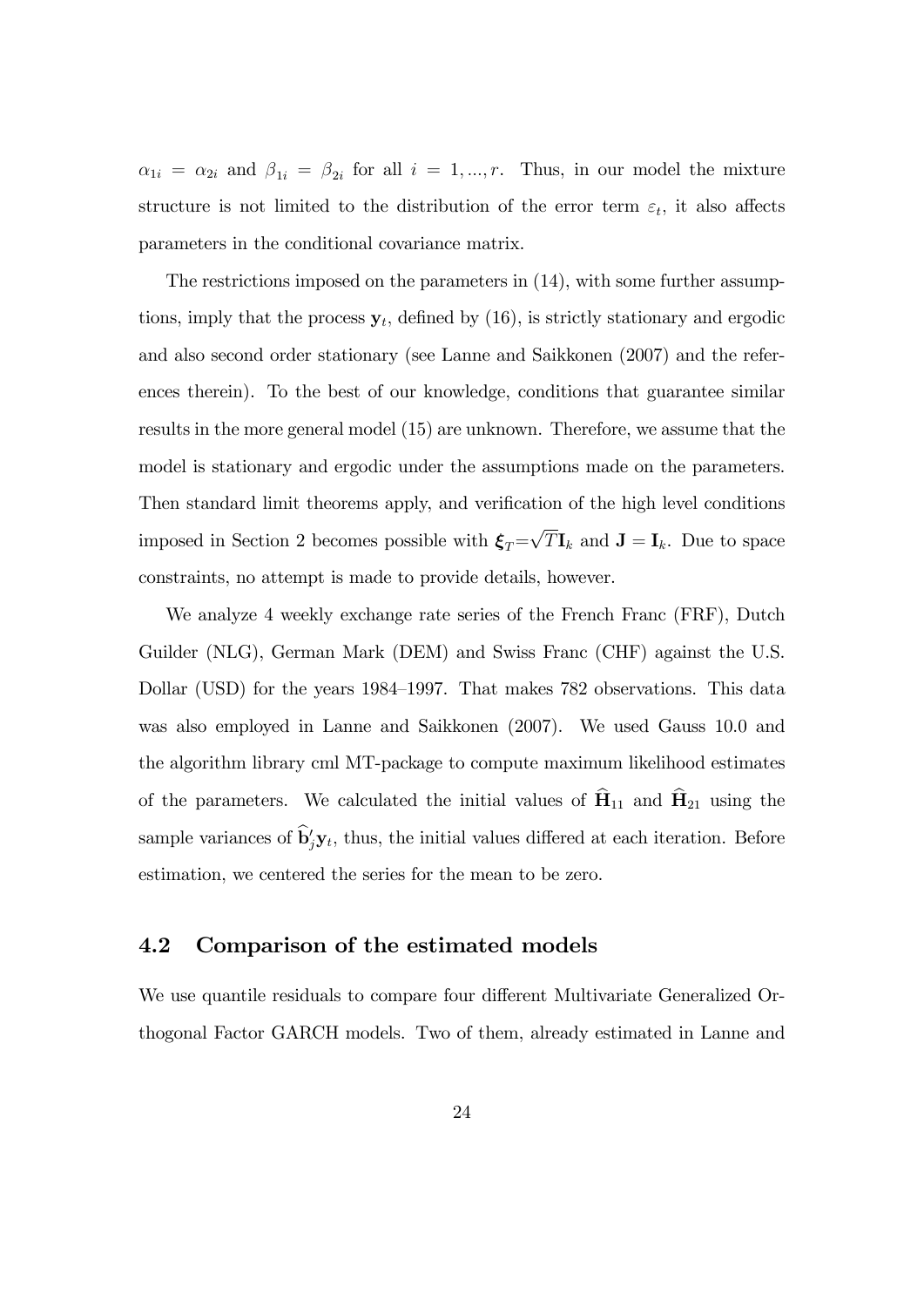$\alpha_{1i} = \alpha_{2i}$ and $\beta_{1i} = \beta_{2i}$ for all $i = 1, ..., r$. Thus, in our model the mixture structure is not limited to the distribution of the error term $\varepsilon_t$, it also affects parameters in the conditional covariance matrix.

The restrictions imposed on the parameters in (14), with some further assumptions, imply that the process $\mathbf{y}_t$, defined by (16), is strictly stationary and ergodic and also second order stationary (see Lanne and Saikkonen (2007) and the references therein). To the best of our knowledge, conditions that guarantee similar results in the more general model (15) are unknown. Therefore, we assume that the model is stationary and ergodic under the assumptions made on the parameters. Then standard limit theorems apply, and verification of the high level conditions imposed in Section 2 becomes possible with $\boldsymbol{\xi}_T = \sqrt{T}\mathbf{I}_k$ and $\mathbf{J} = \mathbf{I}_k$. Due to space constraints, no attempt is made to provide details, however.

We analyze 4 weekly exchange rate series of the French Franc (FRF), Dutch Guilder (NLG), German Mark (DEM) and Swiss Franc (CHF) against the U.S. Dollar (USD) for the years 1984–1997. That makes 782 observations. This data was also employed in Lanne and Saikkonen (2007). We used Gauss 10.0 and the algorithm library cml MT-package to compute maximum likelihood estimates of the parameters. We calculated the initial values of $\widehat{\mathbf{H}}_{11}$ and $\widehat{\mathbf{H}}_{21}$ using the sample variances of $\widehat{\mathbf{b}}_j'\mathbf{y}_t$, thus, the initial values differed at each iteration. Before estimation, we centered the series for the mean to be zero.

## 4.2 Comparison of the estimated models

We use quantile residuals to compare four different Multivariate Generalized Orthogonal Factor GARCH models. Two of them, already estimated in Lanne and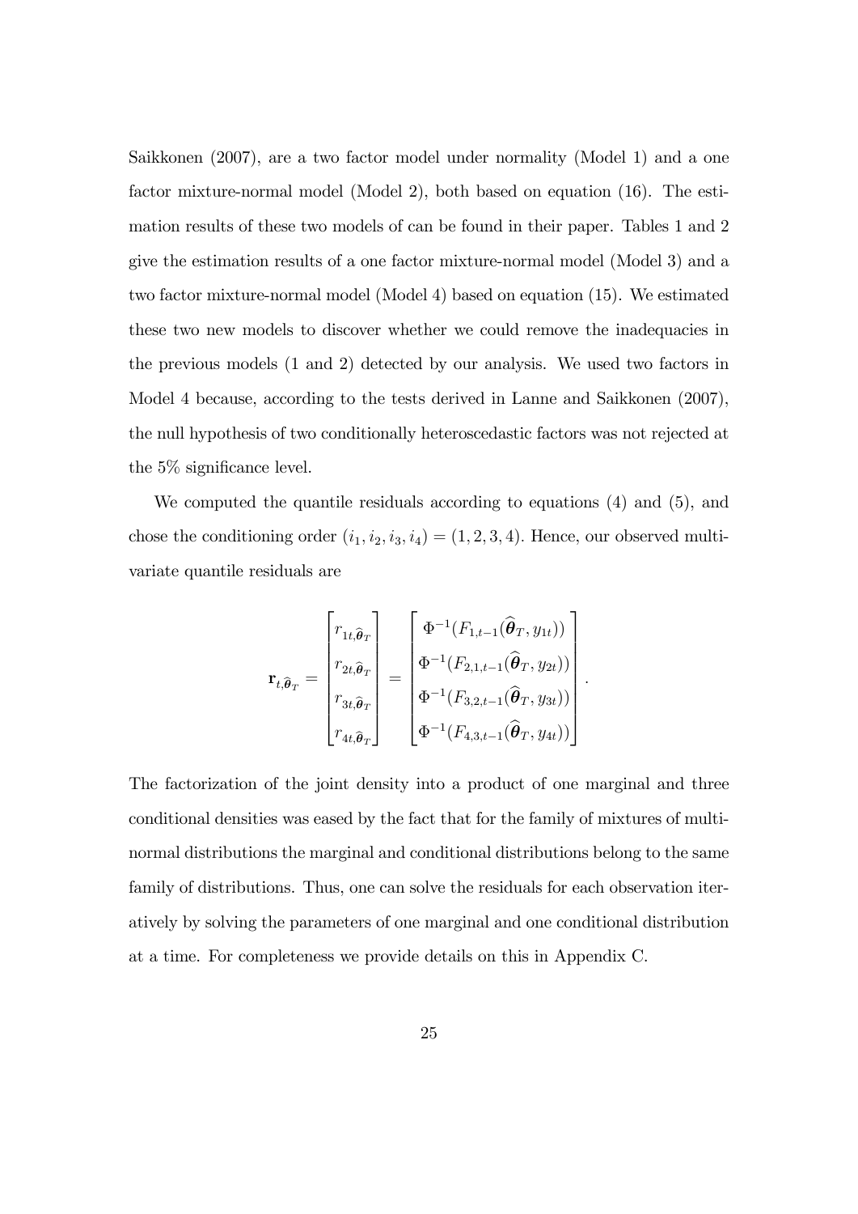Saikkonen (2007), are a two factor model under normality (Model 1) and a one factor mixture-normal model (Model 2), both based on equation (16). The estimation results of these two models of can be found in their paper. Tables 1 and 2 give the estimation results of a one factor mixture-normal model (Model 3) and a two factor mixture-normal model (Model 4) based on equation (15). We estimated these two new models to discover whether we could remove the inadequacies in the previous models (1 and 2) detected by our analysis. We used two factors in Model 4 because, according to the tests derived in Lanne and Saikkonen (2007), the null hypothesis of two conditionally heteroscedastic factors was not rejected at the 5% significance level.

We computed the quantile residuals according to equations (4) and (5), and chose the conditioning order $(i_1, i_2, i_3, i_4) = (1, 2, 3, 4)$. Hence, our observed multivariate quantile residuals are

$$\mathbf{r}_{t,\widehat{\boldsymbol{\theta}}_T} = \begin{bmatrix} r_{1t,\widehat{\boldsymbol{\theta}}_T} \\ r_{2t,\widehat{\boldsymbol{\theta}}_T} \\ r_{3t,\widehat{\boldsymbol{\theta}}_T} \\ r_{4t,\widehat{\boldsymbol{\theta}}_T} \end{bmatrix} = \begin{bmatrix} \Phi^{-1}(F_{1,t-1}(\widehat{\boldsymbol{\theta}}_T, y_{1t})) \\ \Phi^{-1}(F_{2,1,t-1}(\widehat{\boldsymbol{\theta}}_T, y_{2t})) \\ \Phi^{-1}(F_{3,2,t-1}(\widehat{\boldsymbol{\theta}}_T, y_{3t})) \\ \Phi^{-1}(F_{4,3,t-1}(\widehat{\boldsymbol{\theta}}_T, y_{4t})) \end{bmatrix}.$$

The factorization of the joint density into a product of one marginal and three conditional densities was eased by the fact that for the family of mixtures of multinormal distributions the marginal and conditional distributions belong to the same family of distributions. Thus, one can solve the residuals for each observation iteratively by solving the parameters of one marginal and one conditional distribution at a time. For completeness we provide details on this in Appendix C.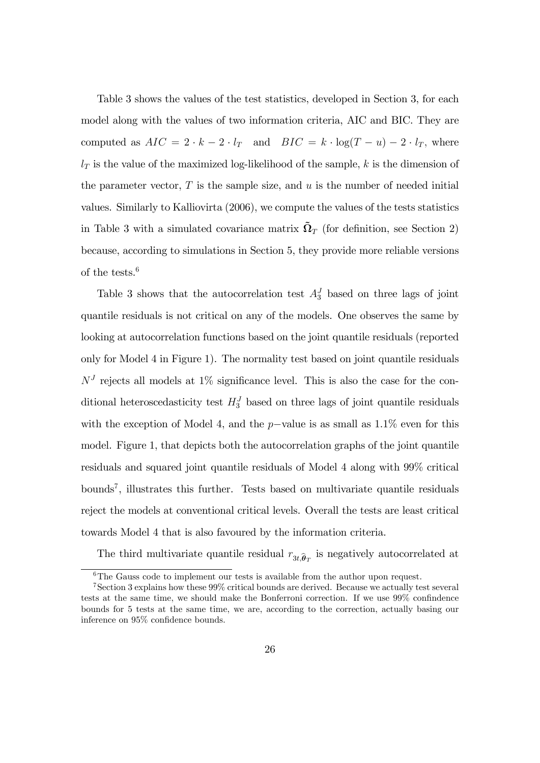Table 3 shows the values of the test statistics, developed in Section 3, for each model along with the values of two information criteria, AIC and BIC. They are computed as $AIC = 2 \cdot k - 2 \cdot l_T$ and $BIC = k \cdot \log(T-u) - 2 \cdot l_T$, where $l_T$ is the value of the maximized log-likelihood of the sample, $k$ is the dimension of the parameter vector, $T$ is the sample size, and $u$ is the number of needed initial values. Similarly to Kalliovirta (2006), we compute the values of the tests statistics in Table 3 with a simulated covariance matrix $\tilde{\mathbf{\Omega}}_T$ (for definition, see Section 2) because, according to simulations in Section 5, they provide more reliable versions of the tests.[6]

Table 3 shows that the autocorrelation test $A_3^J$ based on three lags of joint quantile residuals is not critical on any of the models. One observes the same by looking at autocorrelation functions based on the joint quantile residuals (reported only for Model 4 in Figure 1). The normality test based on joint quantile residuals $N^J$ rejects all models at 1% significance level. This is also the case for the conditional heteroscedasticity test $H_3^J$ based on three lags of joint quantile residuals with the exception of Model 4, and the $p-$value is as small as 1.1% even for this model. Figure 1, that depicts both the autocorrelation graphs of the joint quantile residuals and squared joint quantile residuals of Model 4 along with 99% critical bounds[7], illustrates this further. Tests based on multivariate quantile residuals reject the models at conventional critical levels. Overall the tests are least critical towards Model 4 that is also favoured by the information criteria.

The third multivariate quantile residual $r_{3t,\hat{\boldsymbol{\theta}}_T}$ is negatively autocorrelated at

[6] The Gauss code to implement our tests is available from the author upon request.

[7] Section 3 explains how these 99% critical bounds are derived. Because we actually test several tests at the same time, we should make the Bonferroni correction. If we use 99% confindence bounds for 5 tests at the same time, we are, according to the correction, actually basing our inference on 95% confidence bounds.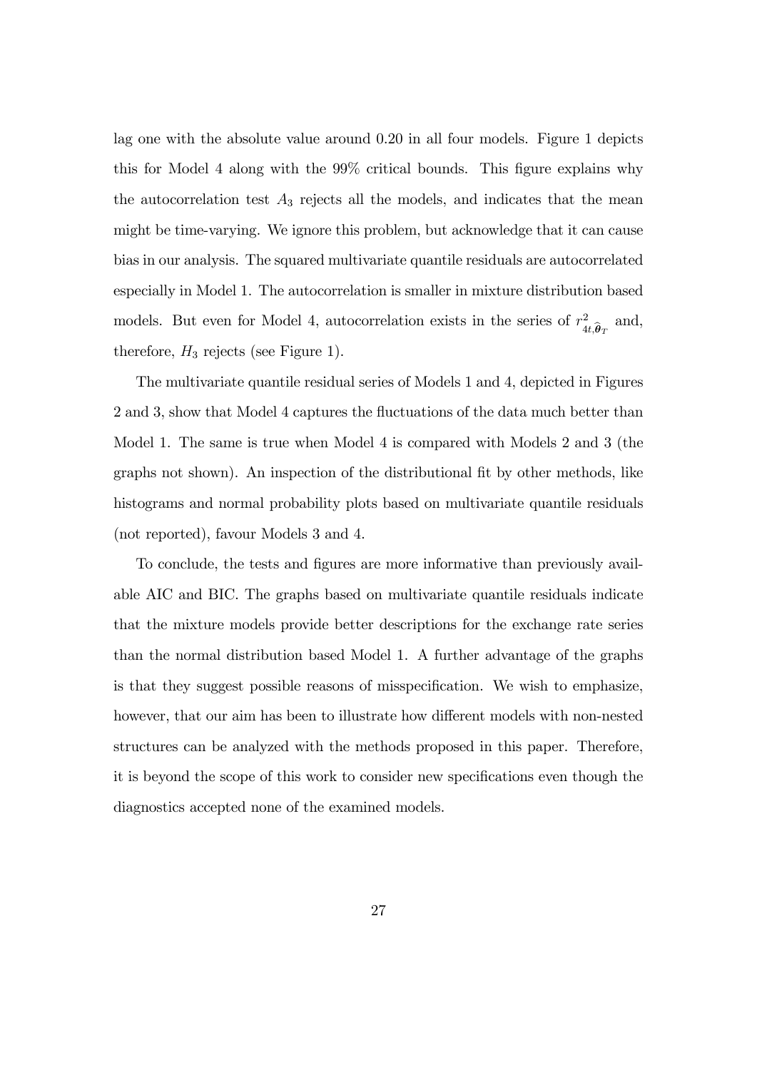lag one with the absolute value around 0.20 in all four models. Figure 1 depicts this for Model 4 along with the 99% critical bounds. This figure explains why the autocorrelation test $A_3$ rejects all the models, and indicates that the mean might be time-varying. We ignore this problem, but acknowledge that it can cause bias in our analysis. The squared multivariate quantile residuals are autocorrelated especially in Model 1. The autocorrelation is smaller in mixture distribution based models. But even for Model 4, autocorrelation exists in the series of $r^2_{4t,\widehat{\boldsymbol{\theta}}_T}$ and, therefore, $H_3$ rejects (see Figure 1).

The multivariate quantile residual series of Models 1 and 4, depicted in Figures 2 and 3, show that Model 4 captures the fluctuations of the data much better than Model 1. The same is true when Model 4 is compared with Models 2 and 3 (the graphs not shown). An inspection of the distributional fit by other methods, like histograms and normal probability plots based on multivariate quantile residuals (not reported), favour Models 3 and 4.

To conclude, the tests and figures are more informative than previously available AIC and BIC. The graphs based on multivariate quantile residuals indicate that the mixture models provide better descriptions for the exchange rate series than the normal distribution based Model 1. A further advantage of the graphs is that they suggest possible reasons of misspecification. We wish to emphasize, however, that our aim has been to illustrate how different models with non-nested structures can be analyzed with the methods proposed in this paper. Therefore, it is beyond the scope of this work to consider new specifications even though the diagnostics accepted none of the examined models.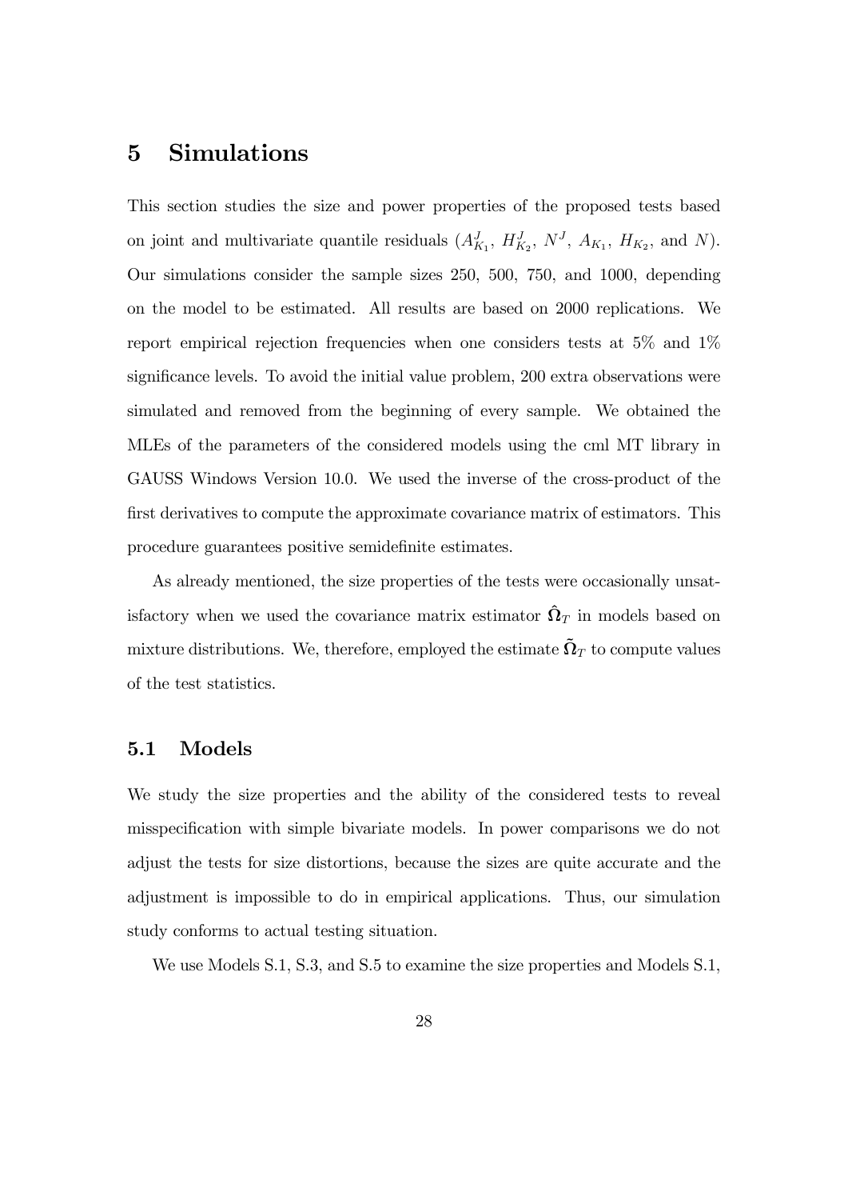# 5 Simulations

This section studies the size and power properties of the proposed tests based on joint and multivariate quantile residuals ($A^J_{K_1}$, $H^J_{K_2}$, $N^J$, $A_{K_1}$, $H_{K_2}$, and $N$). Our simulations consider the sample sizes 250, 500, 750, and 1000, depending on the model to be estimated. All results are based on 2000 replications. We report empirical rejection frequencies when one considers tests at 5% and 1% significance levels. To avoid the initial value problem, 200 extra observations were simulated and removed from the beginning of every sample. We obtained the MLEs of the parameters of the considered models using the cml MT library in GAUSS Windows Version 10.0. We used the inverse of the cross-product of the first derivatives to compute the approximate covariance matrix of estimators. This procedure guarantees positive semidefinite estimates.

As already mentioned, the size properties of the tests were occasionally unsatisfactory when we used the covariance matrix estimator $\hat{\mathbf{\Omega}}_T$ in models based on mixture distributions. We, therefore, employed the estimate $\tilde{\mathbf{\Omega}}_T$ to compute values of the test statistics.

## 5.1 Models

We study the size properties and the ability of the considered tests to reveal misspecification with simple bivariate models. In power comparisons we do not adjust the tests for size distortions, because the sizes are quite accurate and the adjustment is impossible to do in empirical applications. Thus, our simulation study conforms to actual testing situation.

We use Models S.1, S.3, and S.5 to examine the size properties and Models S.1,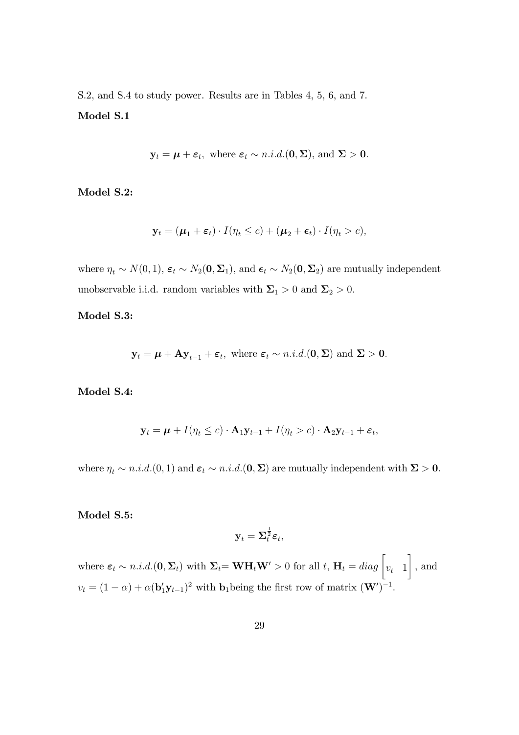S.2, and S.4 to study power. Results are in Tables 4, 5, 6, and 7.

**Model S.1**

$$\mathbf{y}_t = \boldsymbol{\mu} + \boldsymbol{\varepsilon}_t, \text{ where } \boldsymbol{\varepsilon}_t \sim n.i.d.(\mathbf{0}, \boldsymbol{\Sigma}), \text{ and } \boldsymbol{\Sigma} > \mathbf{0}.$$

**Model S.2:**

$$\mathbf{y}_t = (\boldsymbol{\mu}_1 + \boldsymbol{\varepsilon}_t) \cdot I(\eta_t \le c) + (\boldsymbol{\mu}_2 + \boldsymbol{\epsilon}_t) \cdot I(\eta_t > c),$$

where $\eta_t \sim N(0,1)$, $\boldsymbol{\varepsilon}_t \sim N_2(\mathbf{0}, \boldsymbol{\Sigma}_1)$, and $\boldsymbol{\epsilon}_t \sim N_2(\mathbf{0}, \boldsymbol{\Sigma}_2)$ are mutually independent unobservable i.i.d. random variables with $\boldsymbol{\Sigma}_1 > 0$ and $\boldsymbol{\Sigma}_2 > 0$.

**Model S.3:**

$$\mathbf{y}_t = \boldsymbol{\mu} + \mathbf{A}\mathbf{y}_{t-1} + \boldsymbol{\varepsilon}_t, \text{ where } \boldsymbol{\varepsilon}_t \sim n.i.d.(\mathbf{0}, \boldsymbol{\Sigma}) \text{ and } \boldsymbol{\Sigma} > \mathbf{0}.$$

**Model S.4:**

$$\mathbf{y}_t = \boldsymbol{\mu} + I(\eta_t \le c) \cdot \mathbf{A}_1\mathbf{y}_{t-1} + I(\eta_t > c) \cdot \mathbf{A}_2\mathbf{y}_{t-1} + \boldsymbol{\varepsilon}_t,$$

where $\eta_t \sim n.i.d.(0,1)$ and $\boldsymbol{\varepsilon}_t \sim n.i.d.(\mathbf{0}, \boldsymbol{\Sigma})$ are mutually independent with $\boldsymbol{\Sigma} > \mathbf{0}$.

**Model S.5:**

$$\mathbf{y}_t = \boldsymbol{\Sigma}_t^{\frac{1}{2}} \boldsymbol{\varepsilon}_t,$$

where $\boldsymbol{\varepsilon}_t \sim n.i.d.(\mathbf{0}, \boldsymbol{\Sigma}_t)$ with $\boldsymbol{\Sigma}_t = \mathbf{W}\mathbf{H}_t\mathbf{W}' > 0$ for all $t$, $\mathbf{H}_t = diag \begin{bmatrix} v_t & 1 \end{bmatrix}$, and $v_t = (1-\alpha) + \alpha(\mathbf{b}_1'\mathbf{y}_{t-1})^2$ with $\mathbf{b}_1$being the first row of matrix $(\mathbf{W}')^{-1}$.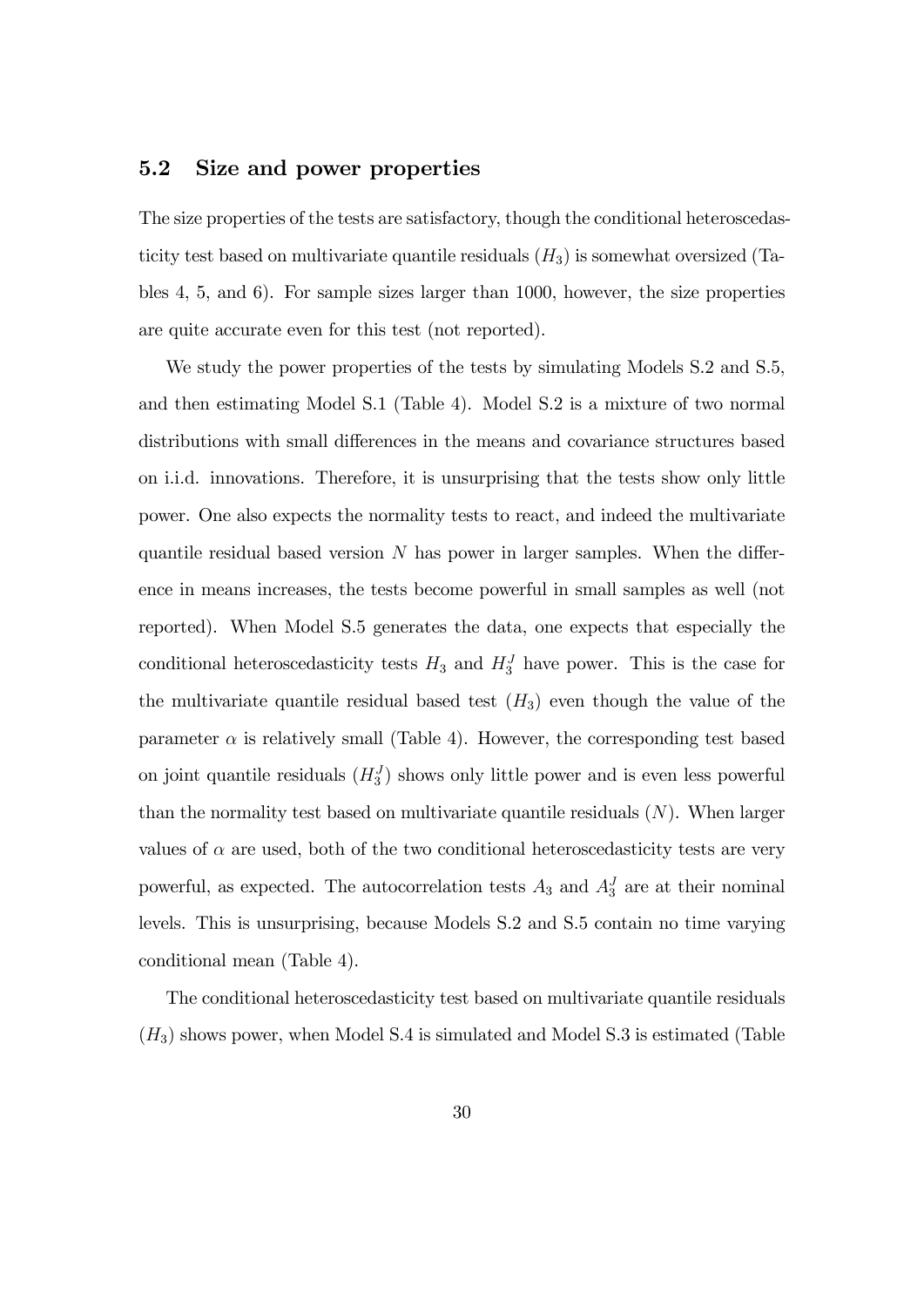### 5.2 Size and power properties

The size properties of the tests are satisfactory, though the conditional heteroscedasticity test based on multivariate quantile residuals ($H_3$) is somewhat oversized (Tables 4, 5, and 6). For sample sizes larger than 1000, however, the size properties are quite accurate even for this test (not reported).

We study the power properties of the tests by simulating Models S.2 and S.5, and then estimating Model S.1 (Table 4). Model S.2 is a mixture of two normal distributions with small differences in the means and covariance structures based on i.i.d. innovations. Therefore, it is unsurprising that the tests show only little power. One also expects the normality tests to react, and indeed the multivariate quantile residual based version $N$ has power in larger samples. When the difference in means increases, the tests become powerful in small samples as well (not reported). When Model S.5 generates the data, one expects that especially the conditional heteroscedasticity tests $H_3$ and $H_3^J$ have power. This is the case for the multivariate quantile residual based test ($H_3$) even though the value of the parameter $\alpha$ is relatively small (Table 4). However, the corresponding test based on joint quantile residuals ($H_3^J$) shows only little power and is even less powerful than the normality test based on multivariate quantile residuals ($N$). When larger values of $\alpha$ are used, both of the two conditional heteroscedasticity tests are very powerful, as expected. The autocorrelation tests $A_3$ and $A_3^J$ are at their nominal levels. This is unsurprising, because Models S.2 and S.5 contain no time varying conditional mean (Table 4).

The conditional heteroscedasticity test based on multivariate quantile residuals ($H_3$) shows power, when Model S.4 is simulated and Model S.3 is estimated (Table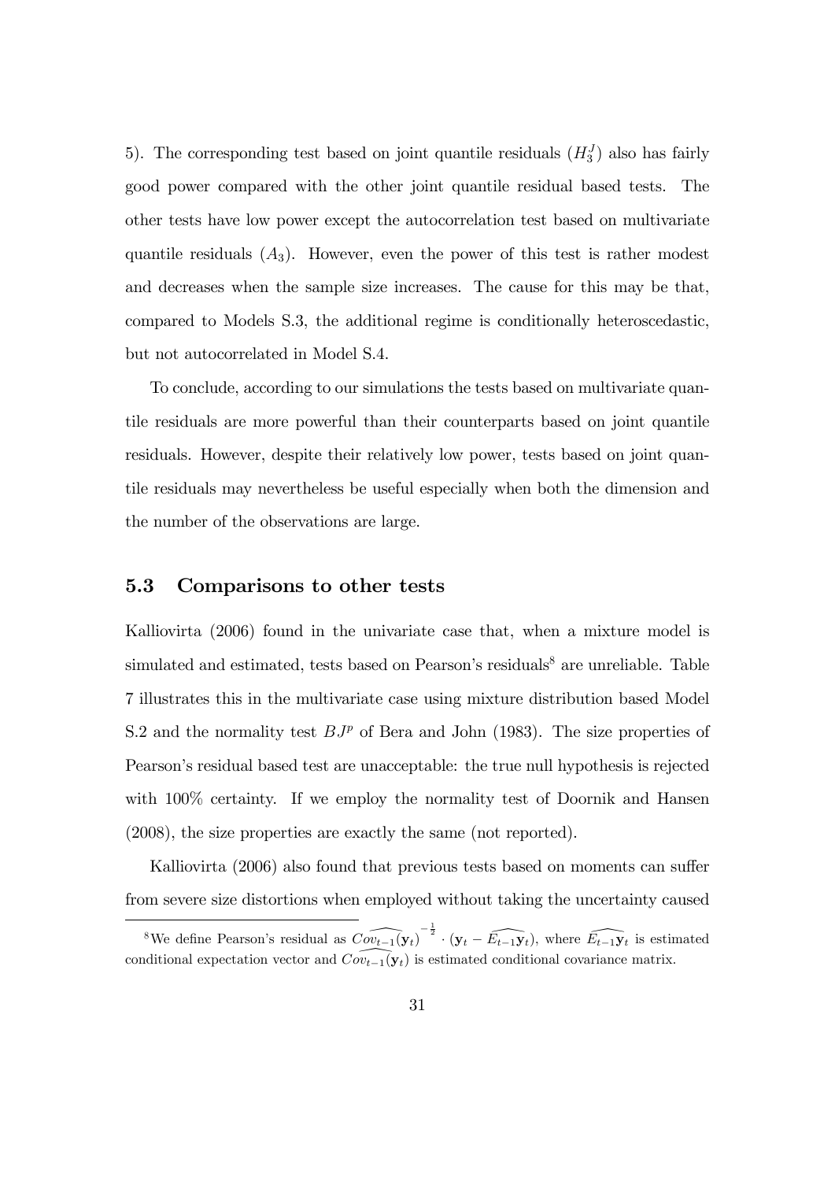5). The corresponding test based on joint quantile residuals ($H_3^J$) also has fairly good power compared with the other joint quantile residual based tests. The other tests have low power except the autocorrelation test based on multivariate quantile residuals ($A_3$). However, even the power of this test is rather modest and decreases when the sample size increases. The cause for this may be that, compared to Models S.3, the additional regime is conditionally heteroscedastic, but not autocorrelated in Model S.4.

To conclude, according to our simulations the tests based on multivariate quantile residuals are more powerful than their counterparts based on joint quantile residuals. However, despite their relatively low power, tests based on joint quantile residuals may nevertheless be useful especially when both the dimension and the number of the observations are large.

### 5.3 Comparisons to other tests

Kalliovirta (2006) found in the univariate case that, when a mixture model is simulated and estimated, tests based on Pearson's residuals[8] are unreliable. Table 7 illustrates this in the multivariate case using mixture distribution based Model S.2 and the normality test $BJ^p$ of Bera and John (1983). The size properties of Pearson's residual based test are unacceptable: the true null hypothesis is rejected with 100% certainty. If we employ the normality test of Doornik and Hansen (2008), the size properties are exactly the same (not reported).

Kalliovirta (2006) also found that previous tests based on moments can suffer from severe size distortions when employed without taking the uncertainty caused

[8] We define Pearson's residual as $\widehat{Cov_{t-1}(\mathbf{y}_t)}^{-\frac{1}{2}} \cdot (\mathbf{y}_t - \widehat{E_{t-1}\mathbf{y}_t})$, where $\widehat{E_{t-1}\mathbf{y}_t}$ is estimated conditional expectation vector and $\widehat{Cov_{t-1}(\mathbf{y}_t)}$ is estimated conditional covariance matrix.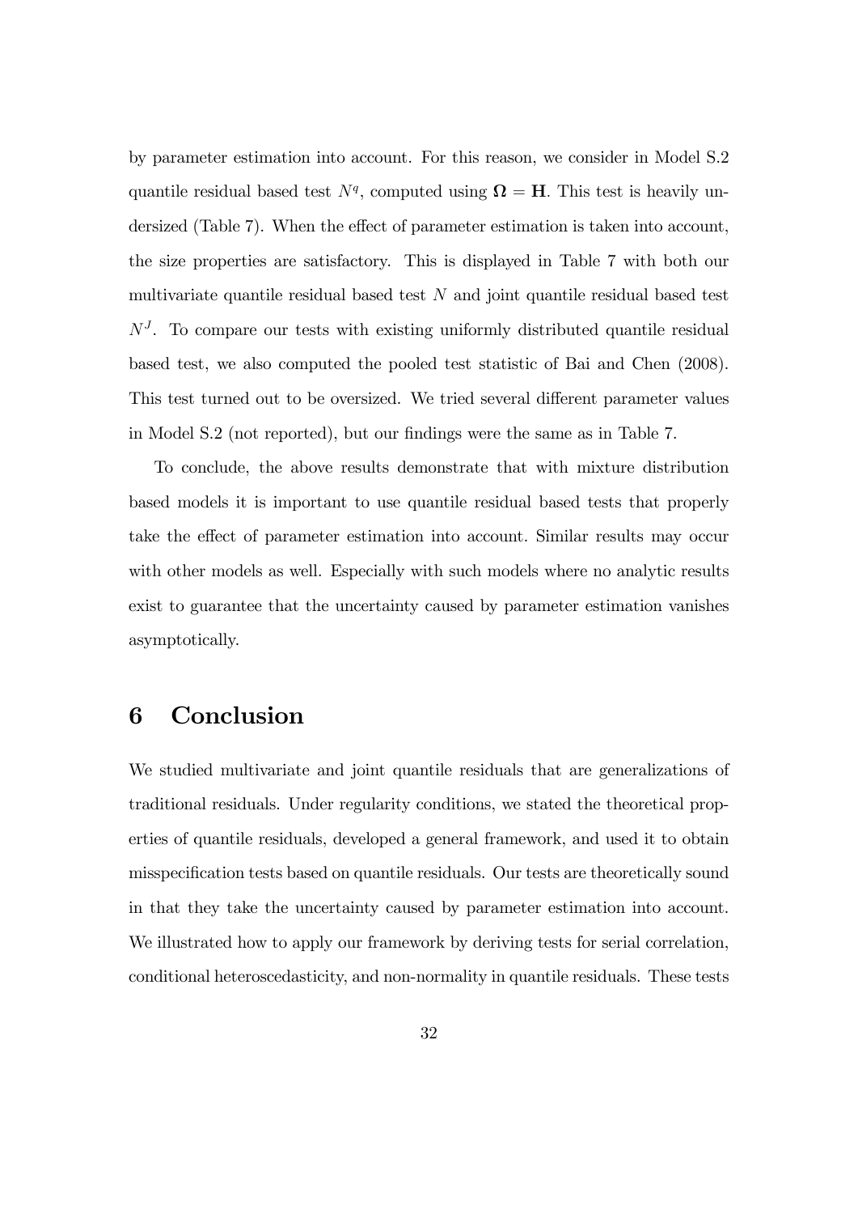by parameter estimation into account. For this reason, we consider in Model S.2 quantile residual based test $N^q$, computed using $\mathbf{\Omega} = \mathbf{H}$. This test is heavily undersized (Table 7). When the effect of parameter estimation is taken into account, the size properties are satisfactory. This is displayed in Table 7 with both our multivariate quantile residual based test $N$ and joint quantile residual based test $N^J$. To compare our tests with existing uniformly distributed quantile residual based test, we also computed the pooled test statistic of Bai and Chen (2008). This test turned out to be oversized. We tried several different parameter values in Model S.2 (not reported), but our findings were the same as in Table 7.

To conclude, the above results demonstrate that with mixture distribution based models it is important to use quantile residual based tests that properly take the effect of parameter estimation into account. Similar results may occur with other models as well. Especially with such models where no analytic results exist to guarantee that the uncertainty caused by parameter estimation vanishes asymptotically.

# 6 Conclusion

We studied multivariate and joint quantile residuals that are generalizations of traditional residuals. Under regularity conditions, we stated the theoretical properties of quantile residuals, developed a general framework, and used it to obtain misspecification tests based on quantile residuals. Our tests are theoretically sound in that they take the uncertainty caused by parameter estimation into account. We illustrated how to apply our framework by deriving tests for serial correlation, conditional heteroscedasticity, and non-normality in quantile residuals. These tests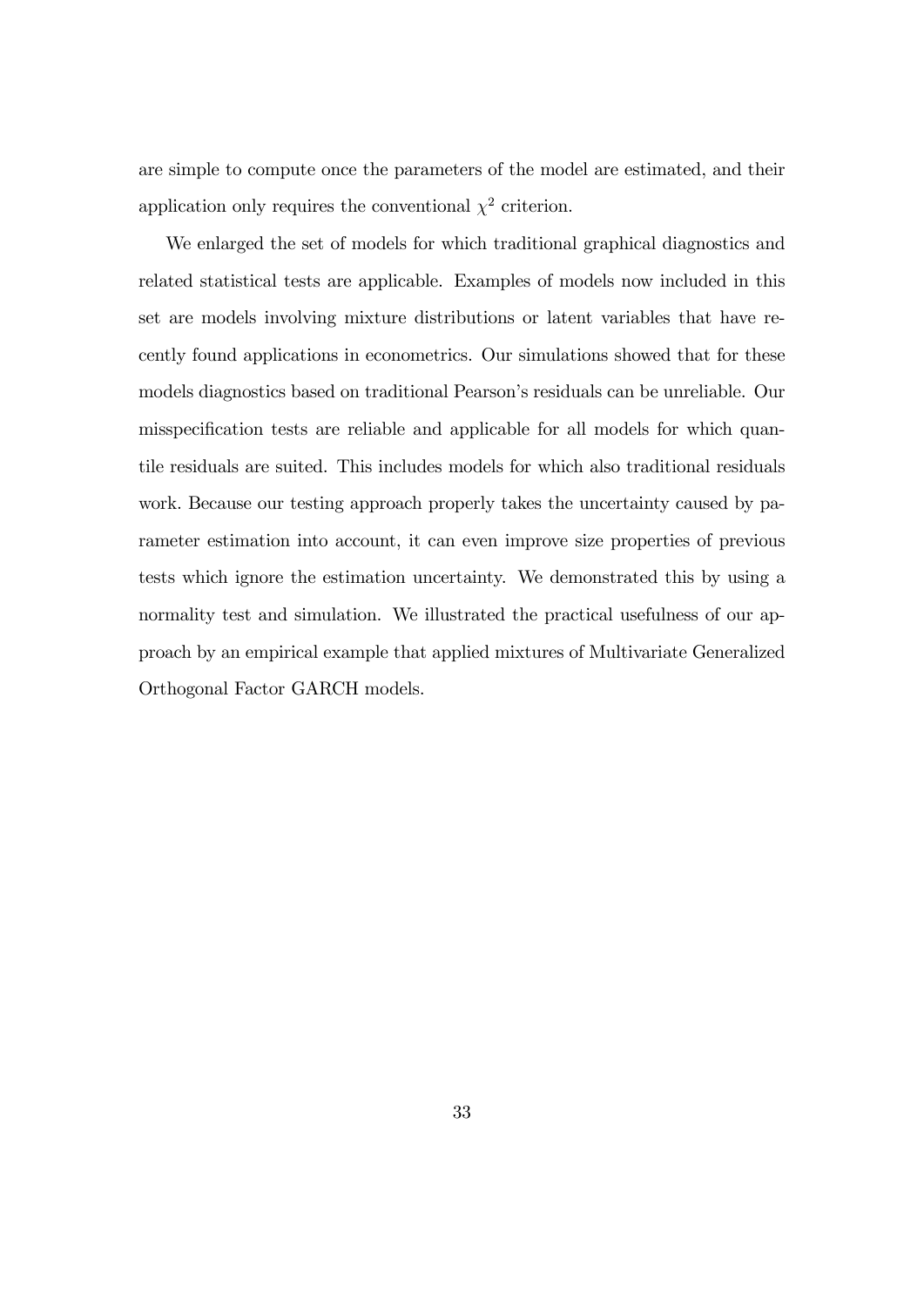are simple to compute once the parameters of the model are estimated, and their application only requires the conventional $\chi^2$ criterion.

We enlarged the set of models for which traditional graphical diagnostics and related statistical tests are applicable. Examples of models now included in this set are models involving mixture distributions or latent variables that have recently found applications in econometrics. Our simulations showed that for these models diagnostics based on traditional Pearson's residuals can be unreliable. Our misspecification tests are reliable and applicable for all models for which quantile residuals are suited. This includes models for which also traditional residuals work. Because our testing approach properly takes the uncertainty caused by parameter estimation into account, it can even improve size properties of previous tests which ignore the estimation uncertainty. We demonstrated this by using a normality test and simulation. We illustrated the practical usefulness of our approach by an empirical example that applied mixtures of Multivariate Generalized Orthogonal Factor GARCH models.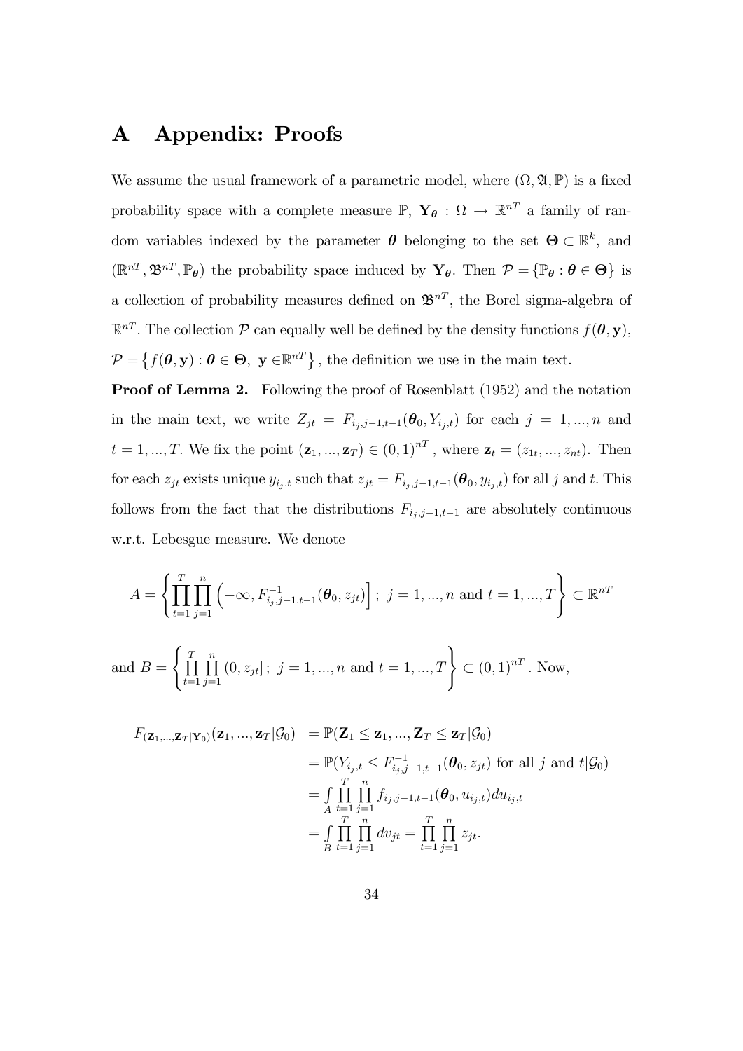# A Appendix: Proofs

We assume the usual framework of a parametric model, where $(\Omega, \mathfrak{A}, \mathbb{P})$ is a fixed probability space with a complete measure $\mathbb{P}$, $\mathbf{Y}_{\boldsymbol{\theta}} : \Omega \rightarrow \mathbb{R}^{nT}$ a family of random variables indexed by the parameter $\boldsymbol{\theta}$ belonging to the set $\boldsymbol{\Theta} \subset \mathbb{R}^k$, and $(\mathbb{R}^{nT}, \mathfrak{B}^{nT}, \mathbb{P}_{\boldsymbol{\theta}})$ the probability space induced by $\mathbf{Y}_{\boldsymbol{\theta}}$. Then $\mathcal{P} = \{\mathbb{P}_{\boldsymbol{\theta}} : \boldsymbol{\theta} \in \boldsymbol{\Theta}\}$ is a collection of probability measures defined on $\mathfrak{B}^{nT}$, the Borel sigma-algebra of $\mathbb{R}^{nT}$. The collection $\mathcal{P}$ can equally well be defined by the density functions $f(\boldsymbol{\theta}, \mathbf{y})$, $\mathcal{P} = \left\{ f(\boldsymbol{\theta}, \mathbf{y}) : \boldsymbol{\theta} \in \boldsymbol{\Theta}, \ \mathbf{y} \in \mathbb{R}^{nT} \right\}$, the definition we use in the main text.

**Proof of Lemma 2.** Following the proof of Rosenblatt (1952) and the notation in the main text, we write $Z_{jt} = F_{i_j, j-1, t-1}(\boldsymbol{\theta}_0, Y_{i_j, t})$ for each $j = 1, ..., n$ and $t = 1, ..., T$. We fix the point $(\mathbf{z}_1, ..., \mathbf{z}_T) \in (0,1)^{nT}$, where $\mathbf{z}_t = (z_{1t}, ..., z_{nt})$. Then for each $z_{jt}$ exists unique $y_{i_j,t}$ such that $z_{jt} = F_{i_j,j-1,t-1}(\boldsymbol{\theta}_0, y_{i_j,t})$ for all $j$ and $t$. This follows from the fact that the distributions $F_{i_j,j-1,t-1}$ are absolutely continuous w.r.t. Lebesgue measure. We denote

$$A = \left\{ \prod_{t=1}^{T} \prod_{j=1}^{n} \left( -\infty, F^{-1}_{i_j,j-1,t-1}(\boldsymbol{\theta}_0, z_{jt}) \right] ; \ j = 1, ..., n \text{ and } t = 1, ..., T \right\} \subset \mathbb{R}^{nT}$$

and $B = \left\{ \prod_{t=1}^{T} \prod_{j=1}^{n} (0, z_{jt}] ; \ j = 1, ..., n \text{ and } t = 1, ..., T \right\} \subset (0,1)^{nT}$. Now,

$$\begin{aligned}
F_{(\mathbf{Z}_1,...,\mathbf{Z}_T|\mathbf{Y}_0)}(\mathbf{z}_1, ..., \mathbf{z}_T|\mathcal{G}_0) &= \mathbb{P}(\mathbf{Z}_1 \leq \mathbf{z}_1, ..., \mathbf{Z}_T \leq \mathbf{z}_T|\mathcal{G}_0) \\
&= \mathbb{P}(Y_{i_j,t} \leq F^{-1}_{i_j,j-1,t-1}(\boldsymbol{\theta}_0, z_{jt}) \text{ for all } j \text{ and } t|\mathcal{G}_0) \\
&= \int_A \prod_{t=1}^{T} \prod_{j=1}^{n} f_{i_j,j-1,t-1}(\boldsymbol{\theta}_0, u_{i_j,t}) du_{i_j,t} \\
&= \int_B \prod_{t=1}^{T} \prod_{j=1}^{n} dv_{jt} = \prod_{t=1}^{T} \prod_{j=1}^{n} z_{jt}.
\end{aligned}$$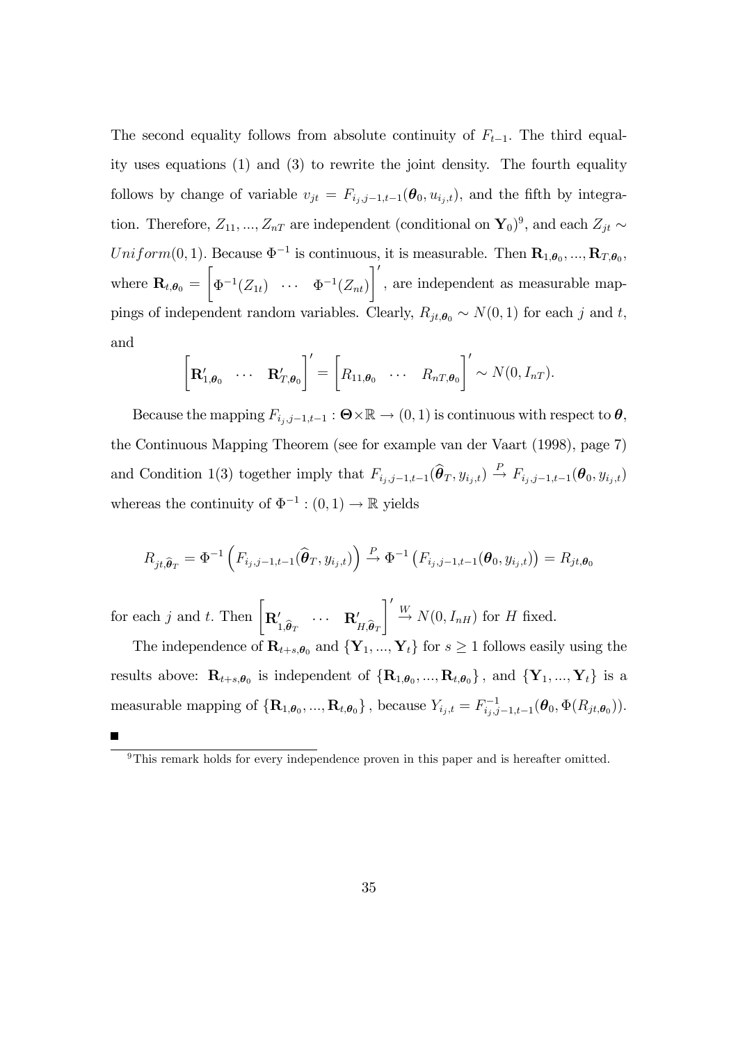The second equality follows from absolute continuity of $F_{t-1}$. The third equality uses equations (1) and (3) to rewrite the joint density. The fourth equality follows by change of variable $v_{jt} = F_{i_j,j-1,t-1}(\boldsymbol{\theta}_0, u_{i_j,t})$, and the fifth by integration. Therefore, $Z_{11}, ..., Z_{nT}$ are independent (conditional on $\mathbf{Y}_0$)[9], and each $Z_{jt} \sim Uniform(0,1)$. Because $\Phi^{-1}$ is continuous, it is measurable. Then $\mathbf{R}_{1,\boldsymbol{\theta}_0}, ..., \mathbf{R}_{T,\boldsymbol{\theta}_0}$, where $\mathbf{R}_{t,\boldsymbol{\theta}_0} = \begin{bmatrix} \Phi^{-1}(Z_{1t}) & \cdots & \Phi^{-1}(Z_{nt}) \end{bmatrix}'$, are independent as measurable mappings of independent random variables. Clearly, $R_{jt,\boldsymbol{\theta}_0} \sim N(0,1)$ for each $j$ and $t$, and

$$\begin{bmatrix} \mathbf{R}'_{1,\boldsymbol{\theta}_0} & \cdots & \mathbf{R}'_{T,\boldsymbol{\theta}_0} \end{bmatrix}' = \begin{bmatrix} R_{11,\boldsymbol{\theta}_0} & \cdots & R_{nT,\boldsymbol{\theta}_0} \end{bmatrix}' \sim N(0, I_{nT}).$$

Because the mapping $F_{i_j,j-1,t-1} : \boldsymbol{\Theta} \times \mathbb{R} \to (0,1)$ is continuous with respect to $\boldsymbol{\theta}$, the Continuous Mapping Theorem (see for example van der Vaart (1998), page 7) and Condition 1(3) together imply that $F_{i_j,j-1,t-1}(\widehat{\boldsymbol{\theta}}_T, y_{i_j,t}) \xrightarrow{P} F_{i_j,j-1,t-1}(\boldsymbol{\theta}_0, y_{i_j,t})$ whereas the continuity of $\Phi^{-1} : (0,1) \to \mathbb{R}$ yields

$$R_{jt,\widehat{\boldsymbol{\theta}}_T} = \Phi^{-1}\left(F_{i_j,j-1,t-1}(\widehat{\boldsymbol{\theta}}_T, y_{i_j,t})\right) \xrightarrow{P} \Phi^{-1}\left(F_{i_j,j-1,t-1}(\boldsymbol{\theta}_0, y_{i_j,t})\right) = R_{jt,\boldsymbol{\theta}_0}$$

for each $j$ and $t$. Then $\begin{bmatrix} \mathbf{R}'_{1,\widehat{\boldsymbol{\theta}}_T} & \cdots & \mathbf{R}'_{H,\widehat{\boldsymbol{\theta}}_T} \end{bmatrix}' \xrightarrow{W} N(0, I_{nH})$ for $H$ fixed.

The independence of $\mathbf{R}_{t+s,\boldsymbol{\theta}_0}$ and $\{\mathbf{Y}_1, ..., \mathbf{Y}_t\}$ for $s \geq 1$ follows easily using the results above: $\mathbf{R}_{t+s,\boldsymbol{\theta}_0}$ is independent of $\{\mathbf{R}_{1,\boldsymbol{\theta}_0}, ..., \mathbf{R}_{t,\boldsymbol{\theta}_0}\}$, and $\{\mathbf{Y}_1, ..., \mathbf{Y}_t\}$ is a measurable mapping of $\{\mathbf{R}_{1,\boldsymbol{\theta}_0}, ..., \mathbf{R}_{t,\boldsymbol{\theta}_0}\}$, because $Y_{i_j,t} = F^{-1}_{i_j,j-1,t-1}(\boldsymbol{\theta}_0, \Phi(R_{jt,\boldsymbol{\theta}_0}))$. ■

[9] This remark holds for every independence proven in this paper and is hereafter omitted.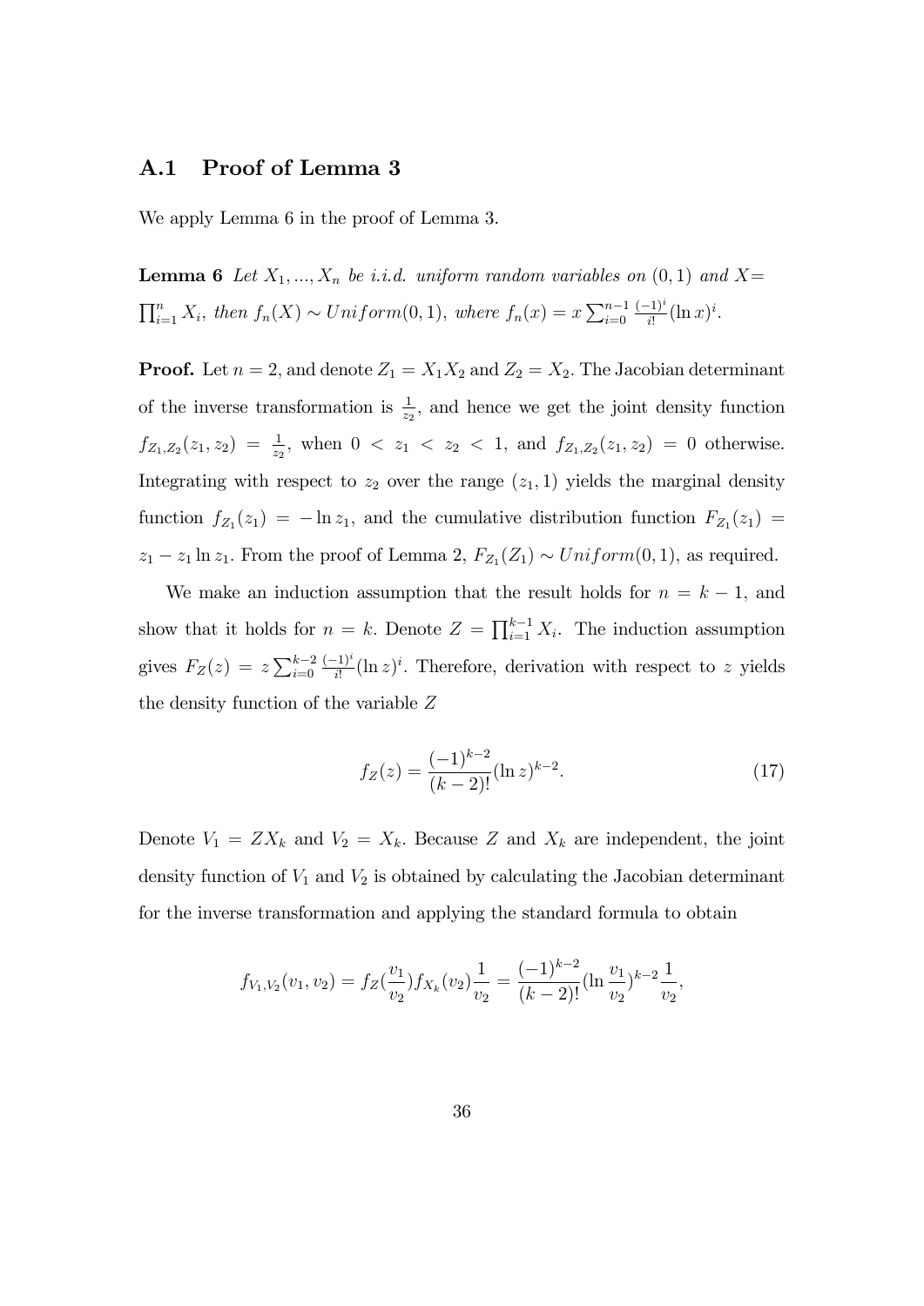## A.1 Proof of Lemma 3

We apply Lemma 6 in the proof of Lemma 3.

**Lemma 6** *Let $X_1, ..., X_n$ be i.i.d. uniform random variables on $(0, 1)$ and $X = \prod_{i=1}^{n} X_i$, then $f_n(X) \sim Uniform(0, 1)$, where $f_n(x) = x \sum_{i=0}^{n-1} \frac{(-1)^i}{i!} (\ln x)^i$.*

**Proof.** Let $n = 2$, and denote $Z_1 = X_1 X_2$ and $Z_2 = X_2$. The Jacobian determinant of the inverse transformation is $\frac{1}{z_2}$, and hence we get the joint density function $f_{Z_1,Z_2}(z_1, z_2) = \frac{1}{z_2}$, when $0 < z_1 < z_2 < 1$, and $f_{Z_1,Z_2}(z_1, z_2) = 0$ otherwise. Integrating with respect to $z_2$ over the range $(z_1, 1)$ yields the marginal density function $f_{Z_1}(z_1) = -\ln z_1$, and the cumulative distribution function $F_{Z_1}(z_1) = z_1 - z_1 \ln z_1$. From the proof of Lemma 2, $F_{Z_1}(Z_1) \sim Uniform(0, 1)$, as required.

We make an induction assumption that the result holds for $n = k - 1$, and show that it holds for $n = k$. Denote $Z = \prod_{i=1}^{k-1} X_i$. The induction assumption gives $F_Z(z) = z \sum_{i=0}^{k-2} \frac{(-1)^i}{i!} (\ln z)^i$. Therefore, derivation with respect to $z$ yields the density function of the variable $Z$

$$f_Z(z) = \frac{(-1)^{k-2}}{(k-2)!} (\ln z)^{k-2}. \tag{17}$$

Denote $V_1 = Z X_k$ and $V_2 = X_k$. Because $Z$ and $X_k$ are independent, the joint density function of $V_1$ and $V_2$ is obtained by calculating the Jacobian determinant for the inverse transformation and applying the standard formula to obtain

$$f_{V_1,V_2}(v_1, v_2) = f_Z(\frac{v_1}{v_2}) f_{X_k}(v_2) \frac{1}{v_2} = \frac{(-1)^{k-2}}{(k-2)!} (\ln \frac{v_1}{v_2})^{k-2} \frac{1}{v_2},$$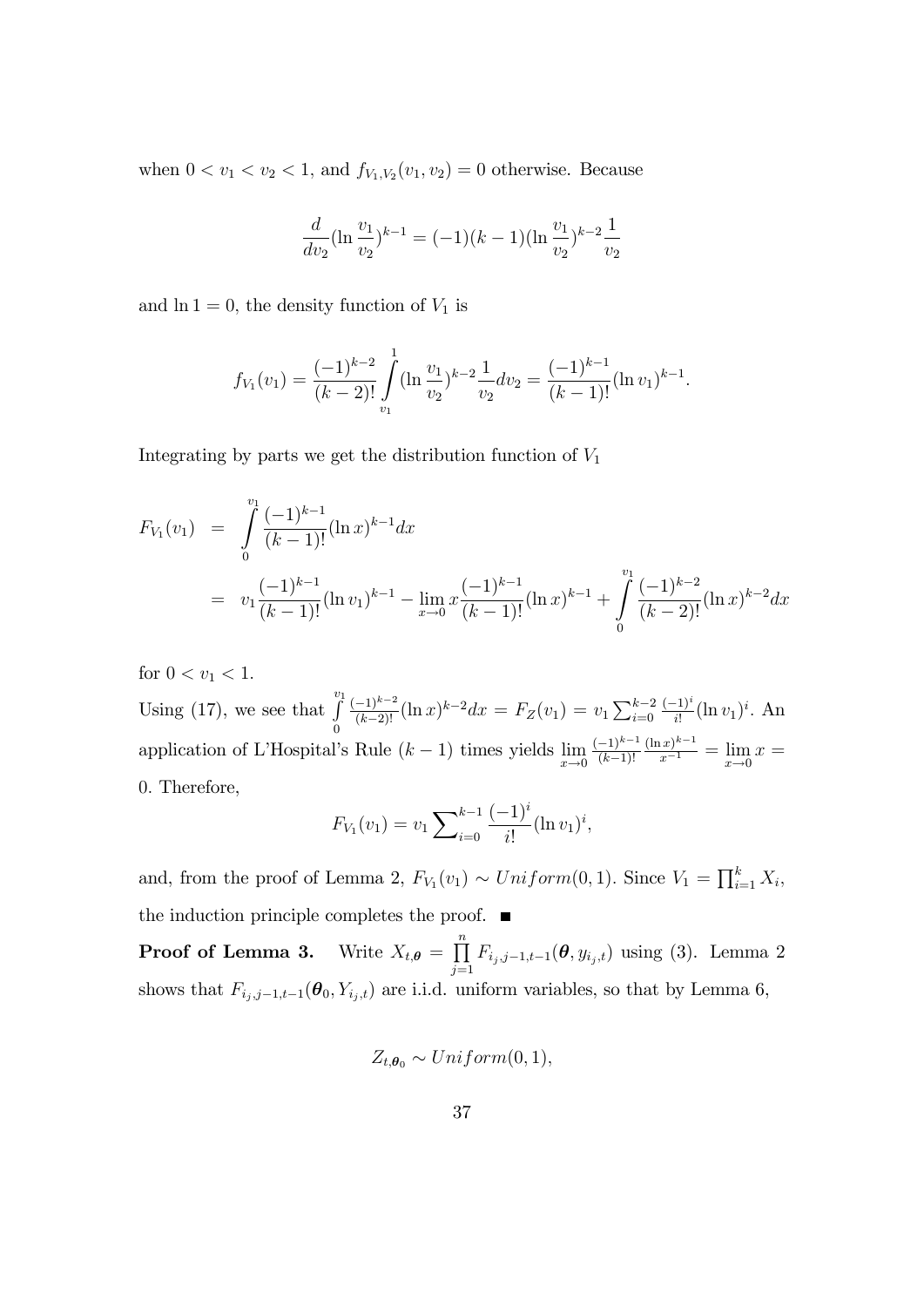when $0 < v_1 < v_2 < 1$, and $f_{V_1,V_2}(v_1, v_2) = 0$ otherwise. Because

$$\frac{d}{dv_2}(\ln \frac{v_1}{v_2})^{k-1} = (-1)(k-1)(\ln \frac{v_1}{v_2})^{k-2}\frac{1}{v_2}$$

and $\ln 1 = 0$, the density function of $V_1$ is

$$f_{V_1}(v_1) = \frac{(-1)^{k-2}}{(k-2)!}\int_{v_1}^{1}(\ln \frac{v_1}{v_2})^{k-2}\frac{1}{v_2}dv_2 = \frac{(-1)^{k-1}}{(k-1)!}(\ln v_1)^{k-1}.$$

Integrating by parts we get the distribution function of $V_1$

$$\begin{aligned} F_{V_1}(v_1) &= \int_0^{v_1}\frac{(-1)^{k-1}}{(k-1)!}(\ln x)^{k-1}dx \\ &= v_1\frac{(-1)^{k-1}}{(k-1)!}(\ln v_1)^{k-1} - \lim_{x\to 0} x\frac{(-1)^{k-1}}{(k-1)!}(\ln x)^{k-1} + \int_0^{v_1}\frac{(-1)^{k-2}}{(k-2)!}(\ln x)^{k-2}dx \end{aligned}$$

for $0 < v_1 < 1$.

Using (17), we see that $\int_0^{v_1}\frac{(-1)^{k-2}}{(k-2)!}(\ln x)^{k-2}dx = F_Z(v_1) = v_1\sum_{i=0}^{k-2}\frac{(-1)^i}{i!}(\ln v_1)^i$. An application of L'Hospital's Rule $(k-1)$ times yields $\lim_{x\to 0}\frac{(-1)^{k-1}}{(k-1)!}\frac{(\ln x)^{k-1}}{x^{-1}} = \lim_{x\to 0} x = 0$. Therefore,

$$F_{V_1}(v_1) = v_1\sum_{i=0}^{k-1}\frac{(-1)^i}{i!}(\ln v_1)^i,$$

and, from the proof of Lemma 2, $F_{V_1}(v_1) \sim Uniform(0,1)$. Since $V_1 = \prod_{i=1}^{k} X_i$, the induction principle completes the proof. ∎

**Proof of Lemma 3.** Write $X_{t,\boldsymbol{\theta}} = \prod_{j=1}^{n} F_{i_j,j-1,t-1}(\boldsymbol{\theta}, y_{i_j,t})$ using (3). Lemma 2 shows that $F_{i_j,j-1,t-1}(\boldsymbol{\theta}_0, Y_{i_j,t})$ are i.i.d. uniform variables, so that by Lemma 6,

$$Z_{t,\boldsymbol{\theta}_0} \sim Uniform(0,1),$$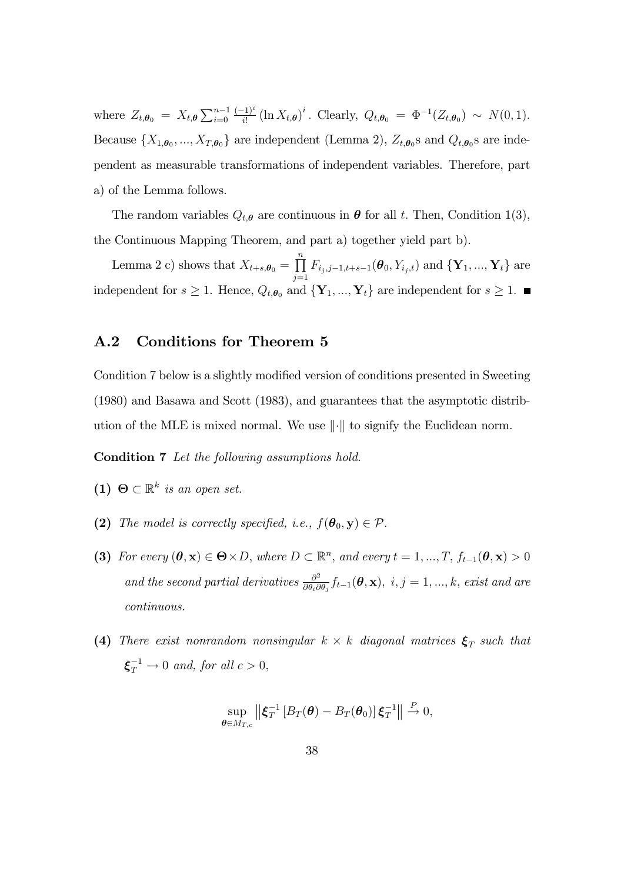where $Z_{t,\boldsymbol{\theta}_0} = X_{t,\boldsymbol{\theta}} \sum_{i=0}^{n-1} \frac{(-1)^i}{i!} (\ln X_{t,\boldsymbol{\theta}})^i$. Clearly, $Q_{t,\boldsymbol{\theta}_0} = \Phi^{-1}(Z_{t,\boldsymbol{\theta}_0}) \sim N(0,1)$. Because $\{X_{1,\boldsymbol{\theta}_0}, ..., X_{T,\boldsymbol{\theta}_0}\}$ are independent (Lemma 2), $Z_{t,\boldsymbol{\theta}_0}$s and $Q_{t,\boldsymbol{\theta}_0}$s are independent as measurable transformations of independent variables. Therefore, part a) of the Lemma follows.

The random variables $Q_{t,\boldsymbol{\theta}}$ are continuous in $\boldsymbol{\theta}$ for all $t$. Then, Condition 1(3), the Continuous Mapping Theorem, and part a) together yield part b).

Lemma 2 c) shows that $X_{t+s,\boldsymbol{\theta}_0} = \prod_{j=1}^{n} F_{i_j,j-1,t+s-1}(\boldsymbol{\theta}_0, Y_{i_j,t})$ and $\{\mathbf{Y}_1, ..., \mathbf{Y}_t\}$ are independent for $s \geq 1$. Hence, $Q_{t,\boldsymbol{\theta}_0}$ and $\{\mathbf{Y}_1, ..., \mathbf{Y}_t\}$ are independent for $s \geq 1$. ■

## A.2 Conditions for Theorem 5

Condition 7 below is a slightly modified version of conditions presented in Sweeting (1980) and Basawa and Scott (1983), and guarantees that the asymptotic distribution of the MLE is mixed normal. We use $\|\cdot\|$ to signify the Euclidean norm.

**Condition 7** *Let the following assumptions hold.*

**(1)** $\boldsymbol{\Theta} \subset \mathbb{R}^k$ *is an open set.*

**(2)** *The model is correctly specified, i.e.,* $f(\boldsymbol{\theta}_0, \mathbf{y}) \in \mathcal{P}$.

**(3)** *For every* $(\boldsymbol{\theta}, \mathbf{x}) \in \boldsymbol{\Theta} \times D$*, where* $D \subset \mathbb{R}^n$*, and every* $t = 1, ..., T$*,* $f_{t-1}(\boldsymbol{\theta}, \mathbf{x}) > 0$ *and the second partial derivatives* $\frac{\partial^2}{\partial\theta_i \partial\theta_j} f_{t-1}(\boldsymbol{\theta}, \mathbf{x})$*,* $i, j = 1, ..., k$*, exist and are continuous.*

**(4)** *There exist nonrandom nonsingular* $k \times k$ *diagonal matrices* $\boldsymbol{\xi}_T$ *such that* $\boldsymbol{\xi}_T^{-1} \to 0$ *and, for all* $c > 0$,

$$\sup_{\boldsymbol{\theta} \in M_{T,c}} \left\| \boldsymbol{\xi}_T^{-1} \left[ B_T(\boldsymbol{\theta}) - B_T(\boldsymbol{\theta}_0) \right] \boldsymbol{\xi}_T^{-1} \right\| \xrightarrow{P} 0,$$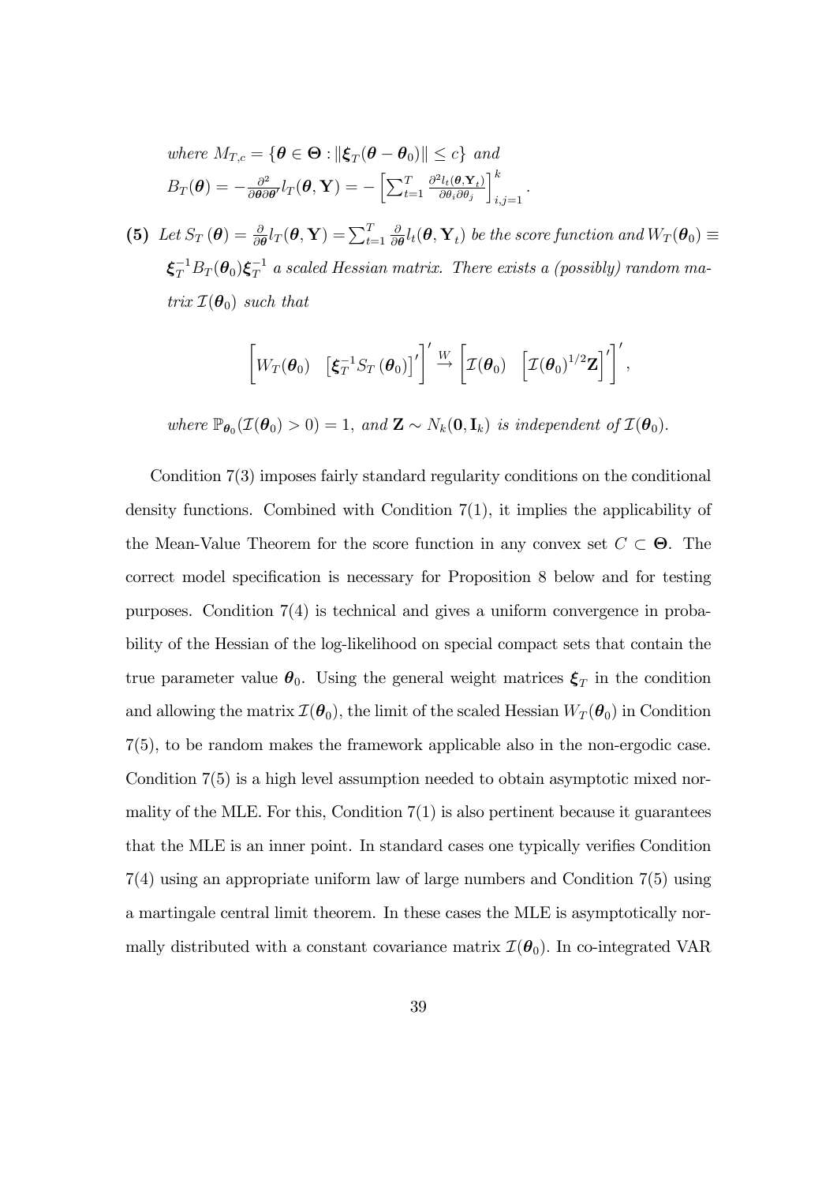*where* $M_{T,c} = \{\boldsymbol{\theta} \in \boldsymbol{\Theta} : \|\boldsymbol{\xi}_T(\boldsymbol{\theta} - \boldsymbol{\theta}_0)\| \leq c\}$ *and*
$B_T(\boldsymbol{\theta}) = -\frac{\partial^2}{\partial \boldsymbol{\theta} \partial \boldsymbol{\theta}'} l_T(\boldsymbol{\theta}, \mathbf{Y}) = -\left[\sum_{t=1}^{T} \frac{\partial^2 l_t(\boldsymbol{\theta}, \mathbf{Y}_t)}{\partial \theta_i \partial \theta_j}\right]_{i,j=1}^{k}.$

**(5)** *Let* $S_T(\boldsymbol{\theta}) = \frac{\partial}{\partial \boldsymbol{\theta}} l_T(\boldsymbol{\theta}, \mathbf{Y}) = \sum_{t=1}^{T} \frac{\partial}{\partial \boldsymbol{\theta}} l_t(\boldsymbol{\theta}, \mathbf{Y}_t)$ *be the score function and* $W_T(\boldsymbol{\theta}_0) \equiv \boldsymbol{\xi}_T^{-1} B_T(\boldsymbol{\theta}_0) \boldsymbol{\xi}_T^{-1}$ *a scaled Hessian matrix. There exists a (possibly) random matrix* $\mathcal{I}(\boldsymbol{\theta}_0)$ *such that*

$$\left[W_T(\boldsymbol{\theta}_0) \quad \left[\boldsymbol{\xi}_T^{-1} S_T(\boldsymbol{\theta}_0)\right]'\right]' \xrightarrow{W} \left[\mathcal{I}(\boldsymbol{\theta}_0) \quad \left[\mathcal{I}(\boldsymbol{\theta}_0)^{1/2} \mathbf{Z}\right]'\right]',$$

*where* $\mathbb{P}_{\boldsymbol{\theta}_0}(\mathcal{I}(\boldsymbol{\theta}_0) > 0) = 1$, *and* $\mathbf{Z} \sim N_k(\mathbf{0}, \mathbf{I}_k)$ *is independent of* $\mathcal{I}(\boldsymbol{\theta}_0)$.

Condition 7(3) imposes fairly standard regularity conditions on the conditional density functions. Combined with Condition 7(1), it implies the applicability of the Mean-Value Theorem for the score function in any convex set $C \subset \boldsymbol{\Theta}$. The correct model specification is necessary for Proposition 8 below and for testing purposes. Condition 7(4) is technical and gives a uniform convergence in probability of the Hessian of the log-likelihood on special compact sets that contain the true parameter value $\boldsymbol{\theta}_0$. Using the general weight matrices $\boldsymbol{\xi}_T$ in the condition and allowing the matrix $\mathcal{I}(\boldsymbol{\theta}_0)$, the limit of the scaled Hessian $W_T(\boldsymbol{\theta}_0)$ in Condition 7(5), to be random makes the framework applicable also in the non-ergodic case. Condition 7(5) is a high level assumption needed to obtain asymptotic mixed normality of the MLE. For this, Condition 7(1) is also pertinent because it guarantees that the MLE is an inner point. In standard cases one typically verifies Condition 7(4) using an appropriate uniform law of large numbers and Condition 7(5) using a martingale central limit theorem. In these cases the MLE is asymptotically normally distributed with a constant covariance matrix $\mathcal{I}(\boldsymbol{\theta}_0)$. In co-integrated VAR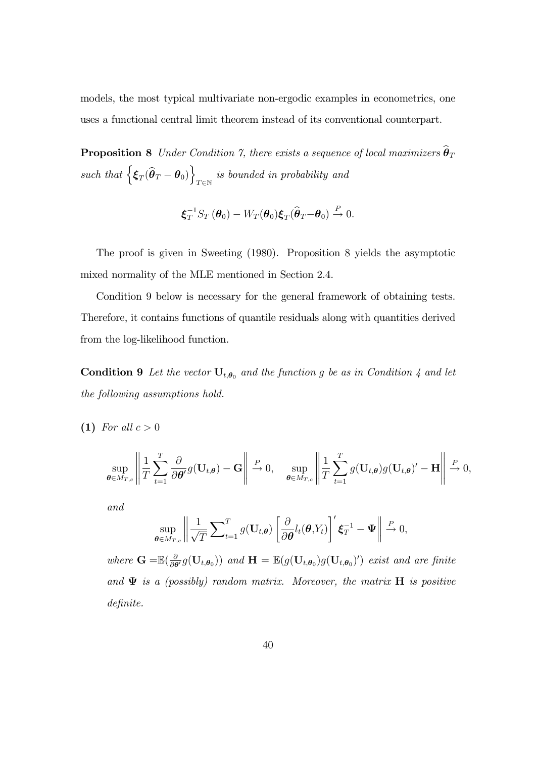models, the most typical multivariate non-ergodic examples in econometrics, one uses a functional central limit theorem instead of its conventional counterpart.

**Proposition 8** *Under Condition 7, there exists a sequence of local maximizers* $\widehat{\boldsymbol{\theta}}_T$ *such that* $\left\{\boldsymbol{\xi}_T(\widehat{\boldsymbol{\theta}}_T - \boldsymbol{\theta}_0)\right\}_{T\in\mathbb{N}}$ *is bounded in probability and*

$$\boldsymbol{\xi}_T^{-1} S_T\left(\boldsymbol{\theta}_0\right) - W_T(\boldsymbol{\theta}_0)\boldsymbol{\xi}_T(\widehat{\boldsymbol{\theta}}_T - \boldsymbol{\theta}_0) \xrightarrow{P} 0.$$

The proof is given in Sweeting (1980). Proposition 8 yields the asymptotic mixed normality of the MLE mentioned in Section 2.4.

Condition 9 below is necessary for the general framework of obtaining tests. Therefore, it contains functions of quantile residuals along with quantities derived from the log-likelihood function.

**Condition 9** *Let the vector* $\mathbf{U}_{t,\boldsymbol{\theta}_0}$ *and the function* $g$ *be as in Condition 4 and let the following assumptions hold.*

**(1)** *For all* $c > 0$

$$\sup_{\boldsymbol{\theta}\in M_{T,c}} \left\| \frac{1}{T}\sum_{t=1}^{T} \frac{\partial}{\partial \boldsymbol{\theta}'} g(\mathbf{U}_{t,\boldsymbol{\theta}}) - \mathbf{G} \right\| \xrightarrow{P} 0, \quad \sup_{\boldsymbol{\theta}\in M_{T,c}} \left\| \frac{1}{T}\sum_{t=1}^{T} g(\mathbf{U}_{t,\boldsymbol{\theta}}) g(\mathbf{U}_{t,\boldsymbol{\theta}})' - \mathbf{H} \right\| \xrightarrow{P} 0,$$

*and*

$$\sup_{\boldsymbol{\theta}\in M_{T,c}} \left\| \frac{1}{\sqrt{T}} \sum\nolimits_{t=1}^{T} g(\mathbf{U}_{t,\boldsymbol{\theta}}) \left[\frac{\partial}{\partial \boldsymbol{\theta}} l_t(\boldsymbol{\theta}, Y_t)\right]' \boldsymbol{\xi}_T^{-1} - \boldsymbol{\Psi} \right\| \xrightarrow{P} 0,$$

*where* $\mathbf{G} = \mathbb{E}(\frac{\partial}{\partial \boldsymbol{\theta}'} g(\mathbf{U}_{t,\boldsymbol{\theta}_0}))$ *and* $\mathbf{H} = \mathbb{E}(g(\mathbf{U}_{t,\boldsymbol{\theta}_0}) g(\mathbf{U}_{t,\boldsymbol{\theta}_0})')$ *exist and are finite and* $\boldsymbol{\Psi}$ *is a (possibly) random matrix. Moreover, the matrix* $\mathbf{H}$ *is positive definite.*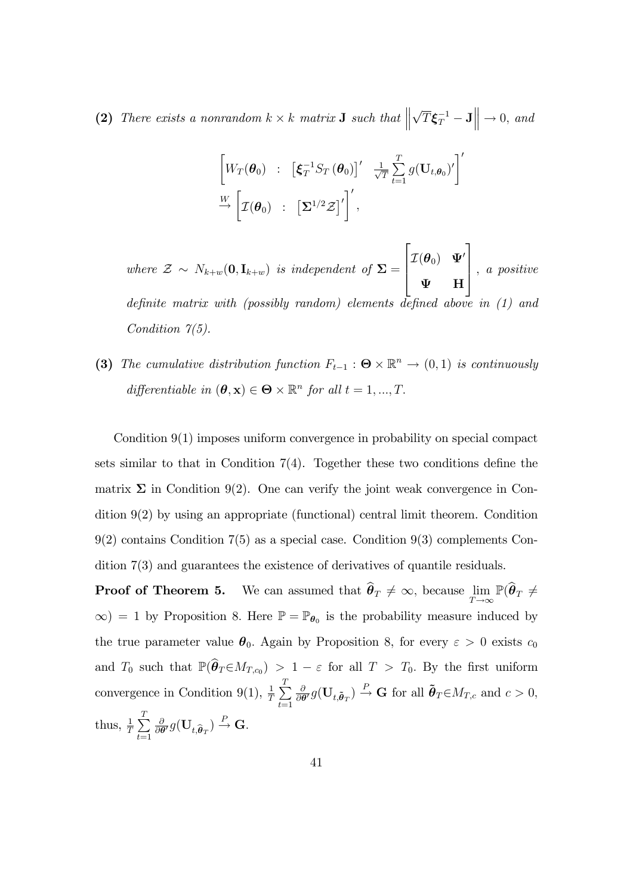**(2)** *There exists a nonrandom $k \times k$ matrix $\mathbf{J}$ such that $\left\| \sqrt{T}\boldsymbol{\xi}_T^{-1} - \mathbf{J} \right\| \to 0$, and*

$$
\left[ W_T(\boldsymbol{\theta}_0) \ : \ \left[\boldsymbol{\xi}_T^{-1} S_T(\boldsymbol{\theta}_0)\right]' \ \ \frac{1}{\sqrt{T}} \sum_{t=1}^{T} g(\mathbf{U}_{t,\boldsymbol{\theta}_0})' \right]'
$$
$$
\xrightarrow{W} \left[ \mathcal{I}(\boldsymbol{\theta}_0) \ : \ \left[\boldsymbol{\Sigma}^{1/2} \mathcal{Z}\right]' \right]',
$$

*where $\mathcal{Z} \sim N_{k+w}(\mathbf{0}, \mathbf{I}_{k+w})$ is independent of $\boldsymbol{\Sigma} = \begin{bmatrix} \mathcal{I}(\boldsymbol{\theta}_0) & \boldsymbol{\Psi}' \\ \boldsymbol{\Psi} & \mathbf{H} \end{bmatrix}$, a positive definite matrix with (possibly random) elements defined above in (1) and Condition 7(5).*

**(3)** *The cumulative distribution function $F_{t-1} : \boldsymbol{\Theta} \times \mathbb{R}^n \to (0,1)$ is continuously differentiable in $(\boldsymbol{\theta}, \mathbf{x}) \in \boldsymbol{\Theta} \times \mathbb{R}^n$ for all $t = 1, ..., T$.*

Condition 9(1) imposes uniform convergence in probability on special compact sets similar to that in Condition 7(4). Together these two conditions define the matrix $\boldsymbol{\Sigma}$ in Condition 9(2). One can verify the joint weak convergence in Condition 9(2) by using an appropriate (functional) central limit theorem. Condition 9(2) contains Condition 7(5) as a special case. Condition 9(3) complements Condition 7(3) and guarantees the existence of derivatives of quantile residuals.

**Proof of Theorem 5.** We can assumed that $\widehat{\boldsymbol{\theta}}_T \neq \infty$, because $\lim_{T\to\infty} \mathbb{P}(\widehat{\boldsymbol{\theta}}_T \neq \infty) = 1$ by Proposition 8. Here $\mathbb{P} = \mathbb{P}_{\boldsymbol{\theta}_0}$ is the probability measure induced by the true parameter value $\boldsymbol{\theta}_0$. Again by Proposition 8, for every $\varepsilon > 0$ exists $c_0$ and $T_0$ such that $\mathbb{P}(\widehat{\boldsymbol{\theta}}_T \in M_{T,c_0}) > 1 - \varepsilon$ for all $T > T_0$. By the first uniform convergence in Condition 9(1), $\frac{1}{T} \sum_{t=1}^{T} \frac{\partial}{\partial \boldsymbol{\theta}'} g(\mathbf{U}_{t,\tilde{\boldsymbol{\theta}}_T}) \xrightarrow{P} \mathbf{G}$ for all $\tilde{\boldsymbol{\theta}}_T \in M_{T,c}$ and $c > 0$, thus, $\frac{1}{T} \sum_{t=1}^{T} \frac{\partial}{\partial \boldsymbol{\theta}'} g(\mathbf{U}_{t,\widehat{\boldsymbol{\theta}}_T}) \xrightarrow{P} \mathbf{G}$.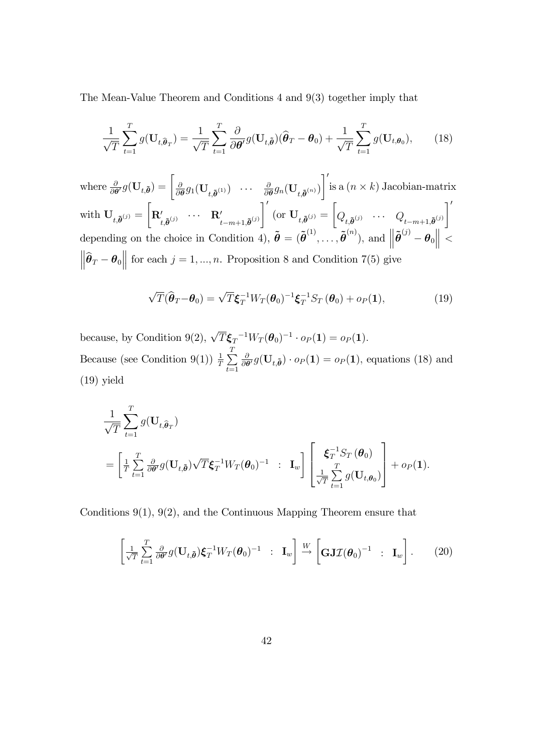The Mean-Value Theorem and Conditions 4 and 9(3) together imply that

$$\frac{1}{\sqrt{T}}\sum_{t=1}^{T} g(\mathbf{U}_{t,\widehat{\boldsymbol{\theta}}_T}) = \frac{1}{\sqrt{T}}\sum_{t=1}^{T} \frac{\partial}{\partial \boldsymbol{\theta}'} g(\mathbf{U}_{t,\tilde{\boldsymbol{\theta}}})(\widehat{\boldsymbol{\theta}}_T - \boldsymbol{\theta}_0) + \frac{1}{\sqrt{T}}\sum_{t=1}^{T} g(\mathbf{U}_{t,\boldsymbol{\theta}_0}), \tag{18}$$

where $\frac{\partial}{\partial \boldsymbol{\theta}'} g(\mathbf{U}_{t,\tilde{\boldsymbol{\theta}}}) = \left[\frac{\partial}{\partial \boldsymbol{\theta}} g_1(\mathbf{U}_{t,\tilde{\boldsymbol{\theta}}^{(1)}}) \ \cdots \ \frac{\partial}{\partial \boldsymbol{\theta}} g_n(\mathbf{U}_{t,\tilde{\boldsymbol{\theta}}^{(n)}})\right]'$ is a $(n \times k)$ Jacobian-matrix with $\mathbf{U}_{t,\tilde{\boldsymbol{\theta}}^{(j)}} = \left[\mathbf{R}'_{t,\tilde{\boldsymbol{\theta}}^{(j)}} \ \cdots \ \mathbf{R}'_{t-m+1,\tilde{\boldsymbol{\theta}}^{(j)}}\right]'$ (or $\mathbf{U}_{t,\tilde{\boldsymbol{\theta}}^{(j)}} = \left[Q_{t,\tilde{\boldsymbol{\theta}}^{(j)}} \ \cdots \ Q_{t-m+1,\tilde{\boldsymbol{\theta}}^{(j)}}\right]'$ depending on the choice in Condition 4), $\tilde{\boldsymbol{\theta}} = (\tilde{\boldsymbol{\theta}}^{(1)}, \ldots, \tilde{\boldsymbol{\theta}}^{(n)})$, and $\left\|\tilde{\boldsymbol{\theta}}^{(j)} - \boldsymbol{\theta}_0\right\| < \left\|\widehat{\boldsymbol{\theta}}_T - \boldsymbol{\theta}_0\right\|$ for each $j = 1, ..., n$. Proposition 8 and Condition 7(5) give

$$\sqrt{T}(\widehat{\boldsymbol{\theta}}_T - \boldsymbol{\theta}_0) = \sqrt{T}\boldsymbol{\xi}_T^{-1} W_T(\boldsymbol{\theta}_0)^{-1} \boldsymbol{\xi}_T^{-1} S_T(\boldsymbol{\theta}_0) + o_P(\mathbf{1}), \tag{19}$$

because, by Condition 9(2), $\sqrt{T}\boldsymbol{\xi}_T{}^{-1} W_T(\boldsymbol{\theta}_0)^{-1} \cdot o_P(\mathbf{1}) = o_P(\mathbf{1})$.
Because (see Condition 9(1)) $\frac{1}{T}\sum\limits_{t=1}^{T} \frac{\partial}{\partial \boldsymbol{\theta}'} g(\mathbf{U}_{t,\tilde{\boldsymbol{\theta}}}) \cdot o_P(\mathbf{1}) = o_P(\mathbf{1})$, equations (18) and (19) yield

$$\begin{aligned}
&\frac{1}{\sqrt{T}}\sum_{t=1}^{T} g(\mathbf{U}_{t,\widehat{\boldsymbol{\theta}}_T}) \\
&= \left[\frac{1}{T}\sum_{t=1}^{T} \frac{\partial}{\partial \boldsymbol{\theta}'} g(\mathbf{U}_{t,\tilde{\boldsymbol{\theta}}})\sqrt{T}\boldsymbol{\xi}_T^{-1} W_T(\boldsymbol{\theta}_0)^{-1} \ \ \vdots \ \ \mathbf{I}_w\right] \begin{bmatrix} \boldsymbol{\xi}_T^{-1} S_T(\boldsymbol{\theta}_0) \\ \frac{1}{\sqrt{T}}\sum\limits_{t=1}^{T} g(\mathbf{U}_{t,\boldsymbol{\theta}_0}) \end{bmatrix} + o_P(\mathbf{1}).
\end{aligned}$$

Conditions 9(1), 9(2), and the Continuous Mapping Theorem ensure that

$$\left[\frac{1}{\sqrt{T}}\sum_{t=1}^{T} \frac{\partial}{\partial \boldsymbol{\theta}'} g(\mathbf{U}_{t,\tilde{\boldsymbol{\theta}}})\boldsymbol{\xi}_T^{-1} W_T(\boldsymbol{\theta}_0)^{-1} \ \ \vdots \ \ \mathbf{I}_w\right] \xrightarrow{W} \left[\mathbf{G}\mathbf{J}\mathcal{I}(\boldsymbol{\theta}_0)^{-1} \ \ \vdots \ \ \mathbf{I}_w\right]. \tag{20}$$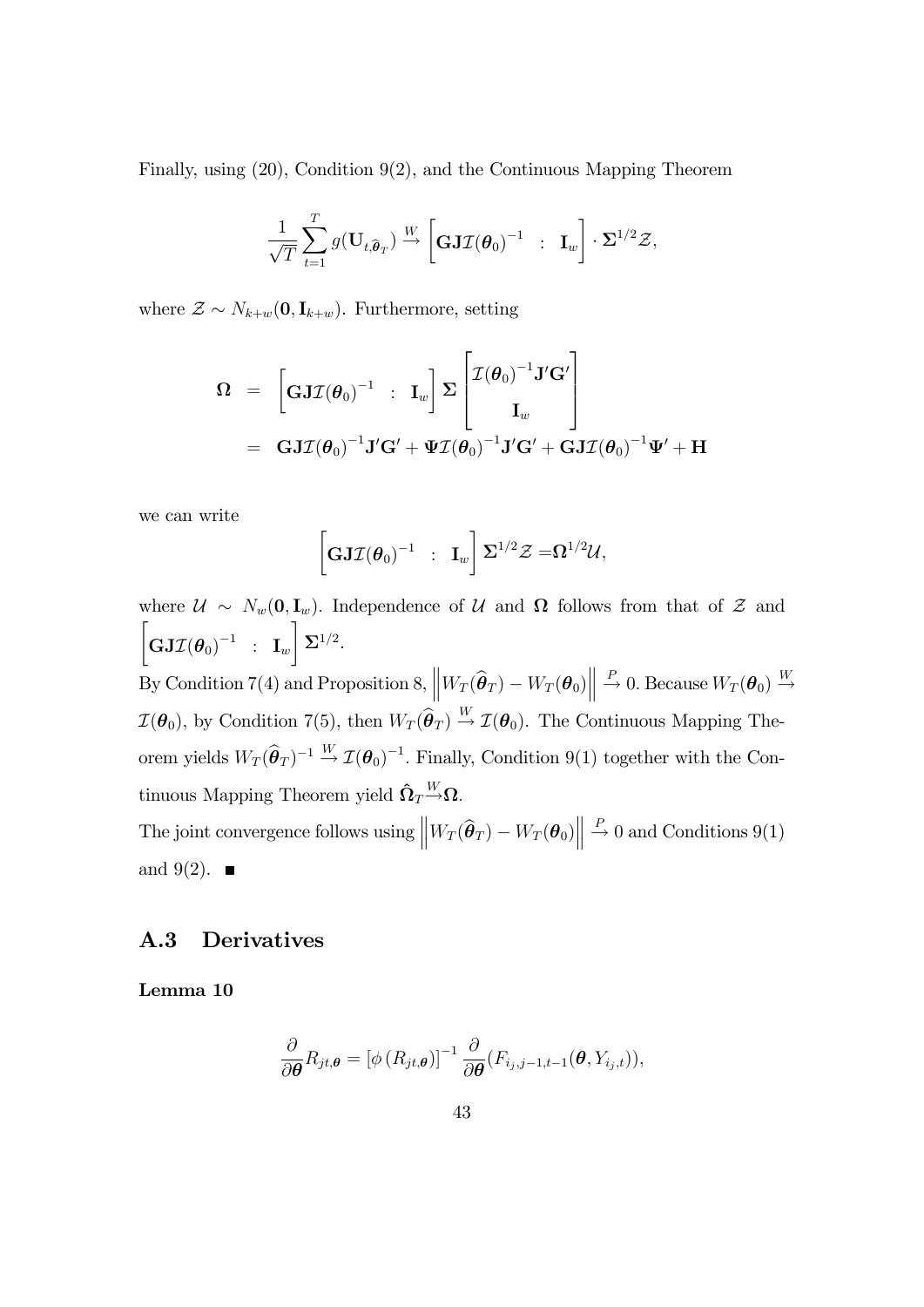Finally, using (20), Condition 9(2), and the Continuous Mapping Theorem

$$\frac{1}{\sqrt{T}}\sum_{t=1}^{T} g(\mathbf{U}_{t,\widehat{\boldsymbol{\theta}}_T}) \xrightarrow{W} \left[\mathbf{G}\mathbf{J}\mathcal{I}(\boldsymbol{\theta}_0)^{-1} \;\;:\;\; \mathbf{I}_w\right] \cdot \boldsymbol{\Sigma}^{1/2}\mathcal{Z},$$

where $\mathcal{Z} \sim N_{k+w}(\mathbf{0}, \mathbf{I}_{k+w})$. Furthermore, setting

$$\begin{aligned}
\boldsymbol{\Omega} &= \left[\mathbf{G}\mathbf{J}\mathcal{I}(\boldsymbol{\theta}_0)^{-1} \;\;:\;\; \mathbf{I}_w\right] \boldsymbol{\Sigma} \begin{bmatrix} \mathcal{I}(\boldsymbol{\theta}_0)^{-1}\mathbf{J}'\mathbf{G}' \\ \mathbf{I}_w \end{bmatrix} \\
&= \mathbf{G}\mathbf{J}\mathcal{I}(\boldsymbol{\theta}_0)^{-1}\mathbf{J}'\mathbf{G}' + \boldsymbol{\Psi}\mathcal{I}(\boldsymbol{\theta}_0)^{-1}\mathbf{J}'\mathbf{G}' + \mathbf{G}\mathbf{J}\mathcal{I}(\boldsymbol{\theta}_0)^{-1}\boldsymbol{\Psi}' + \mathbf{H}
\end{aligned}$$

we can write

$$\left[\mathbf{G}\mathbf{J}\mathcal{I}(\boldsymbol{\theta}_0)^{-1} \;\;:\;\; \mathbf{I}_w\right] \boldsymbol{\Sigma}^{1/2}\mathcal{Z} = \boldsymbol{\Omega}^{1/2}\mathcal{U},$$

where $\mathcal{U} \sim N_w(\mathbf{0}, \mathbf{I}_w)$. Independence of $\mathcal{U}$ and $\boldsymbol{\Omega}$ follows from that of $\mathcal{Z}$ and $\left[\mathbf{G}\mathbf{J}\mathcal{I}(\boldsymbol{\theta}_0)^{-1} \;\;:\;\; \mathbf{I}_w\right] \boldsymbol{\Sigma}^{1/2}$.

By Condition 7(4) and Proposition 8, $\left\| W_T(\widehat{\boldsymbol{\theta}}_T) - W_T(\boldsymbol{\theta}_0) \right\| \xrightarrow{P} 0$. Because $W_T(\boldsymbol{\theta}_0) \xrightarrow{W} \mathcal{I}(\boldsymbol{\theta}_0)$, by Condition 7(5), then $W_T(\widehat{\boldsymbol{\theta}}_T) \xrightarrow{W} \mathcal{I}(\boldsymbol{\theta}_0)$. The Continuous Mapping Theorem yields $W_T(\widehat{\boldsymbol{\theta}}_T)^{-1} \xrightarrow{W} \mathcal{I}(\boldsymbol{\theta}_0)^{-1}$. Finally, Condition 9(1) together with the Continuous Mapping Theorem yield $\hat{\boldsymbol{\Omega}}_T \xrightarrow{W} \boldsymbol{\Omega}$.

The joint convergence follows using $\left\| W_T(\widehat{\boldsymbol{\theta}}_T) - W_T(\boldsymbol{\theta}_0) \right\| \xrightarrow{P} 0$ and Conditions 9(1) and 9(2). ■

## A.3 Derivatives

**Lemma 10**

$$\frac{\partial}{\partial \boldsymbol{\theta}} R_{jt,\boldsymbol{\theta}} = \left[\phi\left(R_{jt,\boldsymbol{\theta}}\right)\right]^{-1} \frac{\partial}{\partial \boldsymbol{\theta}} (F_{i_j,j-1,t-1}(\boldsymbol{\theta}, Y_{i_j,t})),$$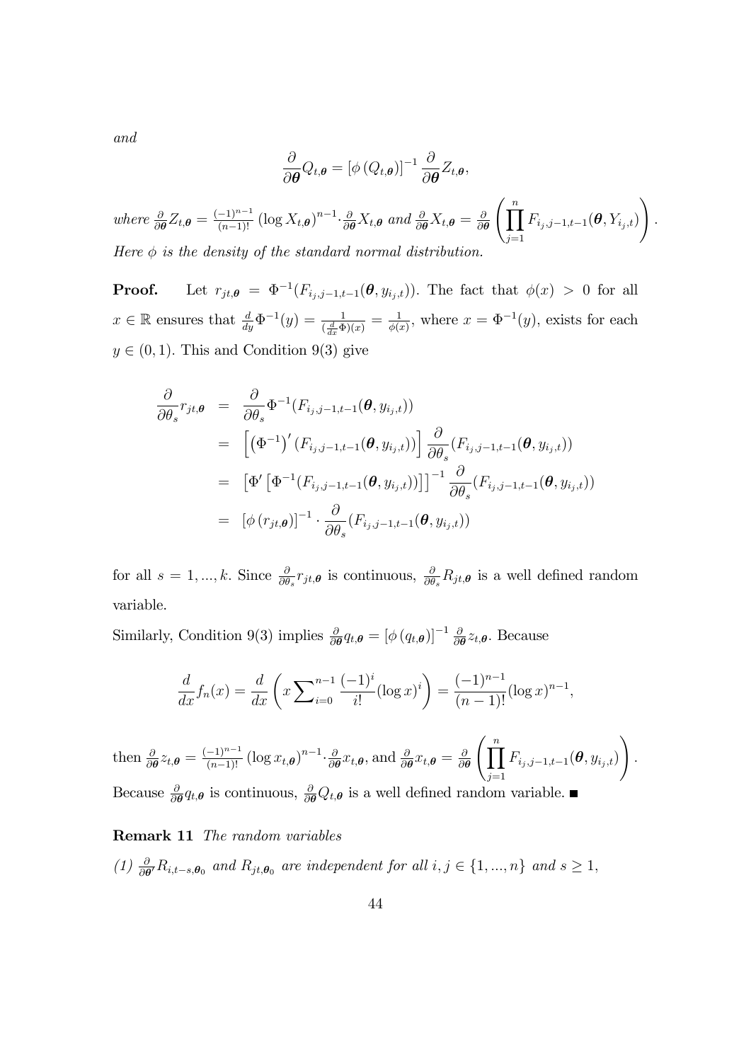*and*

$$\frac{\partial}{\partial \boldsymbol{\theta}} Q_{t,\boldsymbol{\theta}} = \left[\phi\left(Q_{t,\boldsymbol{\theta}}\right)\right]^{-1} \frac{\partial}{\partial \boldsymbol{\theta}} Z_{t,\boldsymbol{\theta}},$$

*where* $\frac{\partial}{\partial \boldsymbol{\theta}} Z_{t,\boldsymbol{\theta}} = \frac{(-1)^{n-1}}{(n-1)!} \left(\log X_{t,\boldsymbol{\theta}}\right)^{n-1} \cdot \frac{\partial}{\partial \boldsymbol{\theta}} X_{t,\boldsymbol{\theta}}$ *and* $\frac{\partial}{\partial \boldsymbol{\theta}} X_{t,\boldsymbol{\theta}} = \frac{\partial}{\partial \boldsymbol{\theta}} \left( \prod_{j=1}^{n} F_{i_j,j-1,t-1}(\boldsymbol{\theta}, Y_{i_j,t}) \right).$
*Here* $\phi$ *is the density of the standard normal distribution.*

**Proof.** Let $r_{jt,\boldsymbol{\theta}} = \Phi^{-1}(F_{i_j,j-1,t-1}(\boldsymbol{\theta}, y_{i_j,t}))$. The fact that $\phi(x) > 0$ for all $x \in \mathbb{R}$ ensures that $\frac{d}{dy}\Phi^{-1}(y) = \frac{1}{(\frac{d}{dx}\Phi)(x)} = \frac{1}{\phi(x)}$, where $x = \Phi^{-1}(y)$, exists for each $y \in (0,1)$. This and Condition 9(3) give

$$\begin{aligned}
\frac{\partial}{\partial \theta_s} r_{jt,\boldsymbol{\theta}} &= \frac{\partial}{\partial \theta_s} \Phi^{-1}(F_{i_j,j-1,t-1}(\boldsymbol{\theta}, y_{i_j,t})) \\
&= \left[ \left(\Phi^{-1}\right)' (F_{i_j,j-1,t-1}(\boldsymbol{\theta}, y_{i_j,t})) \right] \frac{\partial}{\partial \theta_s} (F_{i_j,j-1,t-1}(\boldsymbol{\theta}, y_{i_j,t})) \\
&= \left[ \Phi' \left[ \Phi^{-1}(F_{i_j,j-1,t-1}(\boldsymbol{\theta}, y_{i_j,t})) \right] \right]^{-1} \frac{\partial}{\partial \theta_s} (F_{i_j,j-1,t-1}(\boldsymbol{\theta}, y_{i_j,t})) \\
&= \left[ \phi\left(r_{jt,\boldsymbol{\theta}}\right) \right]^{-1} \cdot \frac{\partial}{\partial \theta_s} (F_{i_j,j-1,t-1}(\boldsymbol{\theta}, y_{i_j,t}))
\end{aligned}$$

for all $s = 1, ..., k$. Since $\frac{\partial}{\partial \theta_s} r_{jt,\boldsymbol{\theta}}$ is continuous, $\frac{\partial}{\partial \theta_s} R_{jt,\boldsymbol{\theta}}$ is a well defined random variable.

Similarly, Condition 9(3) implies $\frac{\partial}{\partial \boldsymbol{\theta}} q_{t,\boldsymbol{\theta}} = \left[\phi\left(q_{t,\boldsymbol{\theta}}\right)\right]^{-1} \frac{\partial}{\partial \boldsymbol{\theta}} z_{t,\boldsymbol{\theta}}$. Because

$$\frac{d}{dx} f_n(x) = \frac{d}{dx} \left( x \sum\nolimits_{i=0}^{n-1} \frac{(-1)^i}{i!} (\log x)^i \right) = \frac{(-1)^{n-1}}{(n-1)!} (\log x)^{n-1},$$

then $\frac{\partial}{\partial \boldsymbol{\theta}} z_{t,\boldsymbol{\theta}} = \frac{(-1)^{n-1}}{(n-1)!} \left(\log x_{t,\boldsymbol{\theta}}\right)^{n-1} \cdot \frac{\partial}{\partial \boldsymbol{\theta}} x_{t,\boldsymbol{\theta}}$, and $\frac{\partial}{\partial \boldsymbol{\theta}} x_{t,\boldsymbol{\theta}} = \frac{\partial}{\partial \boldsymbol{\theta}} \left( \prod_{j=1}^{n} F_{i_j,j-1,t-1}(\boldsymbol{\theta}, y_{i_j,t}) \right).$
Because $\frac{\partial}{\partial \boldsymbol{\theta}} q_{t,\boldsymbol{\theta}}$ is continuous, $\frac{\partial}{\partial \boldsymbol{\theta}} Q_{t,\boldsymbol{\theta}}$ is a well defined random variable. ■

**Remark 11** *The random variables*

*(1)* $\frac{\partial}{\partial \boldsymbol{\theta}'} R_{i,t-s,\boldsymbol{\theta}_0}$ *and* $R_{jt,\boldsymbol{\theta}_0}$ *are independent for all* $i, j \in \{1, ..., n\}$ *and* $s \geq 1$,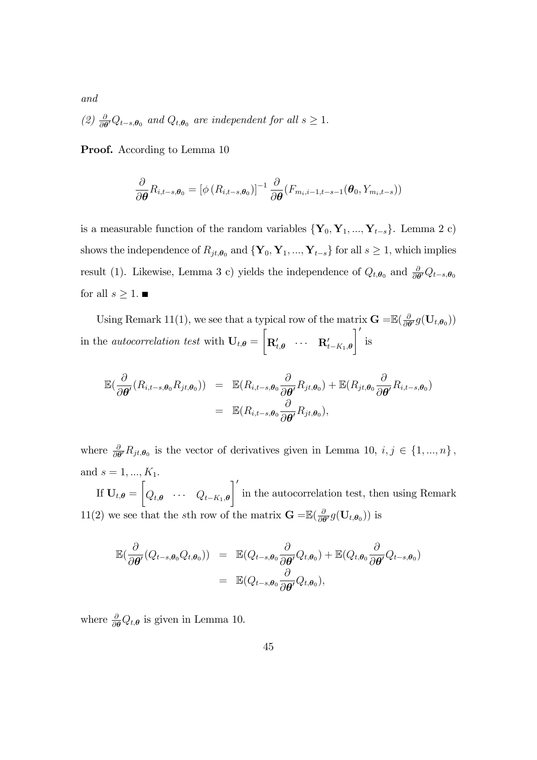*and*

*(2)* $\frac{\partial}{\partial \boldsymbol{\theta}'} Q_{t-s,\boldsymbol{\theta}_0}$ *and* $Q_{t,\boldsymbol{\theta}_0}$ *are independent for all* $s \geq 1$.

**Proof.** According to Lemma 10

$$\frac{\partial}{\partial \boldsymbol{\theta}} R_{i,t-s,\boldsymbol{\theta}_0} = \left[\phi\left(R_{i,t-s,\boldsymbol{\theta}_0}\right)\right]^{-1} \frac{\partial}{\partial \boldsymbol{\theta}} (F_{m_i,i-1,t-s-1}(\boldsymbol{\theta}_0, Y_{m_i,t-s}))$$

is a measurable function of the random variables $\{\mathbf{Y}_0, \mathbf{Y}_1, ..., \mathbf{Y}_{t-s}\}$. Lemma 2 c) shows the independence of $R_{jt,\boldsymbol{\theta}_0}$ and $\{\mathbf{Y}_0, \mathbf{Y}_1, ..., \mathbf{Y}_{t-s}\}$ for all $s \geq 1$, which implies result (1). Likewise, Lemma 3 c) yields the independence of $Q_{t,\boldsymbol{\theta}_0}$ and $\frac{\partial}{\partial \boldsymbol{\theta}'} Q_{t-s,\boldsymbol{\theta}_0}$ for all $s \geq 1$. ■

Using Remark 11(1), we see that a typical row of the matrix $\mathbf{G} = \mathbb{E}(\frac{\partial}{\partial \boldsymbol{\theta}'} g(\mathbf{U}_{t,\boldsymbol{\theta}_0}))$ in the *autocorrelation test* with $\mathbf{U}_{t,\boldsymbol{\theta}} = \begin{bmatrix} \mathbf{R}'_{t,\boldsymbol{\theta}} & \cdots & \mathbf{R}'_{t-K_1,\boldsymbol{\theta}} \end{bmatrix}'$ is

$$\begin{aligned}
\mathbb{E}(\frac{\partial}{\partial \boldsymbol{\theta}'}(R_{i,t-s,\boldsymbol{\theta}_0} R_{jt,\boldsymbol{\theta}_0})) &= \mathbb{E}(R_{i,t-s,\boldsymbol{\theta}_0} \frac{\partial}{\partial \boldsymbol{\theta}'} R_{jt,\boldsymbol{\theta}_0}) + \mathbb{E}(R_{jt,\boldsymbol{\theta}_0} \frac{\partial}{\partial \boldsymbol{\theta}'} R_{i,t-s,\boldsymbol{\theta}_0}) \\
&= \mathbb{E}(R_{i,t-s,\boldsymbol{\theta}_0} \frac{\partial}{\partial \boldsymbol{\theta}'} R_{jt,\boldsymbol{\theta}_0}),
\end{aligned}$$

where $\frac{\partial}{\partial \boldsymbol{\theta}'} R_{jt,\boldsymbol{\theta}_0}$ is the vector of derivatives given in Lemma 10, $i, j \in \{1, ..., n\}$, and $s = 1, ..., K_1$.

If $\mathbf{U}_{t,\boldsymbol{\theta}} = \begin{bmatrix} Q_{t,\boldsymbol{\theta}} & \cdots & Q_{t-K_1,\boldsymbol{\theta}} \end{bmatrix}'$ in the autocorrelation test, then using Remark 11(2) we see that the $s$th row of the matrix $\mathbf{G} = \mathbb{E}(\frac{\partial}{\partial \boldsymbol{\theta}'} g(\mathbf{U}_{t,\boldsymbol{\theta}_0}))$ is

$$\begin{aligned}
\mathbb{E}(\frac{\partial}{\partial \boldsymbol{\theta}'}(Q_{t-s,\boldsymbol{\theta}_0} Q_{t,\boldsymbol{\theta}_0})) &= \mathbb{E}(Q_{t-s,\boldsymbol{\theta}_0} \frac{\partial}{\partial \boldsymbol{\theta}'} Q_{t,\boldsymbol{\theta}_0}) + \mathbb{E}(Q_{t,\boldsymbol{\theta}_0} \frac{\partial}{\partial \boldsymbol{\theta}'} Q_{t-s,\boldsymbol{\theta}_0}) \\
&= \mathbb{E}(Q_{t-s,\boldsymbol{\theta}_0} \frac{\partial}{\partial \boldsymbol{\theta}'} Q_{t,\boldsymbol{\theta}_0}),
\end{aligned}$$

where $\frac{\partial}{\partial \boldsymbol{\theta}} Q_{t,\boldsymbol{\theta}}$ is given in Lemma 10.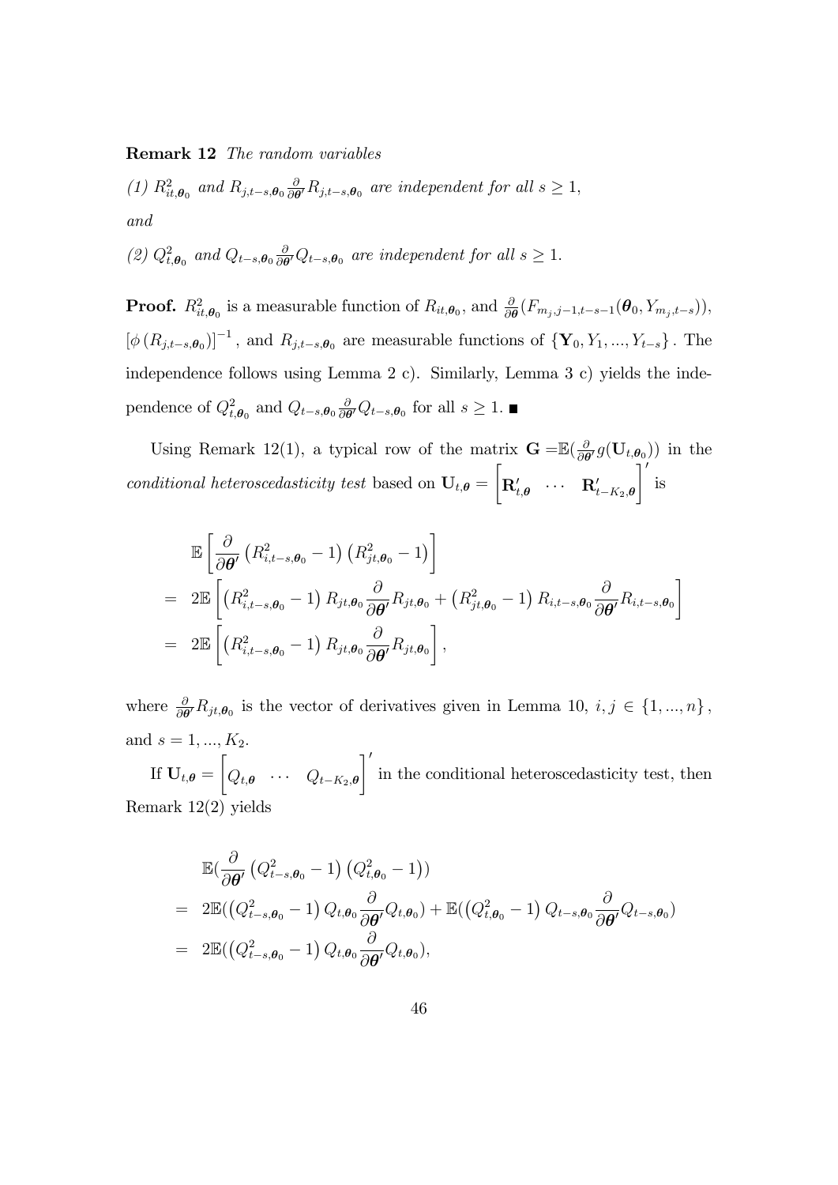**Remark 12** *The random variables*

*(1)* $R^2_{it,\boldsymbol{\theta}_0}$ *and* $R_{j,t-s,\boldsymbol{\theta}_0}\frac{\partial}{\partial\boldsymbol{\theta}'}R_{j,t-s,\boldsymbol{\theta}_0}$ *are independent for all* $s \geq 1$,

*and*

*(2)* $Q^2_{t,\boldsymbol{\theta}_0}$ *and* $Q_{t-s,\boldsymbol{\theta}_0}\frac{\partial}{\partial\boldsymbol{\theta}'}Q_{t-s,\boldsymbol{\theta}_0}$ *are independent for all* $s \geq 1$.

**Proof.** $R^2_{it,\boldsymbol{\theta}_0}$ is a measurable function of $R_{it,\boldsymbol{\theta}_0}$, and $\frac{\partial}{\partial\boldsymbol{\theta}}(F_{m_j,j-1,t-s-1}(\boldsymbol{\theta}_0, Y_{m_j,t-s}))$, $[\phi(R_{j,t-s,\boldsymbol{\theta}_0})]^{-1}$, and $R_{j,t-s,\boldsymbol{\theta}_0}$ are measurable functions of $\{\mathbf{Y}_0, Y_1, ..., Y_{t-s}\}$. The independence follows using Lemma 2 c). Similarly, Lemma 3 c) yields the independence of $Q^2_{t,\boldsymbol{\theta}_0}$ and $Q_{t-s,\boldsymbol{\theta}_0}\frac{\partial}{\partial\boldsymbol{\theta}'}Q_{t-s,\boldsymbol{\theta}_0}$ for all $s \geq 1$. ■

Using Remark 12(1), a typical row of the matrix $\mathbf{G} = \mathbb{E}(\frac{\partial}{\partial\boldsymbol{\theta}'}g(\mathbf{U}_{t,\boldsymbol{\theta}_0}))$ in the *conditional heteroscedasticity test* based on $\mathbf{U}_{t,\boldsymbol{\theta}} = \begin{bmatrix}\mathbf{R}'_{t,\boldsymbol{\theta}} & \cdots & \mathbf{R}'_{t-K_2,\boldsymbol{\theta}}\end{bmatrix}'$ is

$$\begin{aligned}
& \mathbb{E}\left[\frac{\partial}{\partial\boldsymbol{\theta}'}\left(R^2_{i,t-s,\boldsymbol{\theta}_0}-1\right)\left(R^2_{jt,\boldsymbol{\theta}_0}-1\right)\right] \\
= \;& 2\mathbb{E}\left[\left(R^2_{i,t-s,\boldsymbol{\theta}_0}-1\right)R_{jt,\boldsymbol{\theta}_0}\frac{\partial}{\partial\boldsymbol{\theta}'}R_{jt,\boldsymbol{\theta}_0}+\left(R^2_{jt,\boldsymbol{\theta}_0}-1\right)R_{i,t-s,\boldsymbol{\theta}_0}\frac{\partial}{\partial\boldsymbol{\theta}'}R_{i,t-s,\boldsymbol{\theta}_0}\right] \\
= \;& 2\mathbb{E}\left[\left(R^2_{i,t-s,\boldsymbol{\theta}_0}-1\right)R_{jt,\boldsymbol{\theta}_0}\frac{\partial}{\partial\boldsymbol{\theta}'}R_{jt,\boldsymbol{\theta}_0}\right],
\end{aligned}$$

where $\frac{\partial}{\partial\boldsymbol{\theta}'}R_{jt,\boldsymbol{\theta}_0}$ is the vector of derivatives given in Lemma 10, $i, j \in \{1, ..., n\}$, and $s = 1, ..., K_2$.

If $\mathbf{U}_{t,\boldsymbol{\theta}} = \begin{bmatrix}Q_{t,\boldsymbol{\theta}} & \cdots & Q_{t-K_2,\boldsymbol{\theta}}\end{bmatrix}'$ in the conditional heteroscedasticity test, then Remark 12(2) yields

$$\begin{aligned}
& \mathbb{E}(\frac{\partial}{\partial\boldsymbol{\theta}'}\left(Q^2_{t-s,\boldsymbol{\theta}_0}-1\right)\left(Q^2_{t,\boldsymbol{\theta}_0}-1\right)) \\
= \;& 2\mathbb{E}(\left(Q^2_{t-s,\boldsymbol{\theta}_0}-1\right)Q_{t,\boldsymbol{\theta}_0}\frac{\partial}{\partial\boldsymbol{\theta}'}Q_{t,\boldsymbol{\theta}_0})+\mathbb{E}(\left(Q^2_{t,\boldsymbol{\theta}_0}-1\right)Q_{t-s,\boldsymbol{\theta}_0}\frac{\partial}{\partial\boldsymbol{\theta}'}Q_{t-s,\boldsymbol{\theta}_0}) \\
= \;& 2\mathbb{E}(\left(Q^2_{t-s,\boldsymbol{\theta}_0}-1\right)Q_{t,\boldsymbol{\theta}_0}\frac{\partial}{\partial\boldsymbol{\theta}'}Q_{t,\boldsymbol{\theta}_0}),
\end{aligned}$$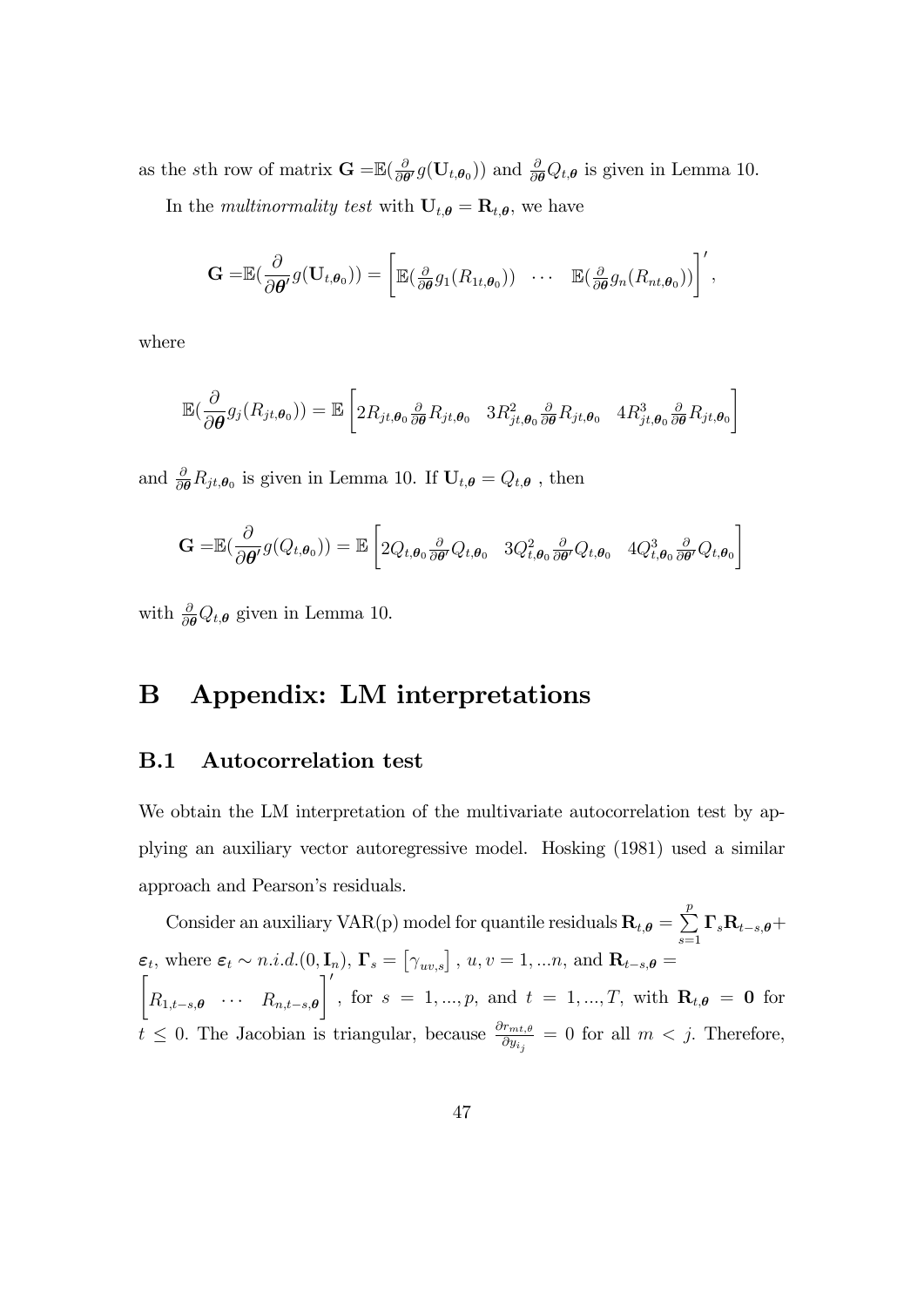as the $s$th row of matrix $\mathbf{G} = \mathbb{E}(\frac{\partial}{\partial \boldsymbol{\theta}'} g(\mathbf{U}_{t,\boldsymbol{\theta}_0}))$ and $\frac{\partial}{\partial \boldsymbol{\theta}} Q_{t,\boldsymbol{\theta}}$ is given in Lemma 10.

In the *multinormality test* with $\mathbf{U}_{t,\boldsymbol{\theta}} = \mathbf{R}_{t,\boldsymbol{\theta}}$, we have

$$\mathbf{G} = \mathbb{E}(\frac{\partial}{\partial \boldsymbol{\theta}'} g(\mathbf{U}_{t,\boldsymbol{\theta}_0})) = \begin{bmatrix} \mathbb{E}(\frac{\partial}{\partial \boldsymbol{\theta}} g_1(R_{1t,\boldsymbol{\theta}_0})) & \cdots & \mathbb{E}(\frac{\partial}{\partial \boldsymbol{\theta}} g_n(R_{nt,\boldsymbol{\theta}_0})) \end{bmatrix}',$$

where

$$\mathbb{E}(\frac{\partial}{\partial \boldsymbol{\theta}} g_j(R_{jt,\boldsymbol{\theta}_0})) = \mathbb{E}\begin{bmatrix} 2R_{jt,\boldsymbol{\theta}_0} \frac{\partial}{\partial \boldsymbol{\theta}} R_{jt,\boldsymbol{\theta}_0} & 3R_{jt,\boldsymbol{\theta}_0}^2 \frac{\partial}{\partial \boldsymbol{\theta}} R_{jt,\boldsymbol{\theta}_0} & 4R_{jt,\boldsymbol{\theta}_0}^3 \frac{\partial}{\partial \boldsymbol{\theta}} R_{jt,\boldsymbol{\theta}_0} \end{bmatrix}$$

and $\frac{\partial}{\partial \boldsymbol{\theta}} R_{jt,\boldsymbol{\theta}_0}$ is given in Lemma 10. If $\mathbf{U}_{t,\boldsymbol{\theta}} = Q_{t,\boldsymbol{\theta}}$ , then

$$\mathbf{G} = \mathbb{E}(\frac{\partial}{\partial \boldsymbol{\theta}'} g(Q_{t,\boldsymbol{\theta}_0})) = \mathbb{E}\begin{bmatrix} 2Q_{t,\boldsymbol{\theta}_0} \frac{\partial}{\partial \boldsymbol{\theta}'} Q_{t,\boldsymbol{\theta}_0} & 3Q_{t,\boldsymbol{\theta}_0}^2 \frac{\partial}{\partial \boldsymbol{\theta}'} Q_{t,\boldsymbol{\theta}_0} & 4Q_{t,\boldsymbol{\theta}_0}^3 \frac{\partial}{\partial \boldsymbol{\theta}'} Q_{t,\boldsymbol{\theta}_0} \end{bmatrix}$$

with $\frac{\partial}{\partial \boldsymbol{\theta}} Q_{t,\boldsymbol{\theta}}$ given in Lemma 10.

# B Appendix: LM interpretations

## B.1 Autocorrelation test

We obtain the LM interpretation of the multivariate autocorrelation test by applying an auxiliary vector autoregressive model. Hosking (1981) used a similar approach and Pearson's residuals.

Consider an auxiliary VAR(p) model for quantile residuals $\mathbf{R}_{t,\boldsymbol{\theta}} = \sum_{s=1}^{p} \boldsymbol{\Gamma}_s \mathbf{R}_{t-s,\boldsymbol{\theta}} + \boldsymbol{\varepsilon}_t$, where $\boldsymbol{\varepsilon}_t \sim n.i.d.(0, \mathbf{I}_n)$, $\boldsymbol{\Gamma}_s = \begin{bmatrix} \gamma_{uv,s} \end{bmatrix}$ , $u, v = 1, ...n$, and $\mathbf{R}_{t-s,\boldsymbol{\theta}} = \begin{bmatrix} R_{1,t-s,\boldsymbol{\theta}} & \cdots & R_{n,t-s,\boldsymbol{\theta}} \end{bmatrix}'$, for $s = 1, ..., p$, and $t = 1, ..., T$, with $\mathbf{R}_{t,\boldsymbol{\theta}} = \mathbf{0}$ for $t \leq 0$. The Jacobian is triangular, because $\frac{\partial r_{mt,\theta}}{\partial y_{i_j}} = 0$ for all $m < j$. Therefore,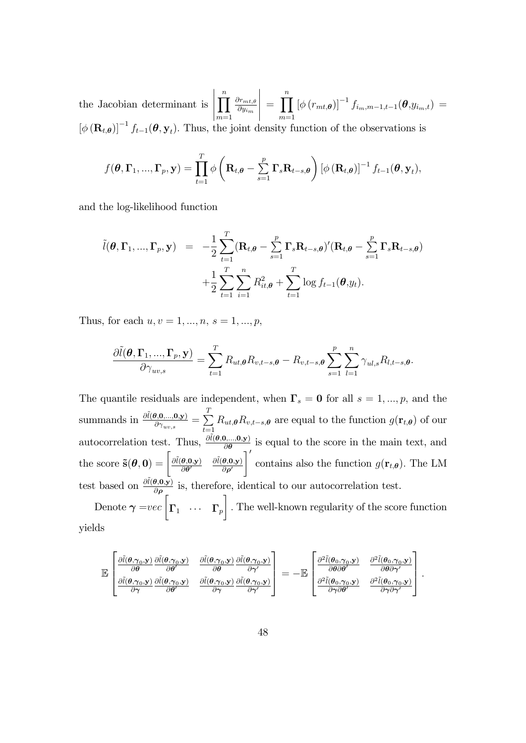the Jacobian determinant is $\left|\prod_{m=1}^{n} \frac{\partial r_{mt,\theta}}{\partial y_{i_m}}\right| = \prod_{m=1}^{n} [\phi(r_{mt,\boldsymbol{\theta}})]^{-1} f_{i_m,m-1,t-1}(\boldsymbol{\theta}, y_{i_m,t}) = [\phi(\mathbf{R}_{t,\boldsymbol{\theta}})]^{-1} f_{t-1}(\boldsymbol{\theta}, \mathbf{y}_t)$. Thus, the joint density function of the observations is

$$f(\boldsymbol{\theta}, \boldsymbol{\Gamma}_1, ..., \boldsymbol{\Gamma}_p, \mathbf{y}) = \prod_{t=1}^{T} \phi\left(\mathbf{R}_{t,\boldsymbol{\theta}} - \sum_{s=1}^{p} \boldsymbol{\Gamma}_s \mathbf{R}_{t-s,\boldsymbol{\theta}}\right) [\phi(\mathbf{R}_{t,\boldsymbol{\theta}})]^{-1} f_{t-1}(\boldsymbol{\theta}, \mathbf{y}_t),$$

and the log-likelihood function

$$\begin{aligned}
\tilde{l}(\boldsymbol{\theta}, \boldsymbol{\Gamma}_1, ..., \boldsymbol{\Gamma}_p, \mathbf{y}) &= -\frac{1}{2}\sum_{t=1}^{T}(\mathbf{R}_{t,\boldsymbol{\theta}} - \sum_{s=1}^{p} \boldsymbol{\Gamma}_s \mathbf{R}_{t-s,\boldsymbol{\theta}})'(\mathbf{R}_{t,\boldsymbol{\theta}} - \sum_{s=1}^{p} \boldsymbol{\Gamma}_s \mathbf{R}_{t-s,\boldsymbol{\theta}}) \\
&\quad + \frac{1}{2}\sum_{t=1}^{T}\sum_{i=1}^{n} R_{it,\boldsymbol{\theta}}^2 + \sum_{t=1}^{T} \log f_{t-1}(\boldsymbol{\theta}, y_t).
\end{aligned}$$

Thus, for each $u, v = 1, ..., n$, $s = 1, ..., p$,

$$\frac{\partial \tilde{l}(\boldsymbol{\theta}, \boldsymbol{\Gamma}_1, ..., \boldsymbol{\Gamma}_p, \mathbf{y})}{\partial \gamma_{uv,s}} = \sum_{t=1}^{T} R_{ut,\boldsymbol{\theta}} R_{v,t-s,\boldsymbol{\theta}} - R_{v,t-s,\boldsymbol{\theta}} \sum_{s=1}^{p}\sum_{l=1}^{n} \gamma_{ul,s} R_{l,t-s,\boldsymbol{\theta}}.$$

The quantile residuals are independent, when $\boldsymbol{\Gamma}_s = \mathbf{0}$ for all $s = 1, ..., p$, and the summands in $\frac{\partial \tilde{l}(\boldsymbol{\theta}, \mathbf{0}, ..., \mathbf{0}, \mathbf{y})}{\partial \gamma_{uv,s}} = \sum_{t=1}^{T} R_{ut,\boldsymbol{\theta}} R_{v,t-s,\boldsymbol{\theta}}$ are equal to the function $g(\mathbf{r}_{t,\boldsymbol{\theta}})$ of our autocorrelation test. Thus, $\frac{\partial \tilde{l}(\boldsymbol{\theta}, \mathbf{0}, ..., \mathbf{0}, \mathbf{y})}{\partial \boldsymbol{\theta}}$ is equal to the score in the main text, and the score $\tilde{\mathbf{s}}(\boldsymbol{\theta}, \mathbf{0}) = \begin{bmatrix} \frac{\partial \tilde{l}(\boldsymbol{\theta}, \mathbf{0}, \mathbf{y})}{\partial \boldsymbol{\theta}'} & \frac{\partial \tilde{l}(\boldsymbol{\theta}, \mathbf{0}, \mathbf{y})}{\partial \boldsymbol{\rho}'} \end{bmatrix}'$ contains also the function $g(\mathbf{r}_{t,\boldsymbol{\theta}})$. The LM test based on $\frac{\partial \tilde{l}(\boldsymbol{\theta}, \mathbf{0}, \mathbf{y})}{\partial \boldsymbol{\rho}}$ is, therefore, identical to our autocorrelation test.

Denote $\boldsymbol{\gamma} = vec\begin{bmatrix} \boldsymbol{\Gamma}_1 & \cdots & \boldsymbol{\Gamma}_p \end{bmatrix}$. The well-known regularity of the score function yields

$$\mathbb{E}\begin{bmatrix} \frac{\partial \tilde{l}(\boldsymbol{\theta}, \boldsymbol{\gamma}_0, \mathbf{y})}{\partial \boldsymbol{\theta}} \frac{\partial \tilde{l}(\boldsymbol{\theta}, \boldsymbol{\gamma}_0, \mathbf{y})}{\partial \boldsymbol{\theta}'} & \frac{\partial \tilde{l}(\boldsymbol{\theta}, \boldsymbol{\gamma}_0, \mathbf{y})}{\partial \boldsymbol{\theta}} \frac{\partial \tilde{l}(\boldsymbol{\theta}, \boldsymbol{\gamma}_0, \mathbf{y})}{\partial \boldsymbol{\gamma}'} \\ \frac{\partial \tilde{l}(\boldsymbol{\theta}, \boldsymbol{\gamma}_0, \mathbf{y})}{\partial \boldsymbol{\gamma}} \frac{\partial \tilde{l}(\boldsymbol{\theta}, \boldsymbol{\gamma}_0, \mathbf{y})}{\partial \boldsymbol{\theta}'} & \frac{\partial \tilde{l}(\boldsymbol{\theta}, \boldsymbol{\gamma}_0, \mathbf{y})}{\partial \boldsymbol{\gamma}} \frac{\partial \tilde{l}(\boldsymbol{\theta}, \boldsymbol{\gamma}_0, \mathbf{y})}{\partial \boldsymbol{\gamma}'} \end{bmatrix} = -\mathbb{E}\begin{bmatrix} \frac{\partial^2 \tilde{l}(\boldsymbol{\theta}_0, \boldsymbol{\gamma}_0, \mathbf{y})}{\partial \boldsymbol{\theta} \partial \boldsymbol{\theta}'} & \frac{\partial^2 \tilde{l}(\boldsymbol{\theta}_0, \boldsymbol{\gamma}_0, \mathbf{y})}{\partial \boldsymbol{\theta} \partial \boldsymbol{\gamma}'} \\ \frac{\partial^2 \tilde{l}(\boldsymbol{\theta}_0, \boldsymbol{\gamma}_0, \mathbf{y})}{\partial \boldsymbol{\gamma} \partial \boldsymbol{\theta}'} & \frac{\partial^2 \tilde{l}(\boldsymbol{\theta}_0, \boldsymbol{\gamma}_0, \mathbf{y})}{\partial \boldsymbol{\gamma} \partial \boldsymbol{\gamma}'} \end{bmatrix}.$$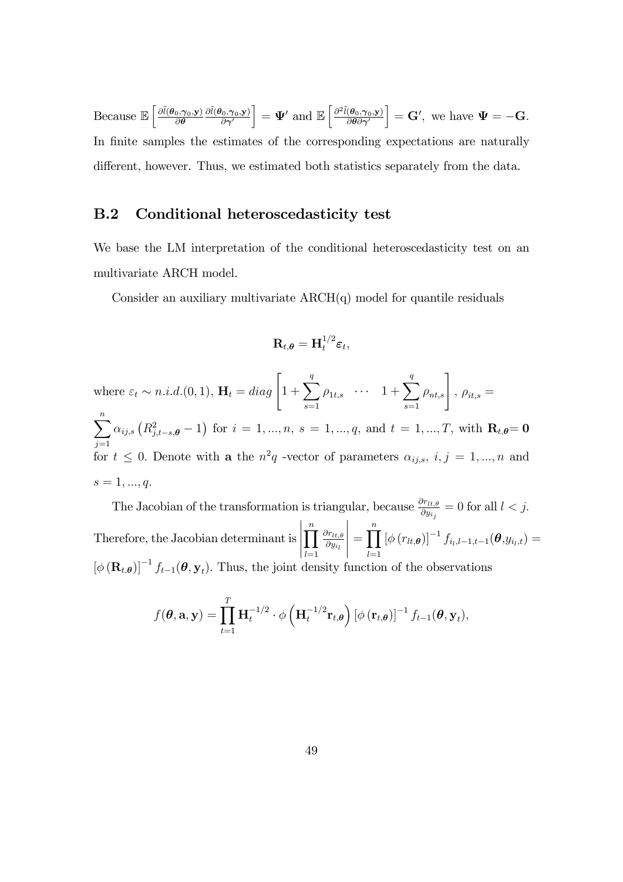Because $\mathbb{E}\left[\frac{\partial\tilde{l}(\boldsymbol{\theta}_0,\boldsymbol{\gamma}_0,\mathbf{y})}{\partial\boldsymbol{\theta}}\frac{\partial\tilde{l}(\boldsymbol{\theta}_0,\boldsymbol{\gamma}_0,\mathbf{y})}{\partial\boldsymbol{\gamma}'}\right] = \boldsymbol{\Psi}'$ and $\mathbb{E}\left[\frac{\partial^2\tilde{l}(\boldsymbol{\theta}_0,\boldsymbol{\gamma}_0,\mathbf{y})}{\partial\boldsymbol{\theta}\partial\boldsymbol{\gamma}'}\right] = \mathbf{G}'$, we have $\boldsymbol{\Psi} = -\mathbf{G}$. In finite samples the estimates of the corresponding expectations are naturally different, however. Thus, we estimated both statistics separately from the data.

## B.2 Conditional heteroscedasticity test

We base the LM interpretation of the conditional heteroscedasticity test on an multivariate ARCH model.

Consider an auxiliary multivariate ARCH(q) model for quantile residuals

$$\mathbf{R}_{t,\boldsymbol{\theta}} = \mathbf{H}_t^{1/2}\boldsymbol{\varepsilon}_t,$$

where $\varepsilon_t \sim n.i.d.(0,1)$, $\mathbf{H}_t = diag\left[1+\sum_{s=1}^{q}\rho_{1t,s} \quad \cdots \quad 1+\sum_{s=1}^{q}\rho_{nt,s}\right]$, $\rho_{it,s} = \sum_{j=1}^{n}\alpha_{ij,s}\left(R_{j,t-s,\boldsymbol{\theta}}^2 - 1\right)$ for $i = 1,...,n$, $s = 1,...,q$, and $t = 1,...,T$, with $\mathbf{R}_{t,\boldsymbol{\theta}} = \mathbf{0}$ for $t \leq 0$. Denote with $\mathbf{a}$ the $n^2q$ -vector of parameters $\alpha_{ij,s}$, $i,j = 1,...,n$ and $s = 1,...,q$.

The Jacobian of the transformation is triangular, because $\frac{\partial r_{lt,\theta}}{\partial y_{i_j}} = 0$ for all $l < j$. Therefore, the Jacobian determinant is $\left|\prod_{l=1}^{n}\frac{\partial r_{lt,\theta}}{\partial y_{i_l}}\right| = \prod_{l=1}^{n}\left[\phi\left(r_{lt,\boldsymbol{\theta}}\right)\right]^{-1} f_{i_l,l-1,t-1}(\boldsymbol{\theta},y_{i_l,t}) = \left[\phi\left(\mathbf{R}_{t,\boldsymbol{\theta}}\right)\right]^{-1} f_{t-1}(\boldsymbol{\theta},\mathbf{y}_t)$. Thus, the joint density function of the observations

$$f(\boldsymbol{\theta},\mathbf{a},\mathbf{y}) = \prod_{t=1}^{T}\mathbf{H}_t^{-1/2}\cdot\phi\left(\mathbf{H}_t^{-1/2}\mathbf{r}_{t,\boldsymbol{\theta}}\right)\left[\phi\left(\mathbf{r}_{t,\boldsymbol{\theta}}\right)\right]^{-1} f_{t-1}(\boldsymbol{\theta},\mathbf{y}_t),$$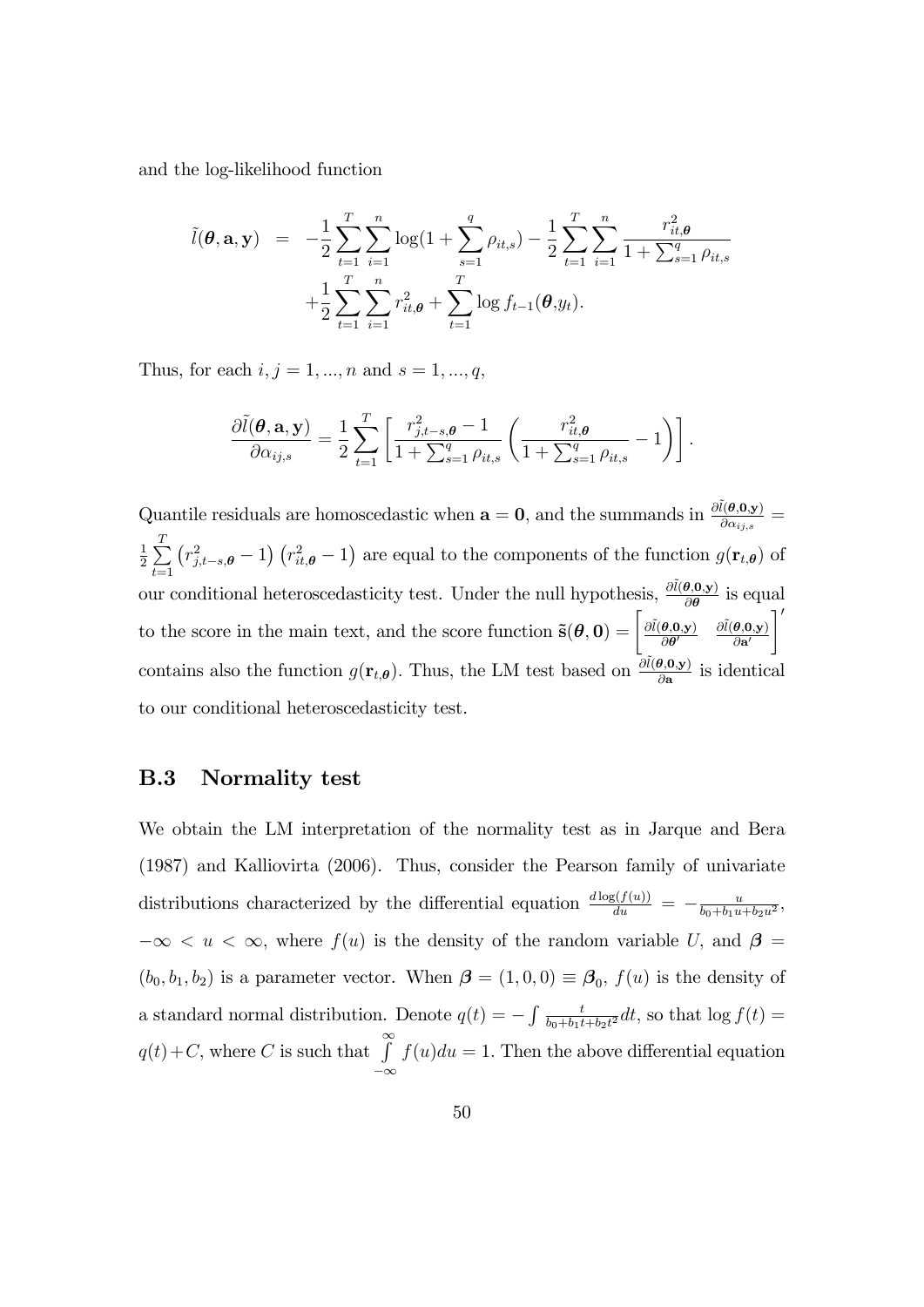and the log-likelihood function

$$
\begin{aligned}
\tilde{l}(\boldsymbol{\theta}, \mathbf{a}, \mathbf{y}) &= -\frac{1}{2}\sum_{t=1}^{T}\sum_{i=1}^{n}\log(1+\sum_{s=1}^{q}\rho_{it,s}) - \frac{1}{2}\sum_{t=1}^{T}\sum_{i=1}^{n}\frac{r_{it,\boldsymbol{\theta}}^2}{1+\sum_{s=1}^{q}\rho_{it,s}} \\
&\quad +\frac{1}{2}\sum_{t=1}^{T}\sum_{i=1}^{n}r_{it,\boldsymbol{\theta}}^2 + \sum_{t=1}^{T}\log f_{t-1}(\boldsymbol{\theta}, y_t).
\end{aligned}
$$

Thus, for each $i, j = 1, ..., n$ and $s = 1, ..., q$,

$$
\frac{\partial \tilde{l}(\boldsymbol{\theta}, \mathbf{a}, \mathbf{y})}{\partial \alpha_{ij,s}} = \frac{1}{2}\sum_{t=1}^{T}\left[\frac{r_{j,t-s,\boldsymbol{\theta}}^2 - 1}{1+\sum_{s=1}^{q}\rho_{it,s}}\left(\frac{r_{it,\boldsymbol{\theta}}^2}{1+\sum_{s=1}^{q}\rho_{it,s}} - 1\right)\right].
$$

Quantile residuals are homoscedastic when $\mathbf{a} = \mathbf{0}$, and the summands in $\frac{\partial \tilde{l}(\boldsymbol{\theta}, \mathbf{0}, \mathbf{y})}{\partial \alpha_{ij,s}} = \frac{1}{2}\sum_{t=1}^{T}\left(r_{j,t-s,\boldsymbol{\theta}}^2 - 1\right)\left(r_{it,\boldsymbol{\theta}}^2 - 1\right)$ are equal to the components of the function $g(\mathbf{r}_{t,\boldsymbol{\theta}})$ of our conditional heteroscedasticity test. Under the null hypothesis, $\frac{\partial \tilde{l}(\boldsymbol{\theta}, \mathbf{0}, \mathbf{y})}{\partial \boldsymbol{\theta}}$ is equal to the score in the main text, and the score function $\tilde{\mathbf{s}}(\boldsymbol{\theta}, \mathbf{0}) = \begin{bmatrix}\frac{\partial \tilde{l}(\boldsymbol{\theta}, \mathbf{0}, \mathbf{y})}{\partial \boldsymbol{\theta}'} & \frac{\partial \tilde{l}(\boldsymbol{\theta}, \mathbf{0}, \mathbf{y})}{\partial \mathbf{a}'}\end{bmatrix}'$ contains also the function $g(\mathbf{r}_{t,\boldsymbol{\theta}})$. Thus, the LM test based on $\frac{\partial \tilde{l}(\boldsymbol{\theta}, \mathbf{0}, \mathbf{y})}{\partial \mathbf{a}}$ is identical to our conditional heteroscedasticity test.

## B.3 Normality test

We obtain the LM interpretation of the normality test as in Jarque and Bera (1987) and Kalliovirta (2006). Thus, consider the Pearson family of univariate distributions characterized by the differential equation $\frac{d\log(f(u))}{du} = -\frac{u}{b_0+b_1u+b_2u^2}$, $-\infty < u < \infty$, where $f(u)$ is the density of the random variable $U$, and $\boldsymbol{\beta} = (b_0, b_1, b_2)$ is a parameter vector. When $\boldsymbol{\beta} = (1, 0, 0) \equiv \boldsymbol{\beta}_0$, $f(u)$ is the density of a standard normal distribution. Denote $q(t) = -\int \frac{t}{b_0+b_1t+b_2t^2}dt$, so that $\log f(t) = q(t) + C$, where $C$ is such that $\int_{-\infty}^{\infty} f(u)du = 1$. Then the above differential equation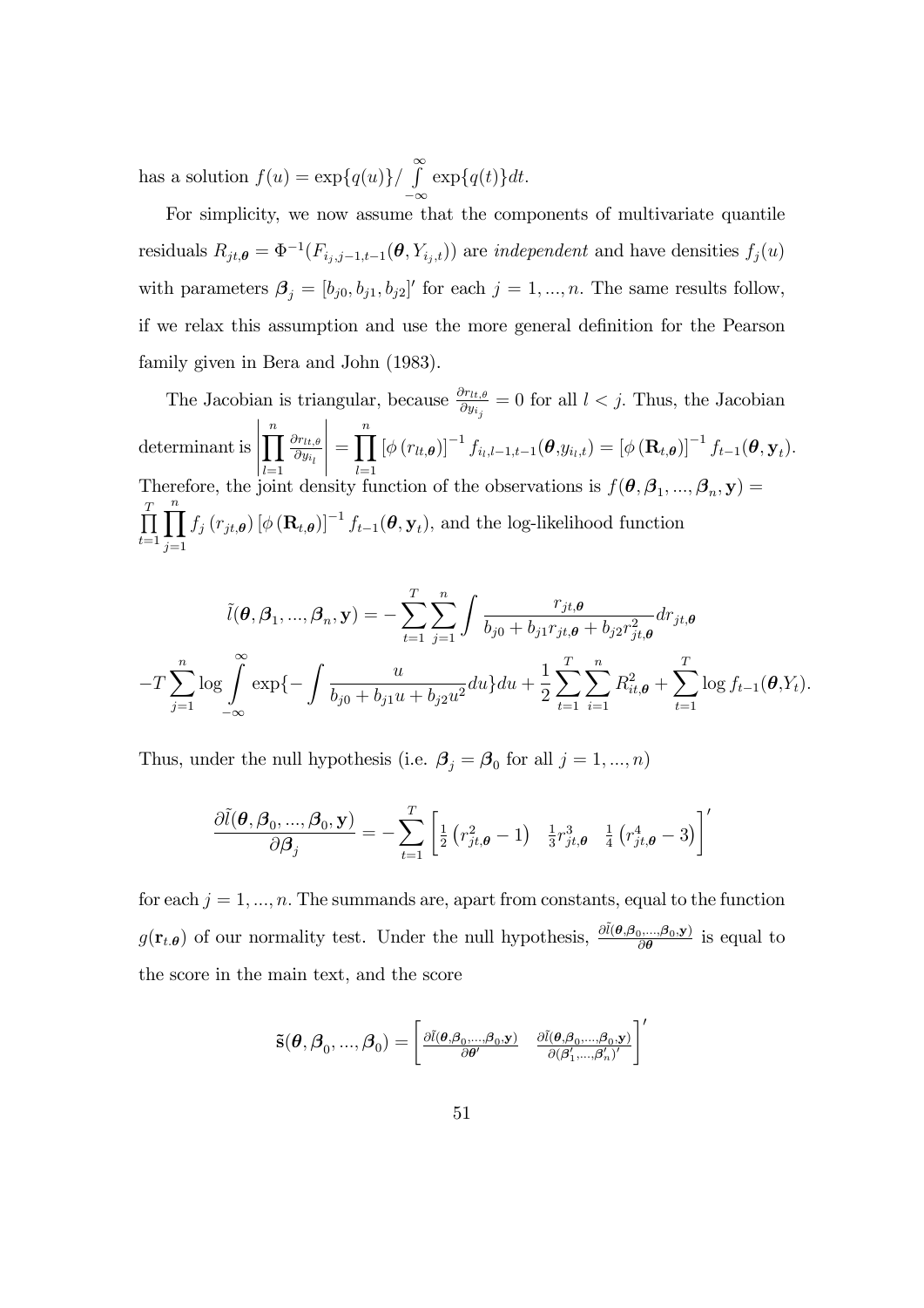has a solution $f(u) = \exp\{q(u)\}/ \int\limits_{-\infty}^{\infty} \exp\{q(t)\}dt$.

For simplicity, we now assume that the components of multivariate quantile residuals $R_{jt,\boldsymbol{\theta}} = \Phi^{-1}(F_{i_j,j-1,t-1}(\boldsymbol{\theta}, Y_{i_j,t}))$ are *independent* and have densities $f_j(u)$ with parameters $\boldsymbol{\beta}_j = [b_{j0}, b_{j1}, b_{j2}]'$ for each $j = 1, ..., n$. The same results follow, if we relax this assumption and use the more general definition for the Pearson family given in Bera and John (1983).

The Jacobian is triangular, because $\frac{\partial r_{lt,\theta}}{\partial y_{i_j}} = 0$ for all $l < j$. Thus, the Jacobian determinant is $\left| \prod\limits_{l=1}^{n} \frac{\partial r_{lt,\theta}}{\partial y_{i_l}} \right| = \prod\limits_{l=1}^{n} [\phi(r_{lt,\boldsymbol{\theta}})]^{-1} f_{i_l,l-1,t-1}(\boldsymbol{\theta}, y_{i_l,t}) = [\phi(\mathbf{R}_{t,\boldsymbol{\theta}})]^{-1} f_{t-1}(\boldsymbol{\theta}, \mathbf{y}_t)$. Therefore, the joint density function of the observations is $f(\boldsymbol{\theta}, \boldsymbol{\beta}_1, ..., \boldsymbol{\beta}_n, \mathbf{y}) = \prod\limits_{t=1}^{T} \prod\limits_{j=1}^{n} f_j(r_{jt,\boldsymbol{\theta}}) [\phi(\mathbf{R}_{t,\boldsymbol{\theta}})]^{-1} f_{t-1}(\boldsymbol{\theta}, \mathbf{y}_t)$, and the log-likelihood function

$$\tilde{l}(\boldsymbol{\theta}, \boldsymbol{\beta}_1, ..., \boldsymbol{\beta}_n, \mathbf{y}) = -\sum_{t=1}^{T} \sum_{j=1}^{n} \int \frac{r_{jt,\boldsymbol{\theta}}}{b_{j0} + b_{j1} r_{jt,\boldsymbol{\theta}} + b_{j2} r_{jt,\boldsymbol{\theta}}^2} dr_{jt,\boldsymbol{\theta}}$$

$$-T \sum_{j=1}^{n} \log \int_{-\infty}^{\infty} \exp\{-\int \frac{u}{b_{j0} + b_{j1} u + b_{j2} u^2} du\} du + \frac{1}{2} \sum_{t=1}^{T} \sum_{i=1}^{n} R_{it,\boldsymbol{\theta}}^2 + \sum_{t=1}^{T} \log f_{t-1}(\boldsymbol{\theta}, Y_t).$$

Thus, under the null hypothesis (i.e. $\boldsymbol{\beta}_j = \boldsymbol{\beta}_0$ for all $j = 1, ..., n$)

$$\frac{\partial \tilde{l}(\boldsymbol{\theta}, \boldsymbol{\beta}_0, ..., \boldsymbol{\beta}_0, \mathbf{y})}{\partial \boldsymbol{\beta}_j} = -\sum_{t=1}^{T} \left[ \tfrac{1}{2}\left(r_{jt,\boldsymbol{\theta}}^2 - 1\right) \quad \tfrac{1}{3} r_{jt,\boldsymbol{\theta}}^3 \quad \tfrac{1}{4}\left(r_{jt,\boldsymbol{\theta}}^4 - 3\right) \right]'$$

for each $j = 1, ..., n$. The summands are, apart from constants, equal to the function $g(\mathbf{r}_{t.\boldsymbol{\theta}})$ of our normality test. Under the null hypothesis, $\frac{\partial \tilde{l}(\boldsymbol{\theta}, \boldsymbol{\beta}_0, ..., \boldsymbol{\beta}_0, \mathbf{y})}{\partial \boldsymbol{\theta}}$ is equal to the score in the main text, and the score

$$\tilde{\mathbf{s}}(\boldsymbol{\theta}, \boldsymbol{\beta}_0, ..., \boldsymbol{\beta}_0) = \left[ \frac{\partial \tilde{l}(\boldsymbol{\theta}, \boldsymbol{\beta}_0, ..., \boldsymbol{\beta}_0, \mathbf{y})}{\partial \boldsymbol{\theta}'} \quad \frac{\partial \tilde{l}(\boldsymbol{\theta}, \boldsymbol{\beta}_0, ..., \boldsymbol{\beta}_0, \mathbf{y})}{\partial (\boldsymbol{\beta}_1', ..., \boldsymbol{\beta}_n')'} \right]'$$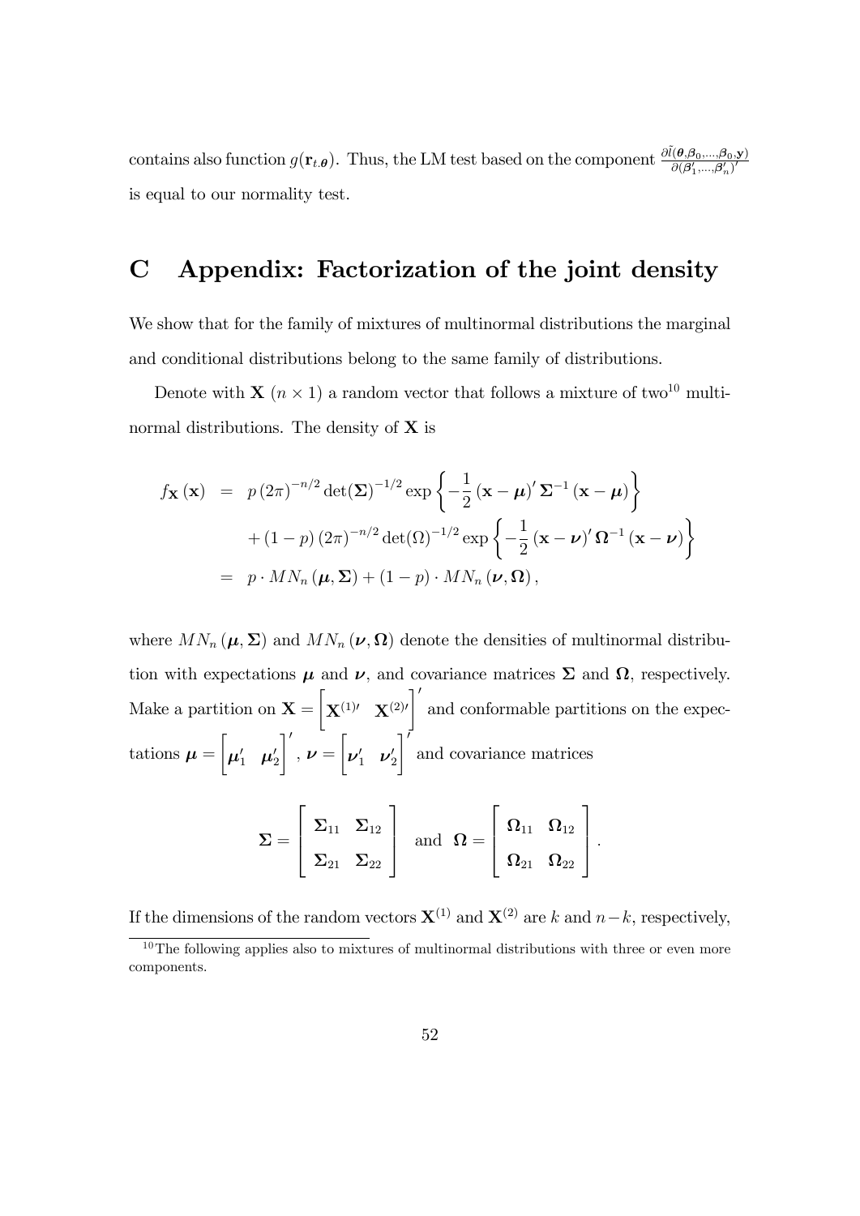contains also function $g(\mathbf{r}_{t.\boldsymbol{\theta}})$. Thus, the LM test based on the component $\frac{\partial \tilde{l}(\boldsymbol{\theta},\boldsymbol{\beta}_0,...,\boldsymbol{\beta}_0,\mathbf{y})}{\partial(\boldsymbol{\beta}_1',...,\boldsymbol{\beta}_n')'}$ is equal to our normality test.

# C Appendix: Factorization of the joint density

We show that for the family of mixtures of multinormal distributions the marginal and conditional distributions belong to the same family of distributions.

Denote with $\mathbf{X}$ $(n \times 1)$ a random vector that follows a mixture of two[10] multinormal distributions. The density of $\mathbf{X}$ is

$$
\begin{aligned}
f_{\mathbf{X}}(\mathbf{x}) &= p\,(2\pi)^{-n/2}\det(\boldsymbol{\Sigma})^{-1/2}\exp\left\{-\frac{1}{2}(\mathbf{x}-\boldsymbol{\mu})'\boldsymbol{\Sigma}^{-1}(\mathbf{x}-\boldsymbol{\mu})\right\} \\
&\quad + (1-p)\,(2\pi)^{-n/2}\det(\Omega)^{-1/2}\exp\left\{-\frac{1}{2}(\mathbf{x}-\boldsymbol{\nu})'\boldsymbol{\Omega}^{-1}(\mathbf{x}-\boldsymbol{\nu})\right\} \\
&= p\cdot MN_n(\boldsymbol{\mu},\boldsymbol{\Sigma}) + (1-p)\cdot MN_n(\boldsymbol{\nu},\boldsymbol{\Omega}),
\end{aligned}
$$

where $MN_n(\boldsymbol{\mu},\boldsymbol{\Sigma})$ and $MN_n(\boldsymbol{\nu},\boldsymbol{\Omega})$ denote the densities of multinormal distribution with expectations $\boldsymbol{\mu}$ and $\boldsymbol{\nu}$, and covariance matrices $\boldsymbol{\Sigma}$ and $\boldsymbol{\Omega}$, respectively. Make a partition on $\mathbf{X} = \begin{bmatrix}\mathbf{X}^{(1)\prime} & \mathbf{X}^{(2)\prime}\end{bmatrix}'$ and conformable partitions on the expectations $\boldsymbol{\mu} = \begin{bmatrix}\boldsymbol{\mu}_1' & \boldsymbol{\mu}_2'\end{bmatrix}'$, $\boldsymbol{\nu} = \begin{bmatrix}\boldsymbol{\nu}_1' & \boldsymbol{\nu}_2'\end{bmatrix}'$ and covariance matrices

$$
\boldsymbol{\Sigma} = \begin{bmatrix}\boldsymbol{\Sigma}_{11} & \boldsymbol{\Sigma}_{12} \\ \boldsymbol{\Sigma}_{21} & \boldsymbol{\Sigma}_{22}\end{bmatrix} \quad \text{and} \quad \boldsymbol{\Omega} = \begin{bmatrix}\boldsymbol{\Omega}_{11} & \boldsymbol{\Omega}_{12} \\ \boldsymbol{\Omega}_{21} & \boldsymbol{\Omega}_{22}\end{bmatrix}.
$$

If the dimensions of the random vectors $\mathbf{X}^{(1)}$ and $\mathbf{X}^{(2)}$ are $k$ and $n-k$, respectively,

[10] The following applies also to mixtures of multinormal distributions with three or even more components.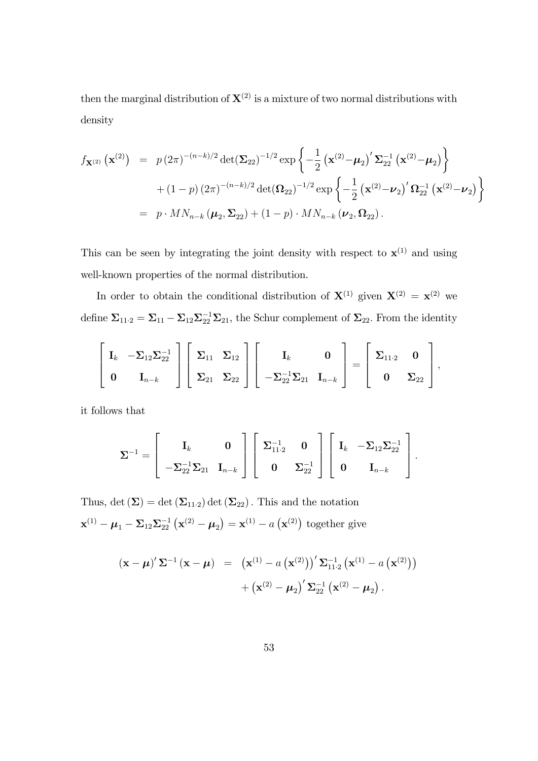then the marginal distribution of $\mathbf{X}^{(2)}$ is a mixture of two normal distributions with density

$$
\begin{aligned}
f_{\mathbf{X}^{(2)}}\left(\mathbf{x}^{(2)}\right) &= p\,(2\pi)^{-(n-k)/2}\det(\boldsymbol{\Sigma}_{22})^{-1/2}\exp\left\{-\frac{1}{2}\left(\mathbf{x}^{(2)}-\boldsymbol{\mu}_2\right)'\boldsymbol{\Sigma}_{22}^{-1}\left(\mathbf{x}^{(2)}-\boldsymbol{\mu}_2\right)\right\} \\
&\quad + (1-p)\,(2\pi)^{-(n-k)/2}\det(\boldsymbol{\Omega}_{22})^{-1/2}\exp\left\{-\frac{1}{2}\left(\mathbf{x}^{(2)}-\boldsymbol{\nu}_2\right)'\boldsymbol{\Omega}_{22}^{-1}\left(\mathbf{x}^{(2)}-\boldsymbol{\nu}_2\right)\right\} \\
&= p\cdot MN_{n-k}\left(\boldsymbol{\mu}_2,\boldsymbol{\Sigma}_{22}\right) + (1-p)\cdot MN_{n-k}\left(\boldsymbol{\nu}_2,\boldsymbol{\Omega}_{22}\right).
\end{aligned}
$$

This can be seen by integrating the joint density with respect to $\mathbf{x}^{(1)}$ and using well-known properties of the normal distribution.

In order to obtain the conditional distribution of $\mathbf{X}^{(1)}$ given $\mathbf{X}^{(2)} = \mathbf{x}^{(2)}$ we define $\boldsymbol{\Sigma}_{11\cdot 2} = \boldsymbol{\Sigma}_{11} - \boldsymbol{\Sigma}_{12}\boldsymbol{\Sigma}_{22}^{-1}\boldsymbol{\Sigma}_{21}$, the Schur complement of $\boldsymbol{\Sigma}_{22}$. From the identity

$$
\begin{bmatrix} \mathbf{I}_k & -\boldsymbol{\Sigma}_{12}\boldsymbol{\Sigma}_{22}^{-1} \\ \mathbf{0} & \mathbf{I}_{n-k} \end{bmatrix}
\begin{bmatrix} \boldsymbol{\Sigma}_{11} & \boldsymbol{\Sigma}_{12} \\ \boldsymbol{\Sigma}_{21} & \boldsymbol{\Sigma}_{22} \end{bmatrix}
\begin{bmatrix} \mathbf{I}_k & \mathbf{0} \\ -\boldsymbol{\Sigma}_{22}^{-1}\boldsymbol{\Sigma}_{21} & \mathbf{I}_{n-k} \end{bmatrix}
=
\begin{bmatrix} \boldsymbol{\Sigma}_{11\cdot 2} & \mathbf{0} \\ \mathbf{0} & \boldsymbol{\Sigma}_{22} \end{bmatrix},
$$

it follows that

$$
\boldsymbol{\Sigma}^{-1} =
\begin{bmatrix} \mathbf{I}_k & \mathbf{0} \\ -\boldsymbol{\Sigma}_{22}^{-1}\boldsymbol{\Sigma}_{21} & \mathbf{I}_{n-k} \end{bmatrix}
\begin{bmatrix} \boldsymbol{\Sigma}_{11\cdot 2}^{-1} & \mathbf{0} \\ \mathbf{0} & \boldsymbol{\Sigma}_{22}^{-1} \end{bmatrix}
\begin{bmatrix} \mathbf{I}_k & -\boldsymbol{\Sigma}_{12}\boldsymbol{\Sigma}_{22}^{-1} \\ \mathbf{0} & \mathbf{I}_{n-k} \end{bmatrix}.
$$

Thus, $\det(\boldsymbol{\Sigma}) = \det(\boldsymbol{\Sigma}_{11\cdot 2})\det(\boldsymbol{\Sigma}_{22})$. This and the notation $\mathbf{x}^{(1)} - \boldsymbol{\mu}_1 - \boldsymbol{\Sigma}_{12}\boldsymbol{\Sigma}_{22}^{-1}\left(\mathbf{x}^{(2)} - \boldsymbol{\mu}_2\right) = \mathbf{x}^{(1)} - a\left(\mathbf{x}^{(2)}\right)$ together give

$$
\begin{aligned}
(\mathbf{x}-\boldsymbol{\mu})'\boldsymbol{\Sigma}^{-1}(\mathbf{x}-\boldsymbol{\mu}) &= \left(\mathbf{x}^{(1)} - a\left(\mathbf{x}^{(2)}\right)\right)'\boldsymbol{\Sigma}_{11\cdot 2}^{-1}\left(\mathbf{x}^{(1)} - a\left(\mathbf{x}^{(2)}\right)\right) \\
&\quad + \left(\mathbf{x}^{(2)} - \boldsymbol{\mu}_2\right)'\boldsymbol{\Sigma}_{22}^{-1}\left(\mathbf{x}^{(2)} - \boldsymbol{\mu}_2\right).
\end{aligned}
$$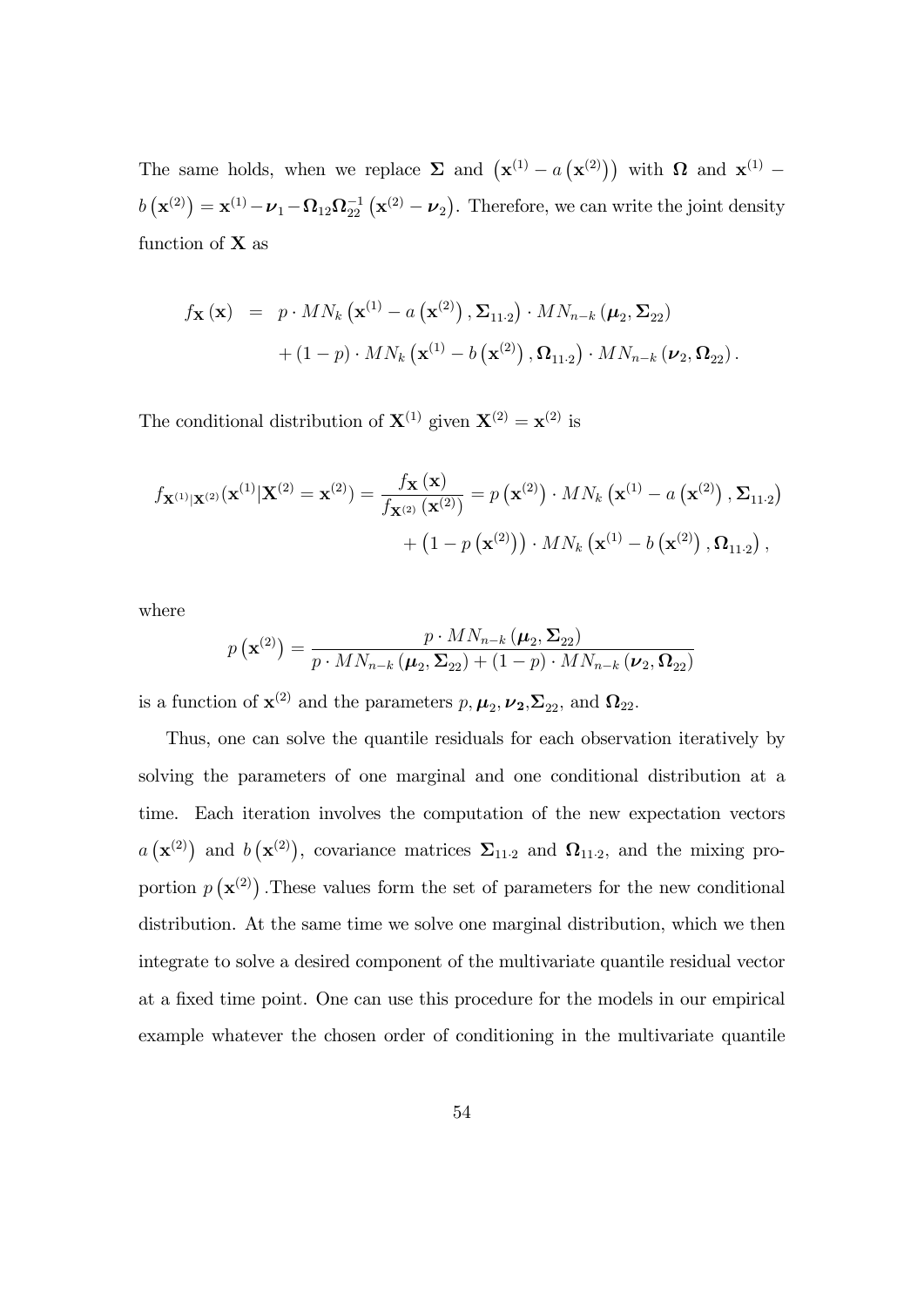The same holds, when we replace $\mathbf{\Sigma}$ and $\left(\mathbf{x}^{(1)} - a\left(\mathbf{x}^{(2)}\right)\right)$ with $\mathbf{\Omega}$ and $\mathbf{x}^{(1)} - b\left(\mathbf{x}^{(2)}\right) = \mathbf{x}^{(1)} - \boldsymbol{\nu}_1 - \mathbf{\Omega}_{12}\mathbf{\Omega}_{22}^{-1}\left(\mathbf{x}^{(2)} - \boldsymbol{\nu}_2\right)$. Therefore, we can write the joint density function of $\mathbf{X}$ as

$$
\begin{aligned}
f_{\mathbf{X}}\left(\mathbf{x}\right) &= p \cdot MN_k\left(\mathbf{x}^{(1)} - a\left(\mathbf{x}^{(2)}\right), \mathbf{\Sigma}_{11\cdot 2}\right) \cdot MN_{n-k}\left(\boldsymbol{\mu}_2, \mathbf{\Sigma}_{22}\right) \\
&\quad + (1-p) \cdot MN_k\left(\mathbf{x}^{(1)} - b\left(\mathbf{x}^{(2)}\right), \mathbf{\Omega}_{11\cdot 2}\right) \cdot MN_{n-k}\left(\boldsymbol{\nu}_2, \mathbf{\Omega}_{22}\right).
\end{aligned}
$$

The conditional distribution of $\mathbf{X}^{(1)}$ given $\mathbf{X}^{(2)} = \mathbf{x}^{(2)}$ is

$$
\begin{aligned}
f_{\mathbf{X}^{(1)}|\mathbf{X}^{(2)}}(\mathbf{x}^{(1)}|\mathbf{X}^{(2)} = \mathbf{x}^{(2)}) = \frac{f_{\mathbf{X}}\left(\mathbf{x}\right)}{f_{\mathbf{X}^{(2)}}\left(\mathbf{x}^{(2)}\right)} &= p\left(\mathbf{x}^{(2)}\right) \cdot MN_k\left(\mathbf{x}^{(1)} - a\left(\mathbf{x}^{(2)}\right), \mathbf{\Sigma}_{11\cdot 2}\right) \\
&\quad + \left(1 - p\left(\mathbf{x}^{(2)}\right)\right) \cdot MN_k\left(\mathbf{x}^{(1)} - b\left(\mathbf{x}^{(2)}\right), \mathbf{\Omega}_{11\cdot 2}\right),
\end{aligned}
$$

where

$$
p\left(\mathbf{x}^{(2)}\right) = \frac{p \cdot MN_{n-k}\left(\boldsymbol{\mu}_2, \mathbf{\Sigma}_{22}\right)}{p \cdot MN_{n-k}\left(\boldsymbol{\mu}_2, \mathbf{\Sigma}_{22}\right) + (1-p) \cdot MN_{n-k}\left(\boldsymbol{\nu}_2, \mathbf{\Omega}_{22}\right)}
$$

is a function of $\mathbf{x}^{(2)}$ and the parameters $p, \boldsymbol{\mu}_2, \boldsymbol{\nu}_2, \mathbf{\Sigma}_{22}$, and $\mathbf{\Omega}_{22}$.

Thus, one can solve the quantile residuals for each observation iteratively by solving the parameters of one marginal and one conditional distribution at a time. Each iteration involves the computation of the new expectation vectors $a\left(\mathbf{x}^{(2)}\right)$ and $b\left(\mathbf{x}^{(2)}\right)$, covariance matrices $\mathbf{\Sigma}_{11\cdot 2}$ and $\mathbf{\Omega}_{11\cdot 2}$, and the mixing proportion $p\left(\mathbf{x}^{(2)}\right)$ .These values form the set of parameters for the new conditional distribution. At the same time we solve one marginal distribution, which we then integrate to solve a desired component of the multivariate quantile residual vector at a fixed time point. One can use this procedure for the models in our empirical example whatever the chosen order of conditioning in the multivariate quantile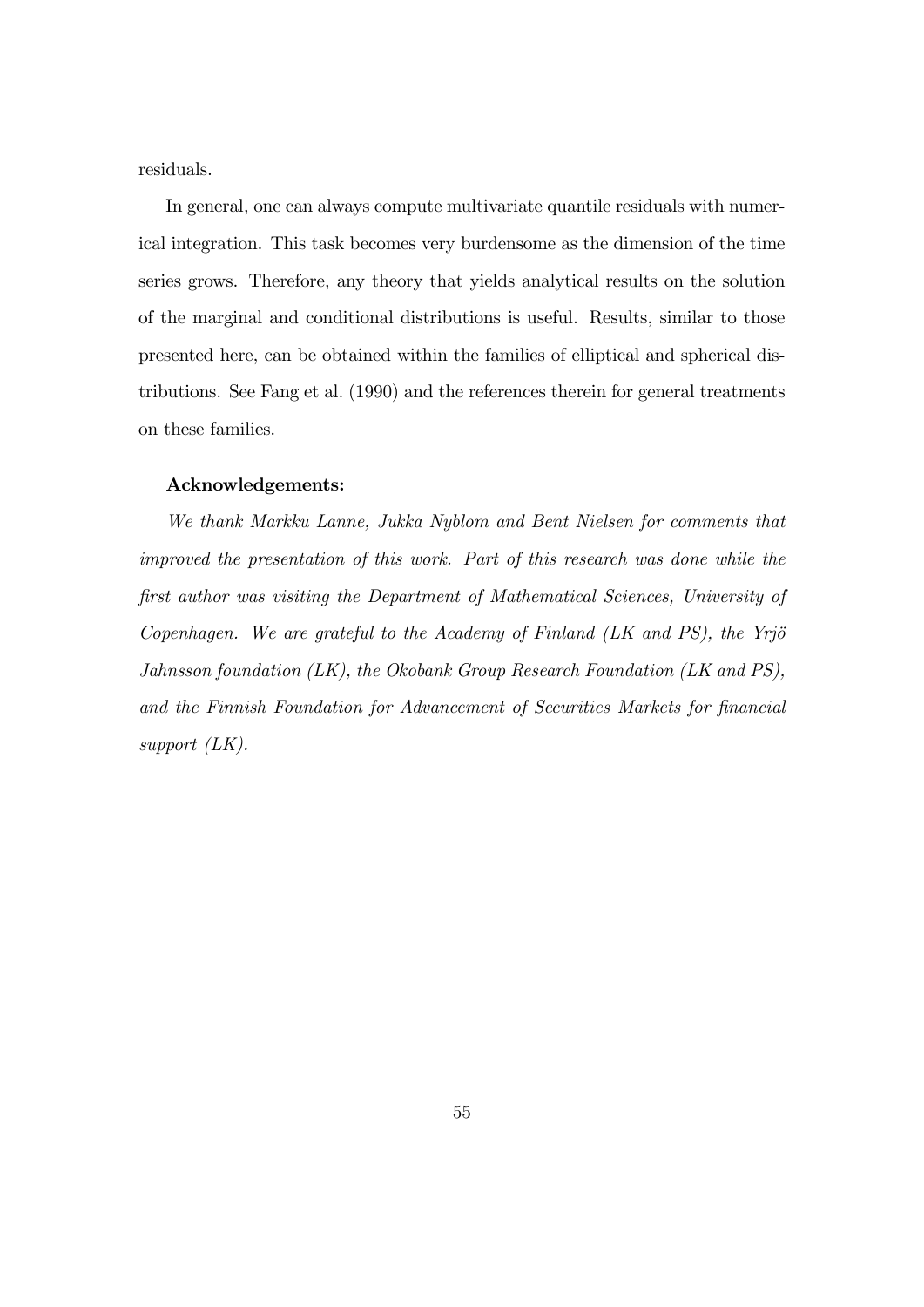residuals.

In general, one can always compute multivariate quantile residuals with numerical integration. This task becomes very burdensome as the dimension of the time series grows. Therefore, any theory that yields analytical results on the solution of the marginal and conditional distributions is useful. Results, similar to those presented here, can be obtained within the families of elliptical and spherical distributions. See Fang et al. (1990) and the references therein for general treatments on these families.

**Acknowledgements:**

*We thank Markku Lanne, Jukka Nyblom and Bent Nielsen for comments that improved the presentation of this work. Part of this research was done while the first author was visiting the Department of Mathematical Sciences, University of Copenhagen. We are grateful to the Academy of Finland (LK and PS), the Yrjö Jahnsson foundation (LK), the Okobank Group Research Foundation (LK and PS), and the Finnish Foundation for Advancement of Securities Markets for financial support (LK).*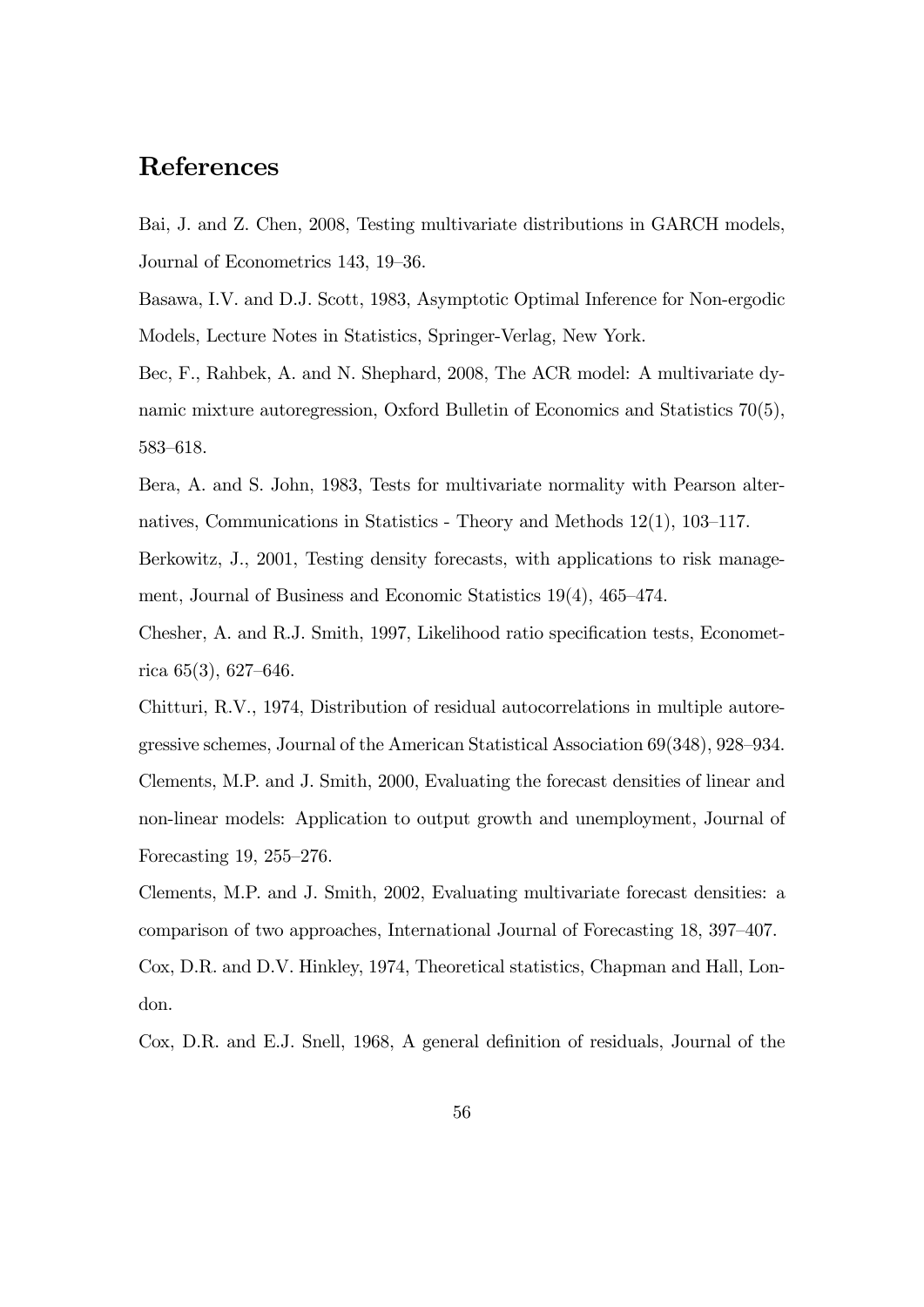## References

Bai, J. and Z. Chen, 2008, Testing multivariate distributions in GARCH models, Journal of Econometrics 143, 19–36.

Basawa, I.V. and D.J. Scott, 1983, Asymptotic Optimal Inference for Non-ergodic Models, Lecture Notes in Statistics, Springer-Verlag, New York.

Bec, F., Rahbek, A. and N. Shephard, 2008, The ACR model: A multivariate dynamic mixture autoregression, Oxford Bulletin of Economics and Statistics 70(5), 583–618.

Bera, A. and S. John, 1983, Tests for multivariate normality with Pearson alternatives, Communications in Statistics - Theory and Methods 12(1), 103–117.

Berkowitz, J., 2001, Testing density forecasts, with applications to risk management, Journal of Business and Economic Statistics 19(4), 465–474.

Chesher, A. and R.J. Smith, 1997, Likelihood ratio specification tests, Econometrica 65(3), 627–646.

Chitturi, R.V., 1974, Distribution of residual autocorrelations in multiple autoregressive schemes, Journal of the American Statistical Association 69(348), 928–934.

Clements, M.P. and J. Smith, 2000, Evaluating the forecast densities of linear and non-linear models: Application to output growth and unemployment, Journal of Forecasting 19, 255–276.

Clements, M.P. and J. Smith, 2002, Evaluating multivariate forecast densities: a comparison of two approaches, International Journal of Forecasting 18, 397–407.

Cox, D.R. and D.V. Hinkley, 1974, Theoretical statistics, Chapman and Hall, London.

Cox, D.R. and E.J. Snell, 1968, A general definition of residuals, Journal of the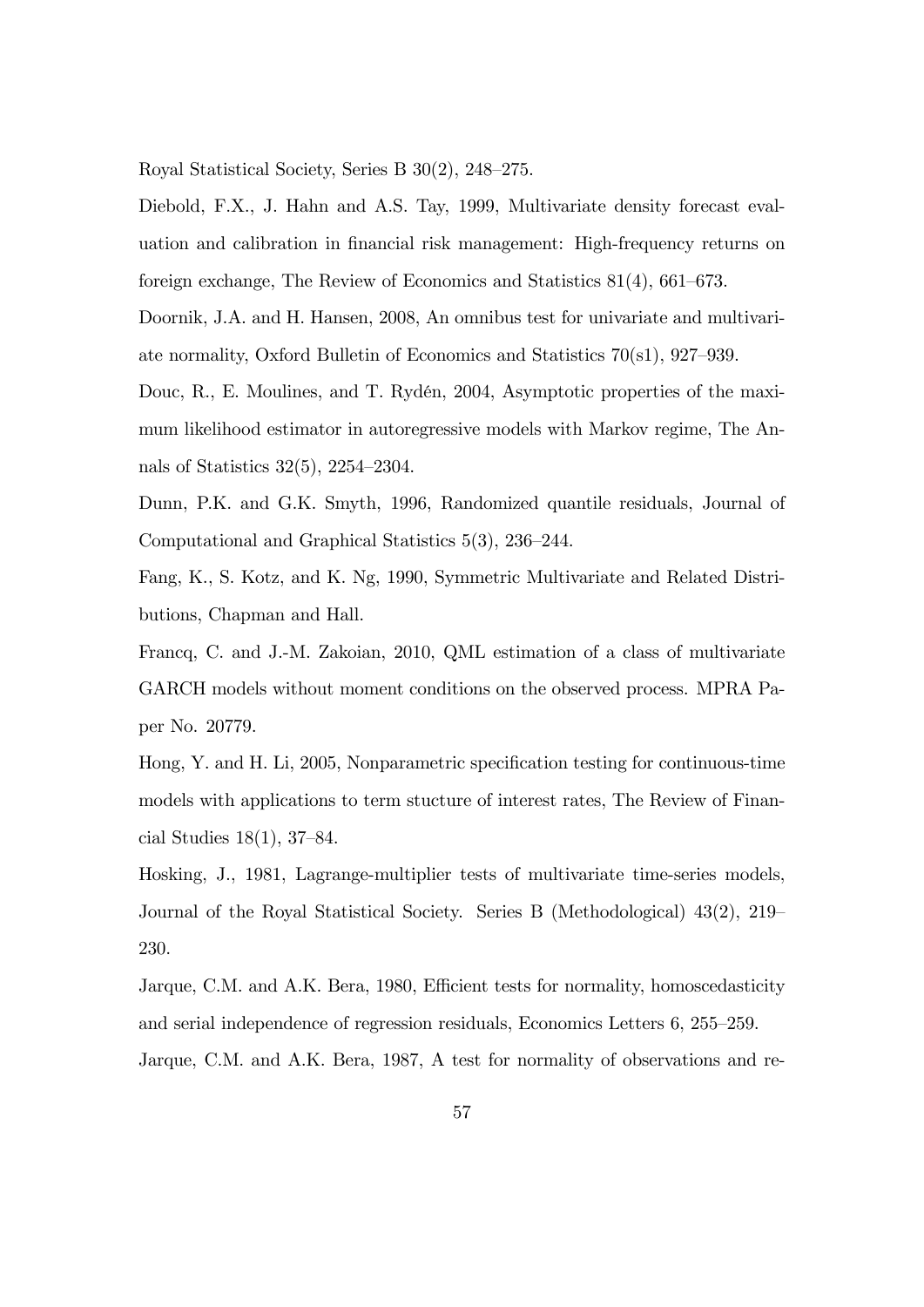Royal Statistical Society, Series B 30(2), 248–275.

Diebold, F.X., J. Hahn and A.S. Tay, 1999, Multivariate density forecast evaluation and calibration in financial risk management: High-frequency returns on foreign exchange, The Review of Economics and Statistics 81(4), 661–673.

Doornik, J.A. and H. Hansen, 2008, An omnibus test for univariate and multivariate normality, Oxford Bulletin of Economics and Statistics 70(s1), 927–939.

Douc, R., E. Moulines, and T. Rydén, 2004, Asymptotic properties of the maximum likelihood estimator in autoregressive models with Markov regime, The Annals of Statistics 32(5), 2254–2304.

Dunn, P.K. and G.K. Smyth, 1996, Randomized quantile residuals, Journal of Computational and Graphical Statistics 5(3), 236–244.

Fang, K., S. Kotz, and K. Ng, 1990, Symmetric Multivariate and Related Distributions, Chapman and Hall.

Francq, C. and J.-M. Zakoian, 2010, QML estimation of a class of multivariate GARCH models without moment conditions on the observed process. MPRA Paper No. 20779.

Hong, Y. and H. Li, 2005, Nonparametric specification testing for continuous-time models with applications to term stucture of interest rates, The Review of Financial Studies 18(1), 37–84.

Hosking, J., 1981, Lagrange-multiplier tests of multivariate time-series models, Journal of the Royal Statistical Society. Series B (Methodological) 43(2), 219–230.

Jarque, C.M. and A.K. Bera, 1980, Efficient tests for normality, homoscedasticity and serial independence of regression residuals, Economics Letters 6, 255–259.

Jarque, C.M. and A.K. Bera, 1987, A test for normality of observations and re-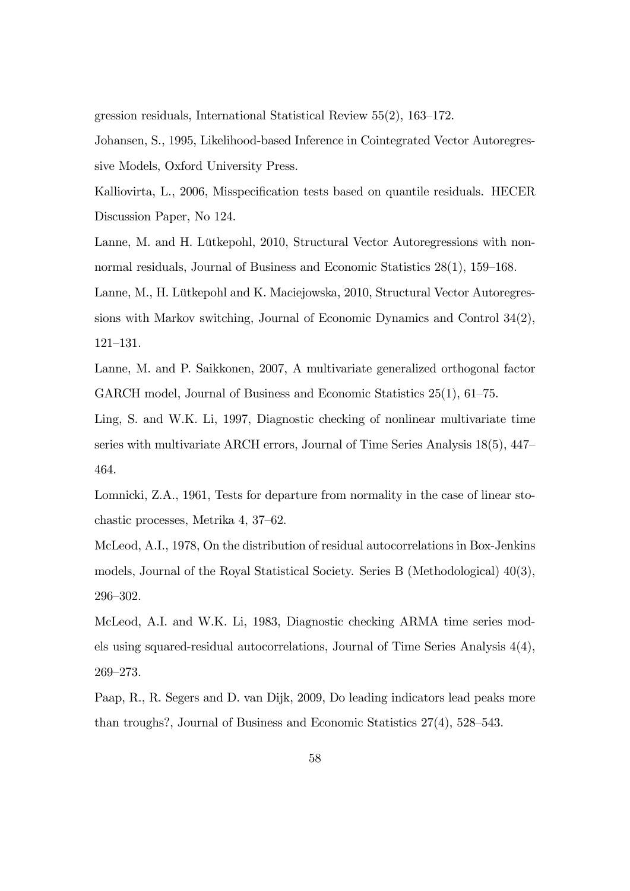gression residuals, International Statistical Review 55(2), 163–172.

Johansen, S., 1995, Likelihood-based Inference in Cointegrated Vector Autoregressive Models, Oxford University Press.

Kalliovirta, L., 2006, Misspecification tests based on quantile residuals. HECER Discussion Paper, No 124.

Lanne, M. and H. Lütkepohl, 2010, Structural Vector Autoregressions with nonnormal residuals, Journal of Business and Economic Statistics 28(1), 159–168.

Lanne, M., H. Lütkepohl and K. Maciejowska, 2010, Structural Vector Autoregressions with Markov switching, Journal of Economic Dynamics and Control 34(2), 121–131.

Lanne, M. and P. Saikkonen, 2007, A multivariate generalized orthogonal factor GARCH model, Journal of Business and Economic Statistics 25(1), 61–75.

Ling, S. and W.K. Li, 1997, Diagnostic checking of nonlinear multivariate time series with multivariate ARCH errors, Journal of Time Series Analysis 18(5), 447–464.

Lomnicki, Z.A., 1961, Tests for departure from normality in the case of linear stochastic processes, Metrika 4, 37–62.

McLeod, A.I., 1978, On the distribution of residual autocorrelations in Box-Jenkins models, Journal of the Royal Statistical Society. Series B (Methodological) 40(3), 296–302.

McLeod, A.I. and W.K. Li, 1983, Diagnostic checking ARMA time series models using squared-residual autocorrelations, Journal of Time Series Analysis 4(4), 269–273.

Paap, R., R. Segers and D. van Dijk, 2009, Do leading indicators lead peaks more than troughs?, Journal of Business and Economic Statistics 27(4), 528–543.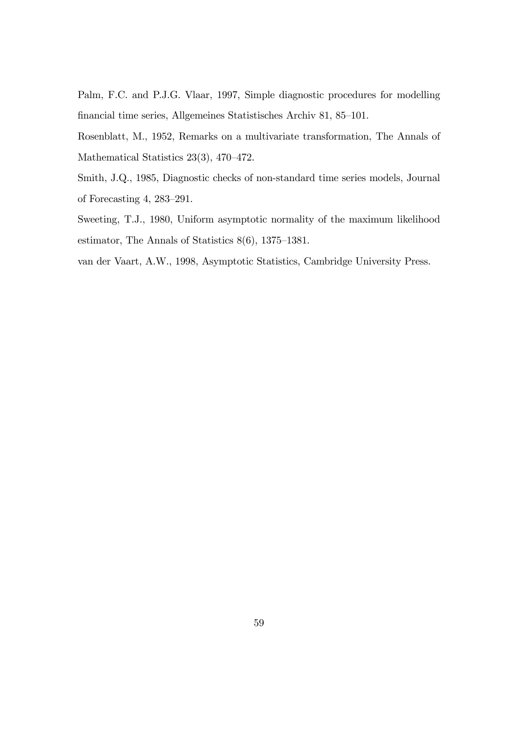Palm, F.C. and P.J.G. Vlaar, 1997, Simple diagnostic procedures for modelling financial time series, Allgemeines Statistisches Archiv 81, 85–101.

Rosenblatt, M., 1952, Remarks on a multivariate transformation, The Annals of Mathematical Statistics 23(3), 470–472.

Smith, J.Q., 1985, Diagnostic checks of non-standard time series models, Journal of Forecasting 4, 283–291.

Sweeting, T.J., 1980, Uniform asymptotic normality of the maximum likelihood estimator, The Annals of Statistics 8(6), 1375–1381.

van der Vaart, A.W., 1998, Asymptotic Statistics, Cambridge University Press.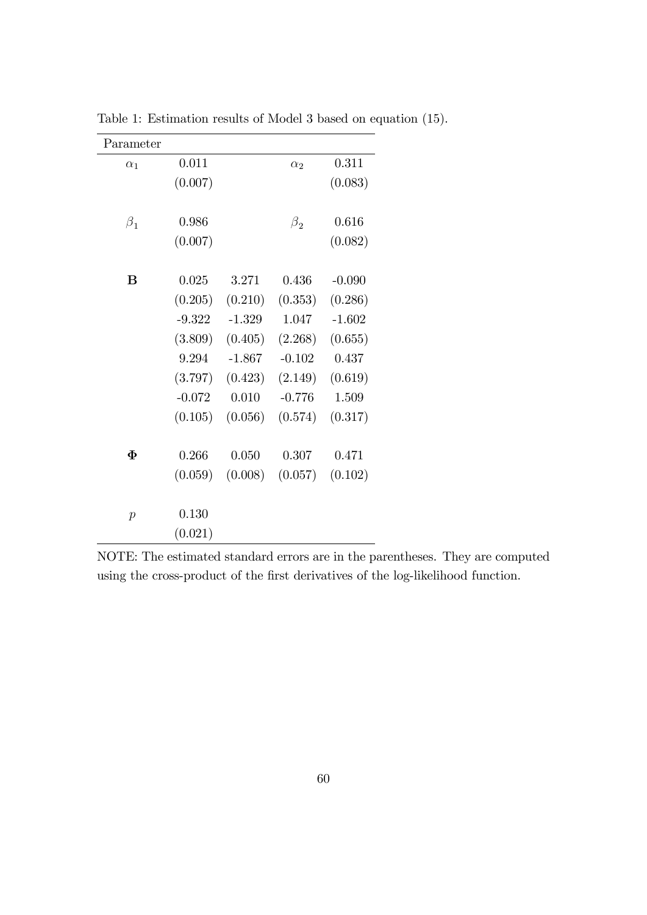Table 1: Estimation results of Model 3 based on equation (15).

| Parameter | | | | |
|---|---|---|---|---|
| $\alpha_1$ | 0.011 | | $\alpha_2$ | 0.311 |
| | (0.007) | | | (0.083) |
| $\beta_1$ | 0.986 | | $\beta_2$ | 0.616 |
| | (0.007) | | | (0.082) |
| $\mathbf{B}$ | 0.025 | 3.271 | 0.436 | -0.090 |
| | (0.205) | (0.210) | (0.353) | (0.286) |
| | -9.322 | -1.329 | 1.047 | -1.602 |
| | (3.809) | (0.405) | (2.268) | (0.655) |
| | 9.294 | -1.867 | -0.102 | 0.437 |
| | (3.797) | (0.423) | (2.149) | (0.619) |
| | -0.072 | 0.010 | -0.776 | 1.509 |
| | (0.105) | (0.056) | (0.574) | (0.317) |
| $\mathbf{\Phi}$ | 0.266 | 0.050 | 0.307 | 0.471 |
| | (0.059) | (0.008) | (0.057) | (0.102) |
| $p$ | 0.130 | | | |
| | (0.021) | | | |

NOTE: The estimated standard errors are in the parentheses. They are computed using the cross-product of the first derivatives of the log-likelihood function.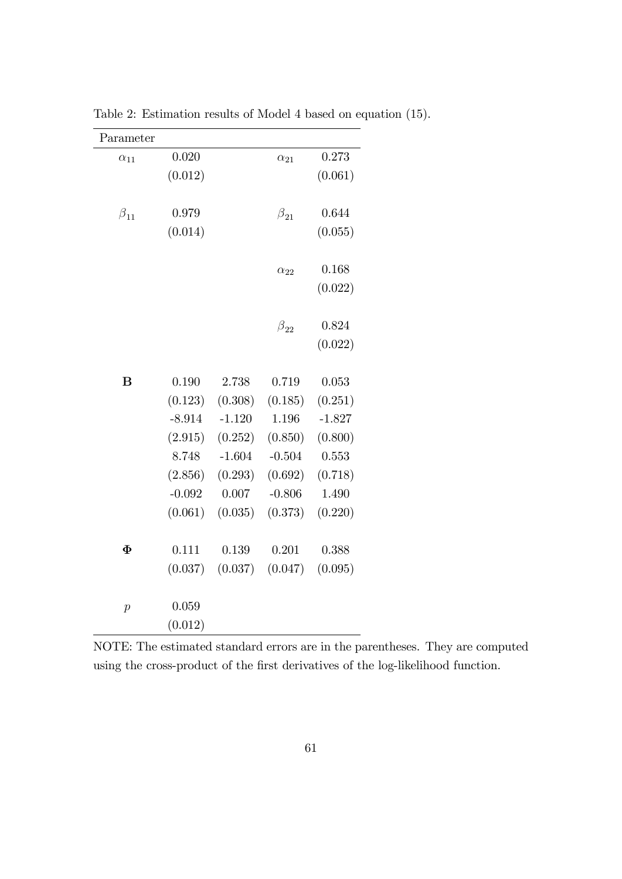Table 2: Estimation results of Model 4 based on equation (15).

| Parameter | | | | |
|---|---|---|---|---|
| $\alpha_{11}$ | 0.020 | | $\alpha_{21}$ | 0.273 |
| | (0.012) | | | (0.061) |
| $\beta_{11}$ | 0.979 | | $\beta_{21}$ | 0.644 |
| | (0.014) | | | (0.055) |
| | | | $\alpha_{22}$ | 0.168 |
| | | | | (0.022) |
| | | | $\beta_{22}$ | 0.824 |
| | | | | (0.022) |
| $\mathbf{B}$ | 0.190 | 2.738 | 0.719 | 0.053 |
| | (0.123) | (0.308) | (0.185) | (0.251) |
| | -8.914 | -1.120 | 1.196 | -1.827 |
| | (2.915) | (0.252) | (0.850) | (0.800) |
| | 8.748 | -1.604 | -0.504 | 0.553 |
| | (2.856) | (0.293) | (0.692) | (0.718) |
| | -0.092 | 0.007 | -0.806 | 1.490 |
| | (0.061) | (0.035) | (0.373) | (0.220) |
| $\mathbf{\Phi}$ | 0.111 | 0.139 | 0.201 | 0.388 |
| | (0.037) | (0.037) | (0.047) | (0.095) |
| $p$ | 0.059 | | | |
| | (0.012) | | | |

NOTE: The estimated standard errors are in the parentheses. They are computed using the cross-product of the first derivatives of the log-likelihood function.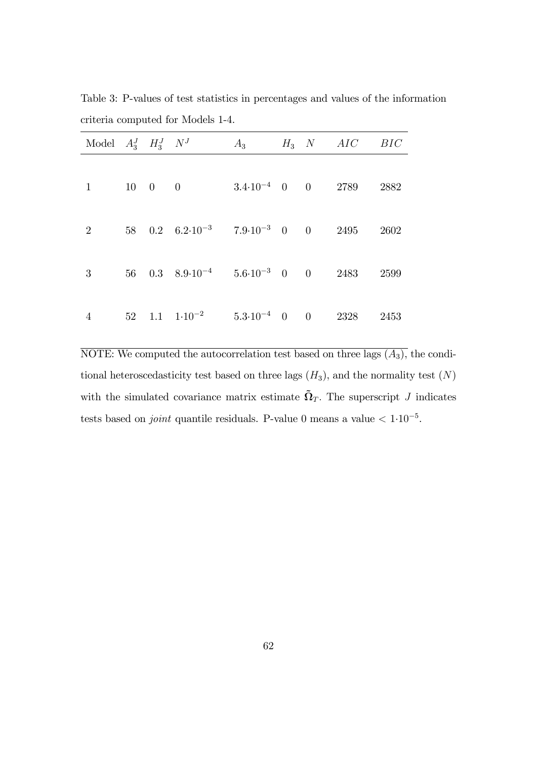Table 3: P-values of test statistics in percentages and values of the information criteria computed for Models 1-4.

| Model | $A_3^J$ | $H_3^J$ | $N^J$ | $A_3$ | $H_3$ | $N$ | $AIC$ | $BIC$ |
|---|---|---|---|---|---|---|---|---|
| 1 | 10 | 0 | 0 | $3.4{\cdot}10^{-4}$ | 0 | 0 | 2789 | 2882 |
| 2 | 58 | 0.2 | $6.2{\cdot}10^{-3}$ | $7.9{\cdot}10^{-3}$ | 0 | 0 | 2495 | 2602 |
| 3 | 56 | 0.3 | $8.9{\cdot}10^{-4}$ | $5.6{\cdot}10^{-3}$ | 0 | 0 | 2483 | 2599 |
| 4 | 52 | 1.1 | $1{\cdot}10^{-2}$ | $5.3{\cdot}10^{-4}$ | 0 | 0 | 2328 | 2453 |

NOTE: We computed the autocorrelation test based on three lags ($A_3$), the conditional heteroscedasticity test based on three lags ($H_3$), and the normality test ($N$) with the simulated covariance matrix estimate $\tilde{\mathbf{\Omega}}_T$. The superscript $J$ indicates tests based on *joint* quantile residuals. P-value 0 means a value $< 1{\cdot}10^{-5}$.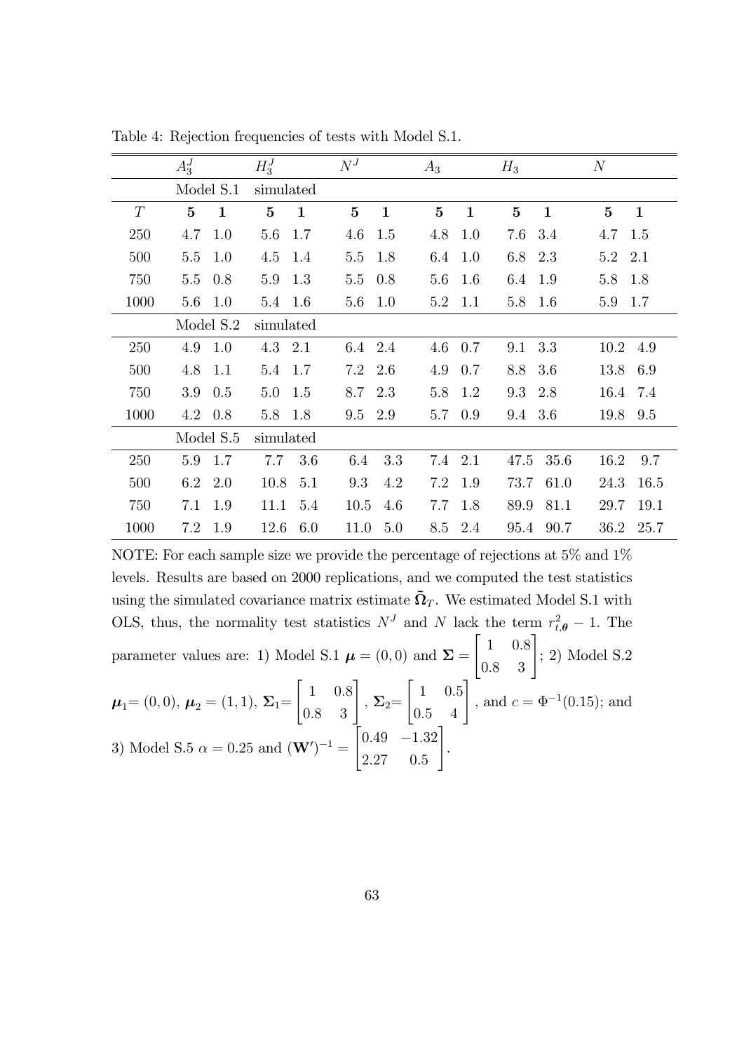Table 4: Rejection frequencies of tests with Model S.1.

| | $A_3^J$ | | $H_3^J$ | | $N^J$ | | $A_3$ | | $H_3$ | | $N$ | |
|---|---|---|---|---|---|---|---|---|---|---|---|---|
| | Model S.1 | | simulated | | | | | | | | | |
| $T$ | **5** | **1** | **5** | **1** | **5** | **1** | **5** | **1** | **5** | **1** | **5** | **1** |
| 250 | 4.7 | 1.0 | 5.6 | 1.7 | 4.6 | 1.5 | 4.8 | 1.0 | 7.6 | 3.4 | 4.7 | 1.5 |
| 500 | 5.5 | 1.0 | 4.5 | 1.4 | 5.5 | 1.8 | 6.4 | 1.0 | 6.8 | 2.3 | 5.2 | 2.1 |
| 750 | 5.5 | 0.8 | 5.9 | 1.3 | 5.5 | 0.8 | 5.6 | 1.6 | 6.4 | 1.9 | 5.8 | 1.8 |
| 1000 | 5.6 | 1.0 | 5.4 | 1.6 | 5.6 | 1.0 | 5.2 | 1.1 | 5.8 | 1.6 | 5.9 | 1.7 |
| | Model S.2 | | simulated | | | | | | | | | |
| 250 | 4.9 | 1.0 | 4.3 | 2.1 | 6.4 | 2.4 | 4.6 | 0.7 | 9.1 | 3.3 | 10.2 | 4.9 |
| 500 | 4.8 | 1.1 | 5.4 | 1.7 | 7.2 | 2.6 | 4.9 | 0.7 | 8.8 | 3.6 | 13.8 | 6.9 |
| 750 | 3.9 | 0.5 | 5.0 | 1.5 | 8.7 | 2.3 | 5.8 | 1.2 | 9.3 | 2.8 | 16.4 | 7.4 |
| 1000 | 4.2 | 0.8 | 5.8 | 1.8 | 9.5 | 2.9 | 5.7 | 0.9 | 9.4 | 3.6 | 19.8 | 9.5 |
| | Model S.5 | | simulated | | | | | | | | | |
| 250 | 5.9 | 1.7 | 7.7 | 3.6 | 6.4 | 3.3 | 7.4 | 2.1 | 47.5 | 35.6 | 16.2 | 9.7 |
| 500 | 6.2 | 2.0 | 10.8 | 5.1 | 9.3 | 4.2 | 7.2 | 1.9 | 73.7 | 61.0 | 24.3 | 16.5 |
| 750 | 7.1 | 1.9 | 11.1 | 5.4 | 10.5 | 4.6 | 7.7 | 1.8 | 89.9 | 81.1 | 29.7 | 19.1 |
| 1000 | 7.2 | 1.9 | 12.6 | 6.0 | 11.0 | 5.0 | 8.5 | 2.4 | 95.4 | 90.7 | 36.2 | 25.7 |

NOTE: For each sample size we provide the percentage of rejections at 5% and 1% levels. Results are based on 2000 replications, and we computed the test statistics using the simulated covariance matrix estimate $\tilde{\boldsymbol{\Omega}}_T$. We estimated Model S.1 with OLS, thus, the normality test statistics $N^J$ and $N$ lack the term $r_{t,\boldsymbol{\theta}}^2 - 1$. The parameter values are: 1) Model S.1 $\boldsymbol{\mu} = (0,0)$ and $\boldsymbol{\Sigma} = \begin{bmatrix} 1 & 0.8 \\ 0.8 & 3 \end{bmatrix}$; 2) Model S.2 $\boldsymbol{\mu}_1 = (0,0)$, $\boldsymbol{\mu}_2 = (1,1)$, $\boldsymbol{\Sigma}_1 = \begin{bmatrix} 1 & 0.8 \\ 0.8 & 3 \end{bmatrix}$, $\boldsymbol{\Sigma}_2 = \begin{bmatrix} 1 & 0.5 \\ 0.5 & 4 \end{bmatrix}$, and $c = \Phi^{-1}(0.15)$; and 3) Model S.5 $\alpha = 0.25$ and $(\mathbf{W}')^{-1} = \begin{bmatrix} 0.49 & -1.32 \\ 2.27 & 0.5 \end{bmatrix}$.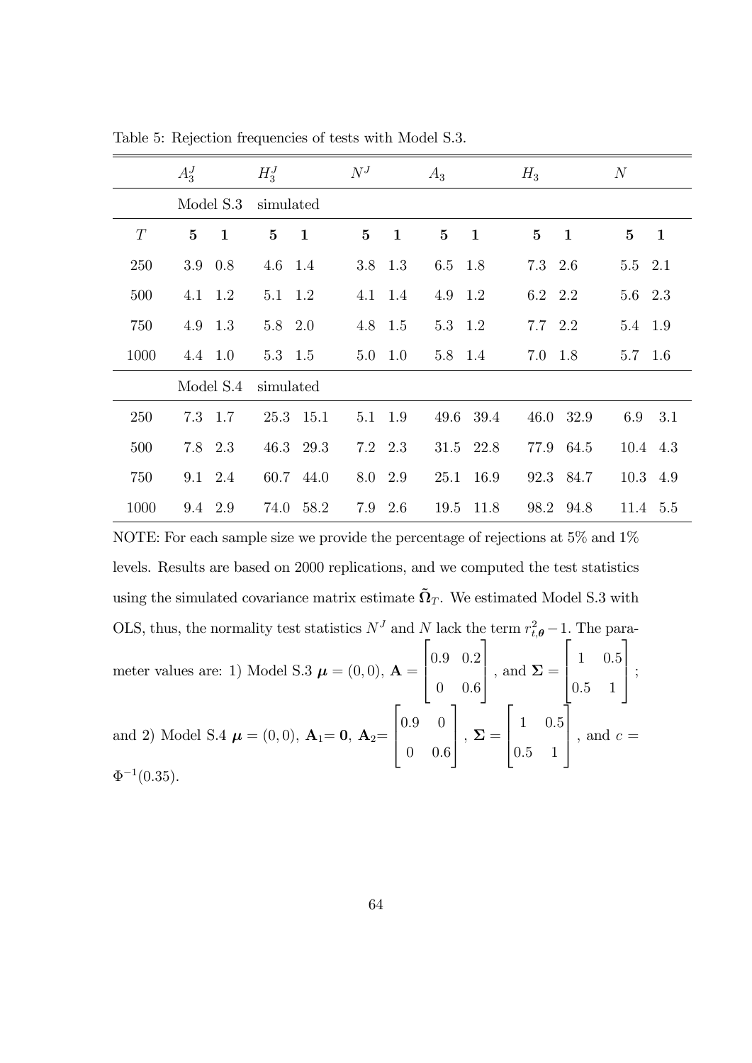Table 5: Rejection frequencies of tests with Model S.3.

| | $A_3^J$ | | $H_3^J$ | | $N^J$ | | $A_3$ | | $H_3$ | | $N$ | |
|---|---|---|---|---|---|---|---|---|---|---|---|---|
| | Model S.3 | | simulated | | | | | | | | | |
| $T$ | **5** | **1** | **5** | **1** | **5** | **1** | **5** | **1** | **5** | **1** | **5** | **1** |
| 250 | 3.9 | 0.8 | 4.6 | 1.4 | 3.8 | 1.3 | 6.5 | 1.8 | 7.3 | 2.6 | 5.5 | 2.1 |
| 500 | 4.1 | 1.2 | 5.1 | 1.2 | 4.1 | 1.4 | 4.9 | 1.2 | 6.2 | 2.2 | 5.6 | 2.3 |
| 750 | 4.9 | 1.3 | 5.8 | 2.0 | 4.8 | 1.5 | 5.3 | 1.2 | 7.7 | 2.2 | 5.4 | 1.9 |
| 1000 | 4.4 | 1.0 | 5.3 | 1.5 | 5.0 | 1.0 | 5.8 | 1.4 | 7.0 | 1.8 | 5.7 | 1.6 |
| | Model S.4 | | simulated | | | | | | | | | |
| 250 | 7.3 | 1.7 | 25.3 | 15.1 | 5.1 | 1.9 | 49.6 | 39.4 | 46.0 | 32.9 | 6.9 | 3.1 |
| 500 | 7.8 | 2.3 | 46.3 | 29.3 | 7.2 | 2.3 | 31.5 | 22.8 | 77.9 | 64.5 | 10.4 | 4.3 |
| 750 | 9.1 | 2.4 | 60.7 | 44.0 | 8.0 | 2.9 | 25.1 | 16.9 | 92.3 | 84.7 | 10.3 | 4.9 |
| 1000 | 9.4 | 2.9 | 74.0 | 58.2 | 7.9 | 2.6 | 19.5 | 11.8 | 98.2 | 94.8 | 11.4 | 5.5 |

NOTE: For each sample size we provide the percentage of rejections at 5% and 1% levels. Results are based on 2000 replications, and we computed the test statistics using the simulated covariance matrix estimate $\tilde{\mathbf{\Omega}}_T$. We estimated Model S.3 with OLS, thus, the normality test statistics $N^J$ and $N$ lack the term $r_{t,\boldsymbol{\theta}}^2 - 1$. The parameter values are: 1) Model S.3 $\boldsymbol{\mu} = (0,0)$, $\mathbf{A} = \begin{bmatrix} 0.9 & 0.2 \\ 0 & 0.6 \end{bmatrix}$, and $\mathbf{\Sigma} = \begin{bmatrix} 1 & 0.5 \\ 0.5 & 1 \end{bmatrix}$; and 2) Model S.4 $\boldsymbol{\mu} = (0,0)$, $\mathbf{A}_1 = \mathbf{0}$, $\mathbf{A}_2 = \begin{bmatrix} 0.9 & 0 \\ 0 & 0.6 \end{bmatrix}$, $\mathbf{\Sigma} = \begin{bmatrix} 1 & 0.5 \\ 0.5 & 1 \end{bmatrix}$, and $c = \Phi^{-1}(0.35)$.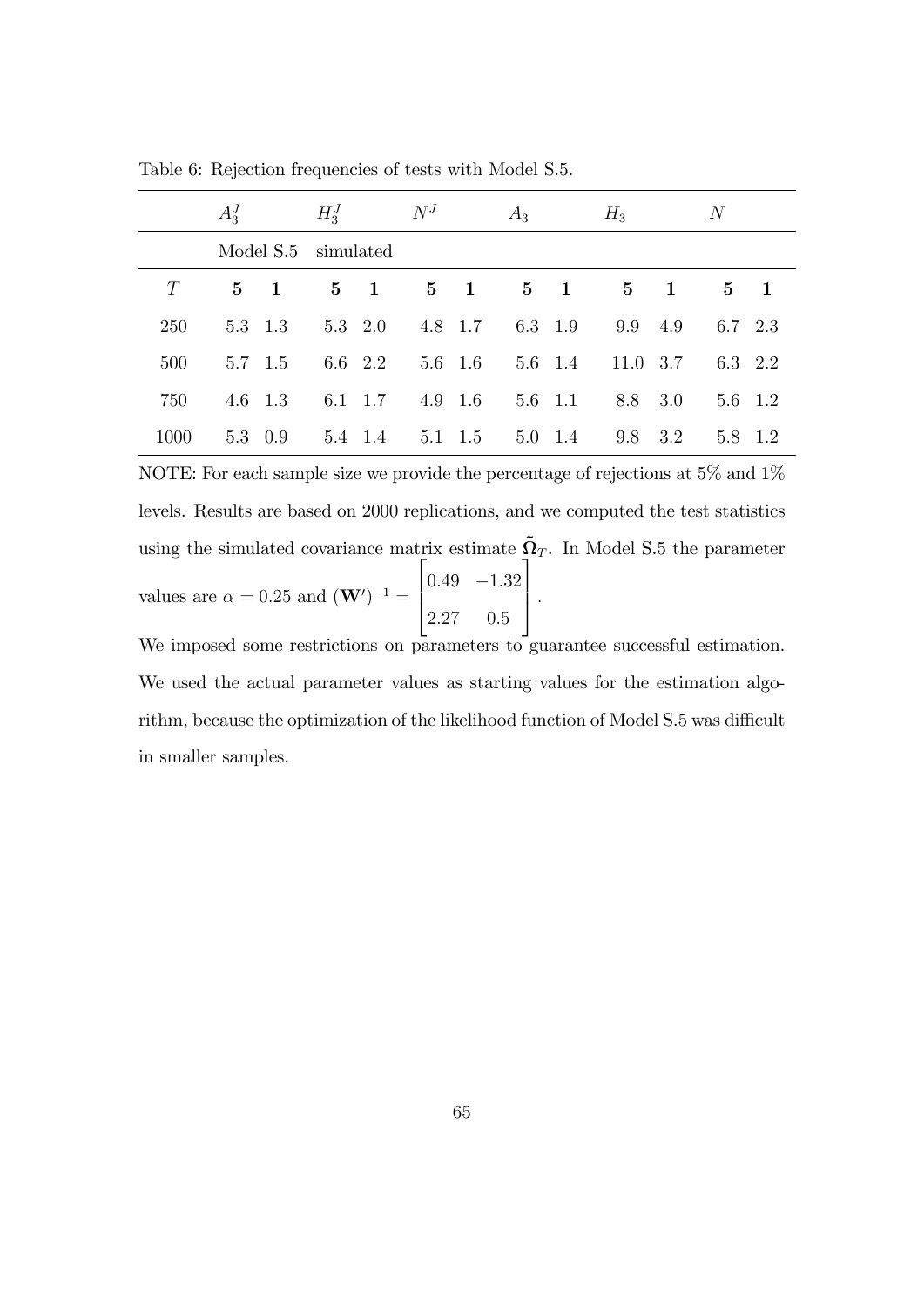Table 6: Rejection frequencies of tests with Model S.5.

| | $A_3^J$ | | $H_3^J$ | | $N^J$ | | $A_3$ | | $H_3$ | | $N$ | |
|---|---|---|---|---|---|---|---|---|---|---|---|---|
| | Model S.5 | | simulated | | | | | | | | | |
| $T$ | **5** | **1** | **5** | **1** | **5** | **1** | **5** | **1** | **5** | **1** | **5** | **1** |
| 250 | 5.3 | 1.3 | 5.3 | 2.0 | 4.8 | 1.7 | 6.3 | 1.9 | 9.9 | 4.9 | 6.7 | 2.3 |
| 500 | 5.7 | 1.5 | 6.6 | 2.2 | 5.6 | 1.6 | 5.6 | 1.4 | 11.0 | 3.7 | 6.3 | 2.2 |
| 750 | 4.6 | 1.3 | 6.1 | 1.7 | 4.9 | 1.6 | 5.6 | 1.1 | 8.8 | 3.0 | 5.6 | 1.2 |
| 1000 | 5.3 | 0.9 | 5.4 | 1.4 | 5.1 | 1.5 | 5.0 | 1.4 | 9.8 | 3.2 | 5.8 | 1.2 |

NOTE: For each sample size we provide the percentage of rejections at 5% and 1% levels. Results are based on 2000 replications, and we computed the test statistics using the simulated covariance matrix estimate $\tilde{\mathbf{\Omega}}_T$. In Model S.5 the parameter values are $\alpha = 0.25$ and $(\mathbf{W}')^{-1} = \begin{bmatrix} 0.49 & -1.32 \\ 2.27 & 0.5 \end{bmatrix}$.

We imposed some restrictions on parameters to guarantee successful estimation. We used the actual parameter values as starting values for the estimation algorithm, because the optimization of the likelihood function of Model S.5 was difficult in smaller samples.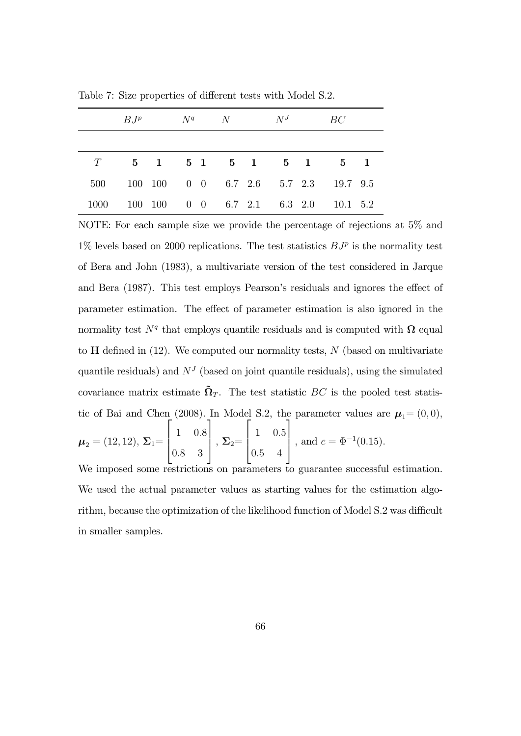Table 7: Size properties of different tests with Model S.2.

| | $BJ^p$ | | $N^q$ | | $N$ | | $N^J$ | | $BC$ | |
|---|---|---|---|---|---|---|---|---|---|---|
| $T$ | **5** | **1** | **5** | **1** | **5** | **1** | **5** | **1** | **5** | **1** |
| 500 | 100 | 100 | 0 | 0 | 6.7 | 2.6 | 5.7 | 2.3 | 19.7 | 9.5 |
| 1000 | 100 | 100 | 0 | 0 | 6.7 | 2.1 | 6.3 | 2.0 | 10.1 | 5.2 |

NOTE: For each sample size we provide the percentage of rejections at 5% and 1% levels based on 2000 replications. The test statistics $BJ^p$ is the normality test of Bera and John (1983), a multivariate version of the test considered in Jarque and Bera (1987). This test employs Pearson's residuals and ignores the effect of parameter estimation. The effect of parameter estimation is also ignored in the normality test $N^q$ that employs quantile residuals and is computed with $\mathbf{\Omega}$ equal to $\mathbf{H}$ defined in (12). We computed our normality tests, $N$ (based on multivariate quantile residuals) and $N^J$ (based on joint quantile residuals), using the simulated covariance matrix estimate $\tilde{\mathbf{\Omega}}_T$. The test statistic $BC$ is the pooled test statistic of Bai and Chen (2008). In Model S.2, the parameter values are $\boldsymbol{\mu}_1 = (0, 0)$, $\boldsymbol{\mu}_2 = (12, 12)$, $\mathbf{\Sigma}_1 = \begin{bmatrix} 1 & 0.8 \\ 0.8 & 3 \end{bmatrix}$, $\mathbf{\Sigma}_2 = \begin{bmatrix} 1 & 0.5 \\ 0.5 & 4 \end{bmatrix}$, and $c = \Phi^{-1}(0.15)$.
We imposed some restrictions on parameters to guarantee successful estimation. We used the actual parameter values as starting values for the estimation algorithm, because the optimization of the likelihood function of Model S.2 was difficult in smaller samples.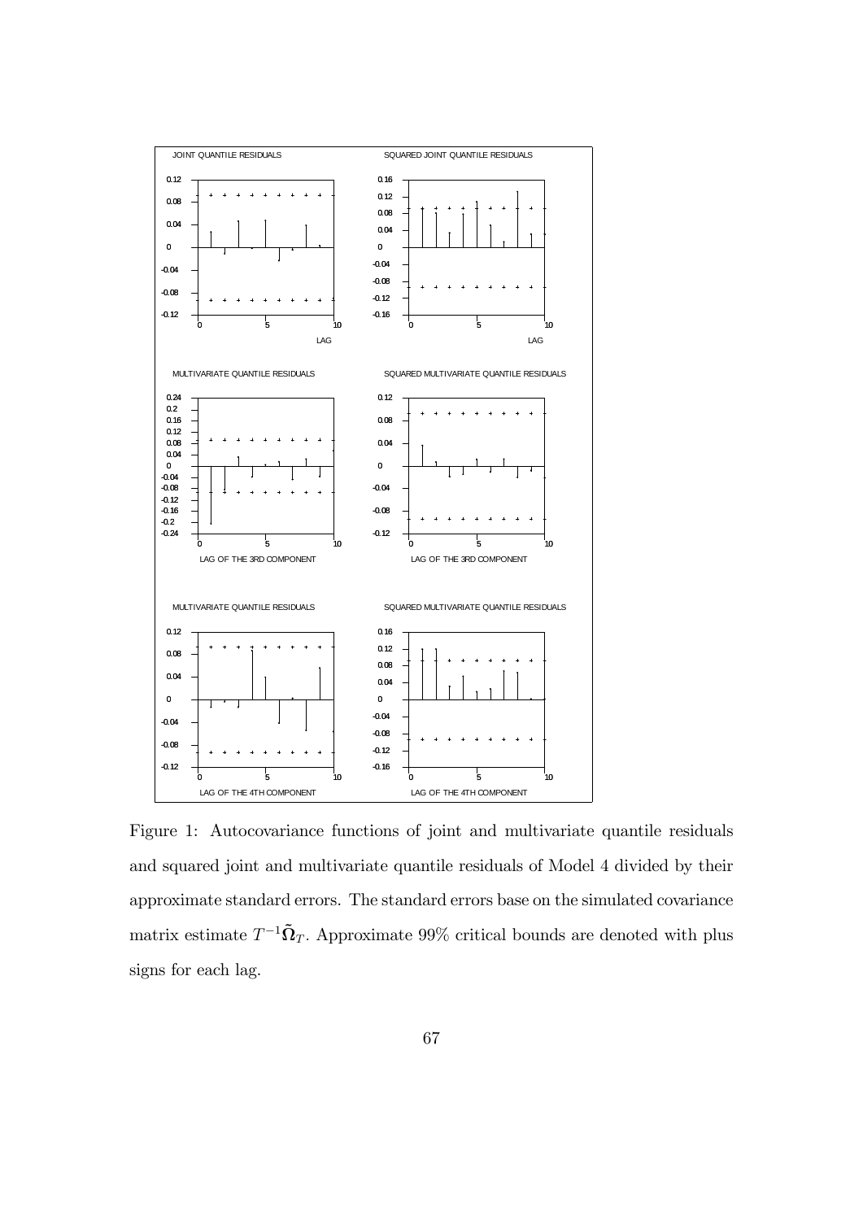Figure 1: Autocovariance functions of joint and multivariate quantile residuals and squared joint and multivariate quantile residuals of Model 4 divided by their approximate standard errors. The standard errors base on the simulated covariance matrix estimate $T^{-1}\tilde{\mathbf{\Omega}}_T$. Approximate 99% critical bounds are denoted with plus signs for each lag.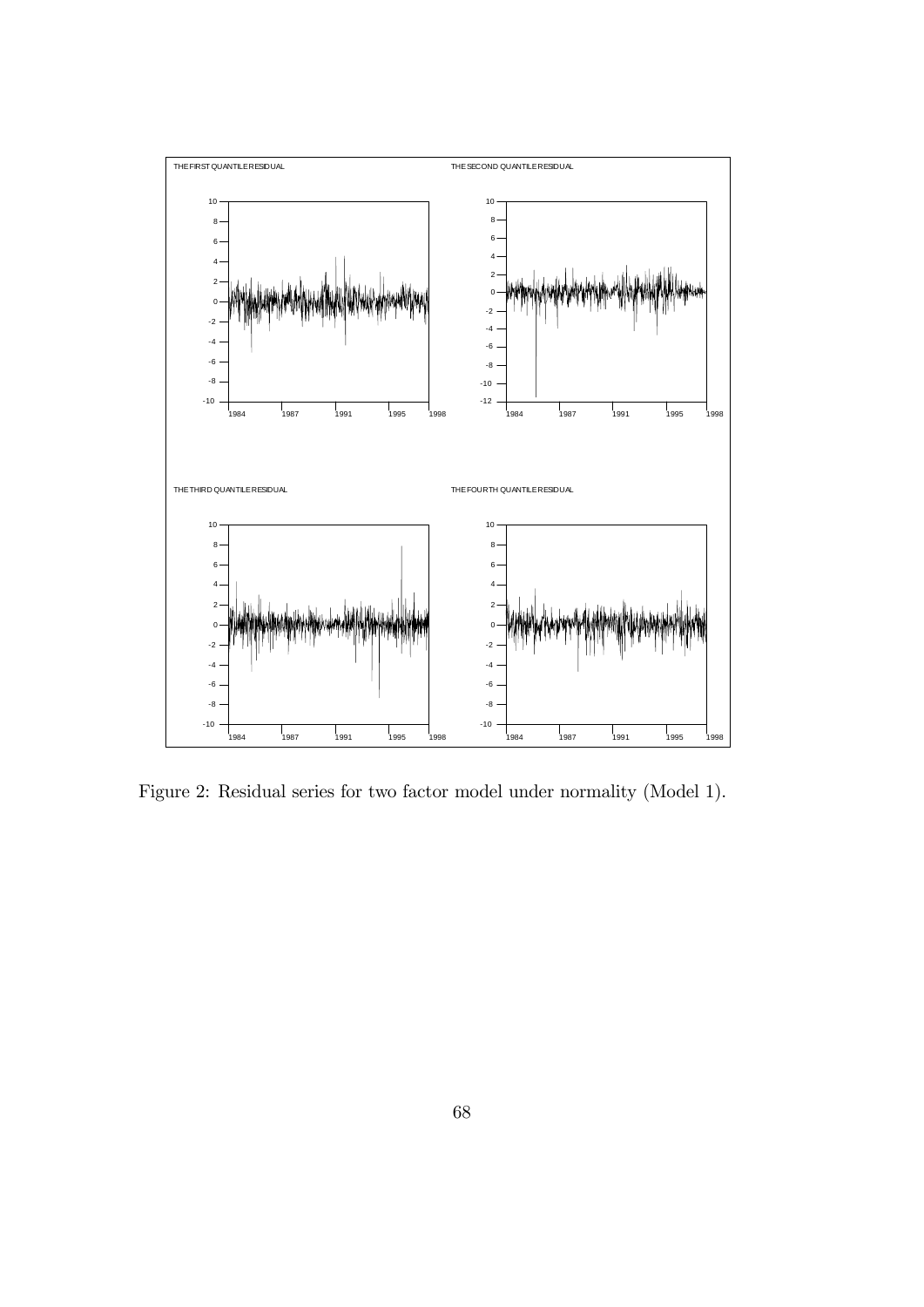Figure 2: Residual series for two factor model under normality (Model 1).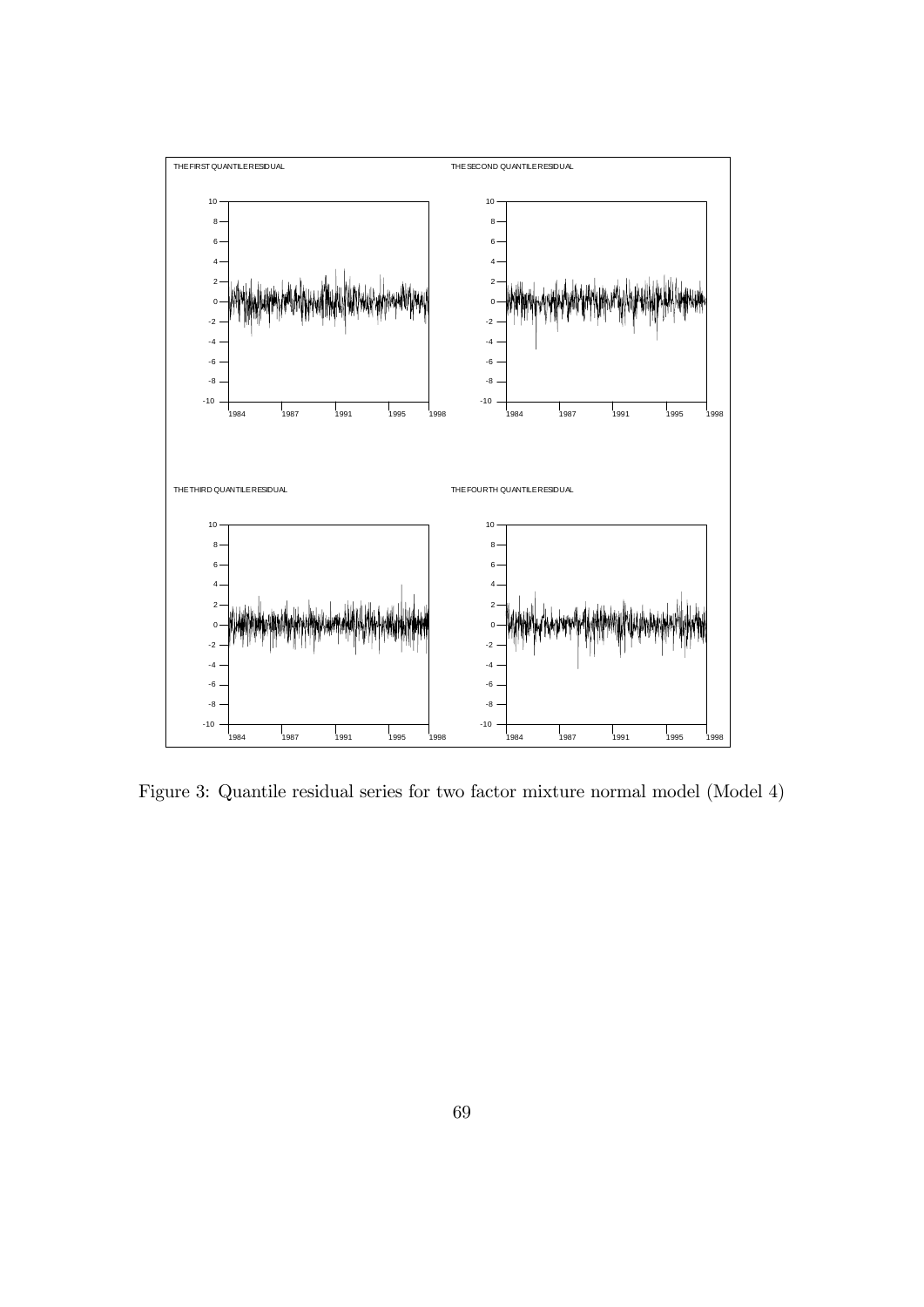THE FIRST QUANTILE RESIDUAL

10
8
6
4
2
0
-2
-4
-6
-8
-10

1984 1987 1991 1995 1998

THE SECOND QUANTILE RESIDUAL

10
8
6
4
2
0
-2
-4
-6
-8
-10

1984 1987 1991 1995 1998

THE THIRD QUANTILE RESIDUAL

10
8
6
4
2
0
-2
-4
-6
-8
-10

1984 1987 1991 1995 1998

THE FOURTH QUANTILE RESIDUAL

10
8
6
4
2
0
-2
-4
-6
-8
-10

1984 1987 1991 1995 1998

Figure 3: Quantile residual series for two factor mixture normal model (Model 4)